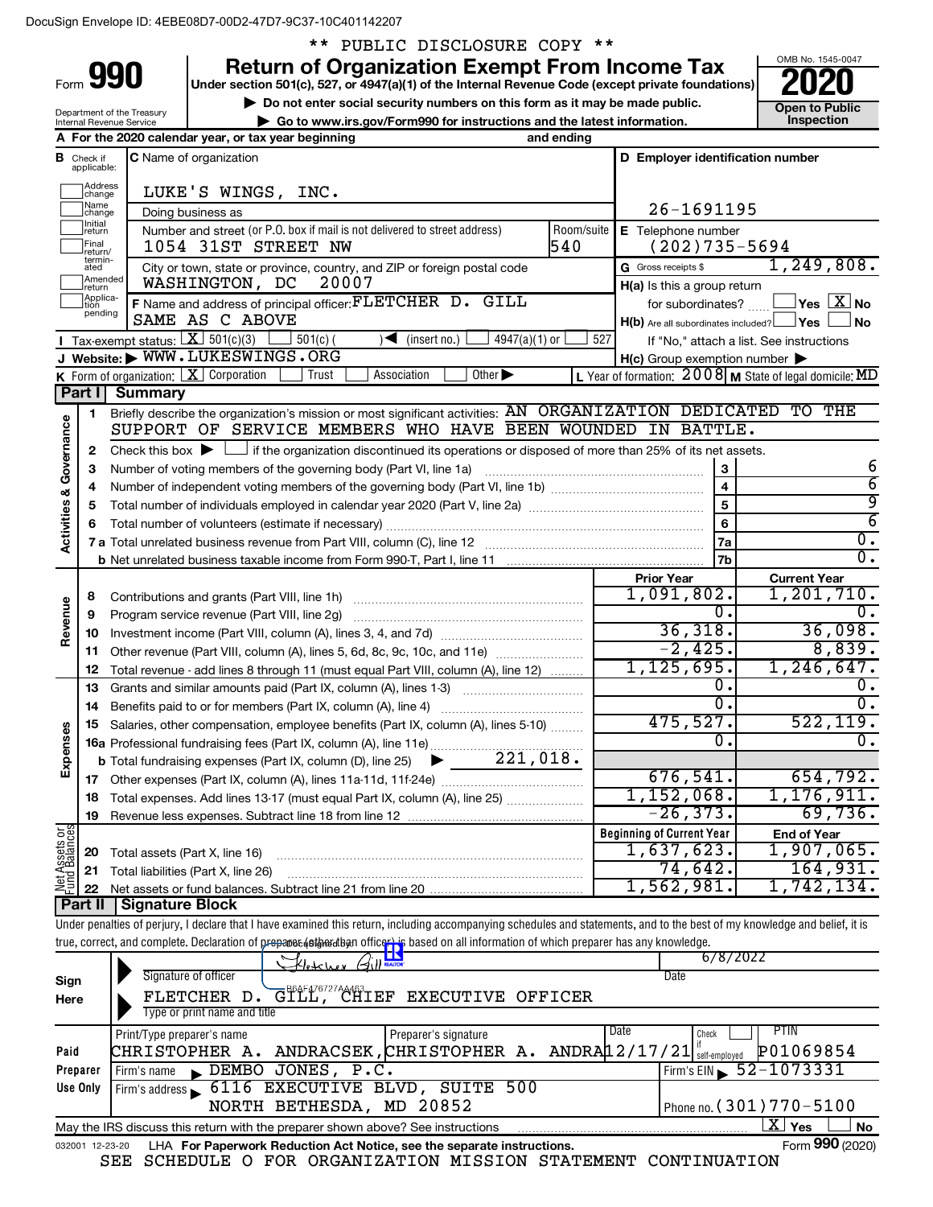DocuSign Envelope ID: 4EBE08D7-00D2-47D7-9C37-10C401142207

\*\* PUBLIC DISCLOSURE COPY \*\*

Form **990**

# Return of Organization Exempt From Income Tax

Under section 501(c), 527, or 4947(a)(1) of the Internal Revenue Code (except private foundations)

▶ Do not enter social security numbers on this form as it may be made public.

▶ Go to www.irs.gov/Form990 for instructions and the latest information.

Department of the Treasury
Internal Revenue Service

OMB No. 1545-0047

**2020**

**Open to Public Inspection**

**A** For the 2020 calendar year, or tax year beginning and ending

**B** Check if applicable: Address change, Name change, Initial return, Final return/terminated, Amended return, Application pending

**C** Name of organization: LUKE'S WINGS, INC.

Doing business as

Number and street (or P.O. box if mail is not delivered to street address): 1054 31ST STREET NW — Room/suite: 540

City or town, state or province, country, and ZIP or foreign postal code: WASHINGTON, DC 20007

**D** Employer identification number: 26-1691195

**E** Telephone number: (202)735-5694

**G** Gross receipts $ 1,249,808.

**F** Name and address of principal officer: FLETCHER D. GILL, SAME AS C ABOVE

**H(a)** Is this a group return for subordinates? ☐ Yes ☒ No

**H(b)** Are all subordinates included? ☐ Yes ☐ No — If "No," attach a list. See instructions

**I** Tax-exempt status: ☒ 501(c)(3) ☐ 501(c) ( ) ◀ (insert no.) ☐ 4947(a)(1) or ☐ 527

**J** Website: ▶ WWW.LUKESWINGS.ORG

**H(c)** Group exemption number ▶

**K** Form of organization: ☒ Corporation ☐ Trust ☐ Association ☐ Other ▶

**L** Year of formation: 2008 **M** State of legal domicile: MD

## Part I Summary

**Activities & Governance**

1. Briefly describe the organization's mission or most significant activities: AN ORGANIZATION DEDICATED TO THE SUPPORT OF SERVICE MEMBERS WHO HAVE BEEN WOUNDED IN BATTLE.
2. Check this box ▶ ☐ if the organization discontinued its operations or disposed of more than 25% of its net assets.

| Line | Description | | Value |
|---|---|---|---|
| 3 | Number of voting members of the governing body (Part VI, line 1a) | 3 | 6 |
| 4 | Number of independent voting members of the governing body (Part VI, line 1b) | 4 | 6 |
| 5 | Total number of individuals employed in calendar year 2020 (Part V, line 2a) | 5 | 9 |
| 6 | Total number of volunteers (estimate if necessary) | 6 | 6 |
| 7a | Total unrelated business revenue from Part VIII, column (C), line 12 | 7a | 0. |
| 7b | Net unrelated business taxable income from Form 990-T, Part I, line 11 | 7b | 0. |

| Line | Description | Prior Year | Current Year |
|---|---|---|---|
| **Revenue** | | | |
| 8 | Contributions and grants (Part VIII, line 1h) | 1,091,802. | 1,201,710. |
| 9 | Program service revenue (Part VIII, line 2g) | 0. | 0. |
| 10 | Investment income (Part VIII, column (A), lines 3, 4, and 7d) | 36,318. | 36,098. |
| 11 | Other revenue (Part VIII, column (A), lines 5, 6d, 8c, 9c, 10c, and 11e) | -2,425. | 8,839. |
| 12 | Total revenue - add lines 8 through 11 (must equal Part VIII, column (A), line 12) | 1,125,695. | 1,246,647. |
| **Expenses** | | | |
| 13 | Grants and similar amounts paid (Part IX, column (A), lines 1-3) | 0. | 0. |
| 14 | Benefits paid to or for members (Part IX, column (A), line 4) | 0. | 0. |
| 15 | Salaries, other compensation, employee benefits (Part IX, column (A), lines 5-10) | 475,527. | 522,119. |
| 16a | Professional fundraising fees (Part IX, column (A), line 11e) | 0. | 0. |
| b | Total fundraising expenses (Part IX, column (D), line 25) ▶ 221,018. | | |
| 17 | Other expenses (Part IX, column (A), lines 11a-11d, 11f-24e) | 676,541. | 654,792. |
| 18 | Total expenses. Add lines 13-17 (must equal Part IX, column (A), line 25) | 1,152,068. | 1,176,911. |
| 19 | Revenue less expenses. Subtract line 18 from line 12 | -26,373. | 69,736. |

| Line | Net Assets or Fund Balances | Beginning of Current Year | End of Year |
|---|---|---|---|
| 20 | Total assets (Part X, line 16) | 1,637,623. | 1,907,065. |
| 21 | Total liabilities (Part X, line 26) | 74,642. | 164,931. |
| 22 | Net assets or fund balances. Subtract line 21 from line 20 | 1,562,981. | 1,742,134. |

## Part II Signature Block

Under penalties of perjury, I declare that I have examined this return, including accompanying schedules and statements, and to the best of my knowledge and belief, it is true, correct, and complete. Declaration of preparer (other than officer) is based on all information of which preparer has any knowledge.

**Sign Here**

Signature of officer: Fletcher Gill — Date: 6/8/2022

FLETCHER D. GILL, CHIEF EXECUTIVE OFFICER
Type or print name and title

**Paid Preparer Use Only**

| Print/Type preparer's name | Preparer's signature | Date | Check if self-employed | PTIN |
|---|---|---|---|---|
| CHRISTOPHER A. ANDRACSEK | CHRISTOPHER A. ANDRA | 12/17/21 | ☐ | P01069854 |

Firm's name ▶ DEMBO JONES, P.C. — Firm's EIN ▶ 52-1073331

Firm's address ▶ 6116 EXECUTIVE BLVD, SUITE 500, NORTH BETHESDA, MD 20852 — Phone no. (301)770-5100

May the IRS discuss this return with the preparer shown above? See instructions ☒ Yes ☐ No

032001 12-23-20 LHA For Paperwork Reduction Act Notice, see the separate instructions. Form **990** (2020)

SEE SCHEDULE O FOR ORGANIZATION MISSION STATEMENT CONTINUATION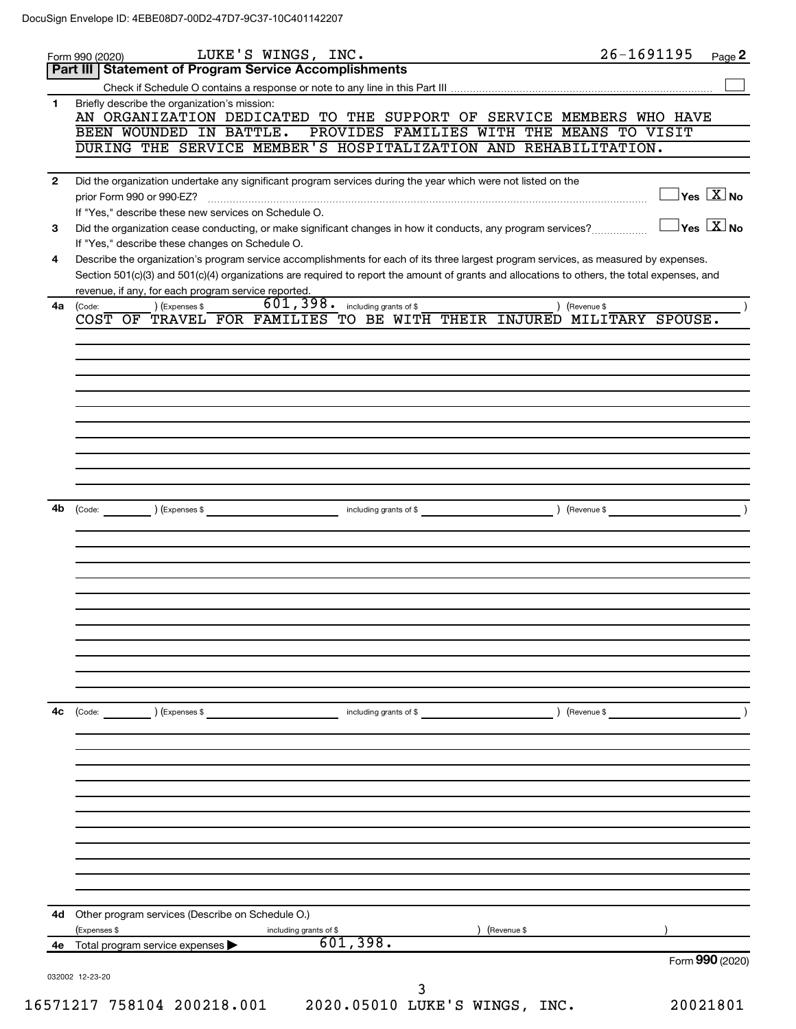Form 990 (2020) LUKE'S WINGS, INC. 26-1691195 Page **2**

## Part III | Statement of Program Service Accomplishments

Check if Schedule O contains a response or note to any line in this Part III .......... ☐

**1** Briefly describe the organization's mission:

AN ORGANIZATION DEDICATED TO THE SUPPORT OF SERVICE MEMBERS WHO HAVE BEEN WOUNDED IN BATTLE. PROVIDES FAMILIES WITH THE MEANS TO VISIT DURING THE SERVICE MEMBER'S HOSPITALIZATION AND REHABILITATION.

**2** Did the organization undertake any significant program services during the year which were not listed on the prior Form 990 or 990-EZ? .......... ☐ Yes ☒ No

If "Yes," describe these new services on Schedule O.

**3** Did the organization cease conducting, or make significant changes in how it conducts, any program services? .......... ☐ Yes ☒ No

If "Yes," describe these changes on Schedule O.

**4** Describe the organization's program service accomplishments for each of its three largest program services, as measured by expenses. Section 501(c)(3) and 501(c)(4) organizations are required to report the amount of grants and allocations to others, the total expenses, and revenue, if any, for each program service reported.

**4a** (Code: ) (Expenses $ 601,398. including grants of $ ) (Revenue $ )

COST OF TRAVEL FOR FAMILIES TO BE WITH THEIR INJURED MILITARY SPOUSE.

**4b** (Code: ) (Expenses $ including grants of $ ) (Revenue $ )

**4c** (Code: ) (Expenses $ including grants of $ ) (Revenue $ )

**4d** Other program services (Describe on Schedule O.)

(Expenses $ including grants of $ ) (Revenue $ )

**4e** Total program service expenses ▶ 601,398.

Form **990** (2020)

032002 12-23-20

16571217 758104 200218.001 2020.05010 LUKE'S WINGS, INC. 20021801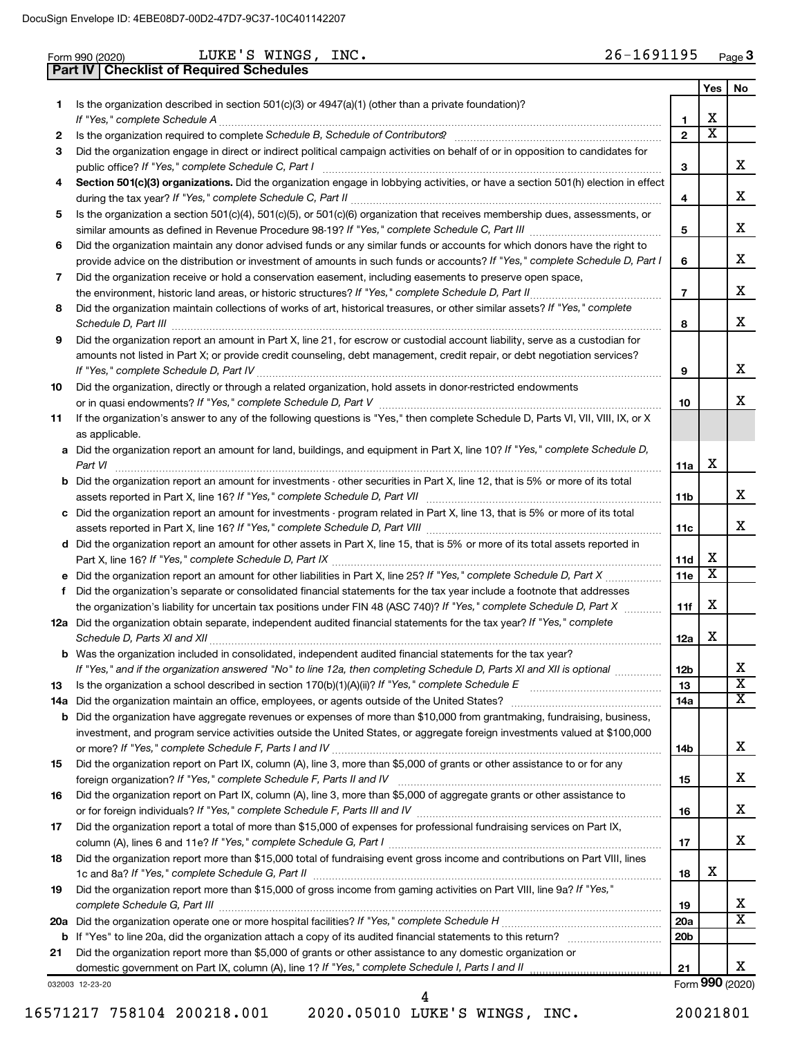Form 990 (2020) LUKE'S WINGS, INC. 26-1691195 Page **3**

## Part IV Checklist of Required Schedules

| | | | Yes | No |
|---|---|---|---|---|
| **1** | Is the organization described in section 501(c)(3) or 4947(a)(1) (other than a private foundation)? *If "Yes," complete Schedule A* | **1** | X | |
| **2** | Is the organization required to complete *Schedule B, Schedule of Contributors*? | **2** | X | |
| **3** | Did the organization engage in direct or indirect political campaign activities on behalf of or in opposition to candidates for public office? *If "Yes," complete Schedule C, Part I* | **3** | | X |
| **4** | **Section 501(c)(3) organizations.** Did the organization engage in lobbying activities, or have a section 501(h) election in effect during the tax year? *If "Yes," complete Schedule C, Part II* | **4** | | X |
| **5** | Is the organization a section 501(c)(4), 501(c)(5), or 501(c)(6) organization that receives membership dues, assessments, or similar amounts as defined in Revenue Procedure 98-19? *If "Yes," complete Schedule C, Part III* | **5** | | X |
| **6** | Did the organization maintain any donor advised funds or any similar funds or accounts for which donors have the right to provide advice on the distribution or investment of amounts in such funds or accounts? *If "Yes," complete Schedule D, Part I* | **6** | | X |
| **7** | Did the organization receive or hold a conservation easement, including easements to preserve open space, the environment, historic land areas, or historic structures? *If "Yes," complete Schedule D, Part II* | **7** | | X |
| **8** | Did the organization maintain collections of works of art, historical treasures, or other similar assets? *If "Yes," complete Schedule D, Part III* | **8** | | X |
| **9** | Did the organization report an amount in Part X, line 21, for escrow or custodial account liability, serve as a custodian for amounts not listed in Part X; or provide credit counseling, debt management, credit repair, or debt negotiation services? *If "Yes," complete Schedule D, Part IV* | **9** | | X |
| **10** | Did the organization, directly or through a related organization, hold assets in donor-restricted endowments or in quasi endowments? *If "Yes," complete Schedule D, Part V* | **10** | | X |
| **11** | If the organization's answer to any of the following questions is "Yes," then complete Schedule D, Parts VI, VII, VIII, IX, or X as applicable. | | | |
| **a** | Did the organization report an amount for land, buildings, and equipment in Part X, line 10? *If "Yes," complete Schedule D, Part VI* | **11a** | X | |
| **b** | Did the organization report an amount for investments - other securities in Part X, line 12, that is 5% or more of its total assets reported in Part X, line 16? *If "Yes," complete Schedule D, Part VII* | **11b** | | X |
| **c** | Did the organization report an amount for investments - program related in Part X, line 13, that is 5% or more of its total assets reported in Part X, line 16? *If "Yes," complete Schedule D, Part VIII* | **11c** | | X |
| **d** | Did the organization report an amount for other assets in Part X, line 15, that is 5% or more of its total assets reported in Part X, line 16? *If "Yes," complete Schedule D, Part IX* | **11d** | X | |
| **e** | Did the organization report an amount for other liabilities in Part X, line 25? *If "Yes," complete Schedule D, Part X* | **11e** | X | |
| **f** | Did the organization's separate or consolidated financial statements for the tax year include a footnote that addresses the organization's liability for uncertain tax positions under FIN 48 (ASC 740)? *If "Yes," complete Schedule D, Part X* | **11f** | X | |
| **12a** | Did the organization obtain separate, independent audited financial statements for the tax year? *If "Yes," complete Schedule D, Parts XI and XII* | **12a** | X | |
| **b** | Was the organization included in consolidated, independent audited financial statements for the tax year? *If "Yes," and if the organization answered "No" to line 12a, then completing Schedule D, Parts XI and XII is optional* | **12b** | | X |
| **13** | Is the organization a school described in section 170(b)(1)(A)(ii)? *If "Yes," complete Schedule E* | **13** | | X |
| **14a** | Did the organization maintain an office, employees, or agents outside of the United States? | **14a** | | X |
| **b** | Did the organization have aggregate revenues or expenses of more than $10,000 from grantmaking, fundraising, business, investment, and program service activities outside the United States, or aggregate foreign investments valued at $100,000 or more? *If "Yes," complete Schedule F, Parts I and IV* | **14b** | | X |
| **15** | Did the organization report on Part IX, column (A), line 3, more than $5,000 of grants or other assistance to or for any foreign organization? *If "Yes," complete Schedule F, Parts II and IV* | **15** | | X |
| **16** | Did the organization report on Part IX, column (A), line 3, more than $5,000 of aggregate grants or other assistance to or for foreign individuals? *If "Yes," complete Schedule F, Parts III and IV* | **16** | | X |
| **17** | Did the organization report a total of more than $15,000 of expenses for professional fundraising services on Part IX, column (A), lines 6 and 11e? *If "Yes," complete Schedule G, Part I* | **17** | | X |
| **18** | Did the organization report more than $15,000 total of fundraising event gross income and contributions on Part VIII, lines 1c and 8a? *If "Yes," complete Schedule G, Part II* | **18** | X | |
| **19** | Did the organization report more than $15,000 of gross income from gaming activities on Part VIII, line 9a? *If "Yes," complete Schedule G, Part III* | **19** | | X |
| **20a** | Did the organization operate one or more hospital facilities? *If "Yes," complete Schedule H* | **20a** | | X |
| **b** | If "Yes" to line 20a, did the organization attach a copy of its audited financial statements to this return? | **20b** | | |
| **21** | Did the organization report more than $5,000 of grants or other assistance to any domestic organization or domestic government on Part IX, column (A), line 1? *If "Yes," complete Schedule I, Parts I and II* | **21** | | X |

032003 12-23-20 Form **990** (2020)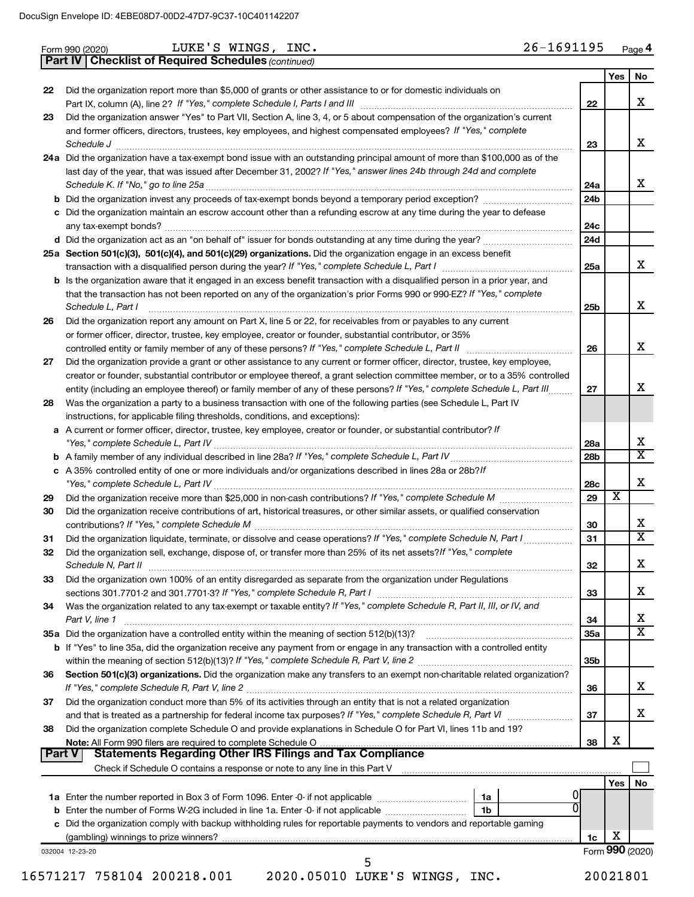Form 990 (2020) LUKE'S WINGS, INC. 26-1691195 Page 4

**Part IV | Checklist of Required Schedules** *(continued)*

| | | | Yes | No |
|---|---|---|---|---|
| 22 | Did the organization report more than $5,000 of grants or other assistance to or for domestic individuals on Part IX, column (A), line 2? *If "Yes," complete Schedule I, Parts I and III* | 22 | | X |
| 23 | Did the organization answer "Yes" to Part VII, Section A, line 3, 4, or 5 about compensation of the organization's current and former officers, directors, trustees, key employees, and highest compensated employees? *If "Yes," complete Schedule J* | 23 | | X |
| 24a | Did the organization have a tax-exempt bond issue with an outstanding principal amount of more than $100,000 as of the last day of the year, that was issued after December 31, 2002? *If "Yes," answer lines 24b through 24d and complete Schedule K. If "No," go to line 25a* | 24a | | X |
| b | Did the organization invest any proceeds of tax-exempt bonds beyond a temporary period exception? | 24b | | |
| c | Did the organization maintain an escrow account other than a refunding escrow at any time during the year to defease any tax-exempt bonds? | 24c | | |
| d | Did the organization act as an "on behalf of" issuer for bonds outstanding at any time during the year? | 24d | | |
| 25a | **Section 501(c)(3), 501(c)(4), and 501(c)(29) organizations.** Did the organization engage in an excess benefit transaction with a disqualified person during the year? *If "Yes," complete Schedule L, Part I* | 25a | | X |
| b | Is the organization aware that it engaged in an excess benefit transaction with a disqualified person in a prior year, and that the transaction has not been reported on any of the organization's prior Forms 990 or 990-EZ? *If "Yes," complete Schedule L, Part I* | 25b | | X |
| 26 | Did the organization report any amount on Part X, line 5 or 22, for receivables from or payables to any current or former officer, director, trustee, key employee, creator or founder, substantial contributor, or 35% controlled entity or family member of any of these persons? *If "Yes," complete Schedule L, Part II* | 26 | | X |
| 27 | Did the organization provide a grant or other assistance to any current or former officer, director, trustee, key employee, creator or founder, substantial contributor or employee thereof, a grant selection committee member, or to a 35% controlled entity (including an employee thereof) or family member of any of these persons? *If "Yes," complete Schedule L, Part III* | 27 | | X |
| 28 | Was the organization a party to a business transaction with one of the following parties (see Schedule L, Part IV instructions, for applicable filing thresholds, conditions, and exceptions): | | | |
| a | A current or former officer, director, trustee, key employee, creator or founder, or substantial contributor? *If "Yes," complete Schedule L, Part IV* | 28a | | X |
| b | A family member of any individual described in line 28a? *If "Yes," complete Schedule L, Part IV* | 28b | | X |
| c | A 35% controlled entity of one or more individuals and/or organizations described in lines 28a or 28b? *If "Yes," complete Schedule L, Part IV* | 28c | | X |
| 29 | Did the organization receive more than $25,000 in non-cash contributions? *If "Yes," complete Schedule M* | 29 | X | |
| 30 | Did the organization receive contributions of art, historical treasures, or other similar assets, or qualified conservation contributions? *If "Yes," complete Schedule M* | 30 | | X |
| 31 | Did the organization liquidate, terminate, or dissolve and cease operations? *If "Yes," complete Schedule N, Part I* | 31 | | X |
| 32 | Did the organization sell, exchange, dispose of, or transfer more than 25% of its net assets? *If "Yes," complete Schedule N, Part II* | 32 | | X |
| 33 | Did the organization own 100% of an entity disregarded as separate from the organization under Regulations sections 301.7701-2 and 301.7701-3? *If "Yes," complete Schedule R, Part I* | 33 | | X |
| 34 | Was the organization related to any tax-exempt or taxable entity? *If "Yes," complete Schedule R, Part II, III, or IV, and Part V, line 1* | 34 | | X |
| 35a | Did the organization have a controlled entity within the meaning of section 512(b)(13)? | 35a | | X |
| b | If "Yes" to line 35a, did the organization receive any payment from or engage in any transaction with a controlled entity within the meaning of section 512(b)(13)? *If "Yes," complete Schedule R, Part V, line 2* | 35b | | |
| 36 | **Section 501(c)(3) organizations.** Did the organization make any transfers to an exempt non-charitable related organization? *If "Yes," complete Schedule R, Part V, line 2* | 36 | | X |
| 37 | Did the organization conduct more than 5% of its activities through an entity that is not a related organization and that is treated as a partnership for federal income tax purposes? *If "Yes," complete Schedule R, Part VI* | 37 | | X |
| 38 | Did the organization complete Schedule O and provide explanations in Schedule O for Part VI, lines 11b and 19? **Note:** All Form 990 filers are required to complete Schedule O | 38 | X | |

**Part V | Statements Regarding Other IRS Filings and Tax Compliance**

Check if Schedule O contains a response or note to any line in this Part V ☐

| | | | | | Yes | No |
|---|---|---|---|---|---|---|
| 1a | Enter the number reported in Box 3 of Form 1096. Enter -0- if not applicable | 1a | 0 | | | |
| b | Enter the number of Forms W-2G included in line 1a. Enter -0- if not applicable | 1b | 0 | | | |
| c | Did the organization comply with backup withholding rules for reportable payments to vendors and reportable gaming (gambling) winnings to prize winners? | | | 1c | X | |

032004 12-23-20 Form **990** (2020)

16571217 758104 200218.001 2020.05010 LUKE'S WINGS, INC. 20021801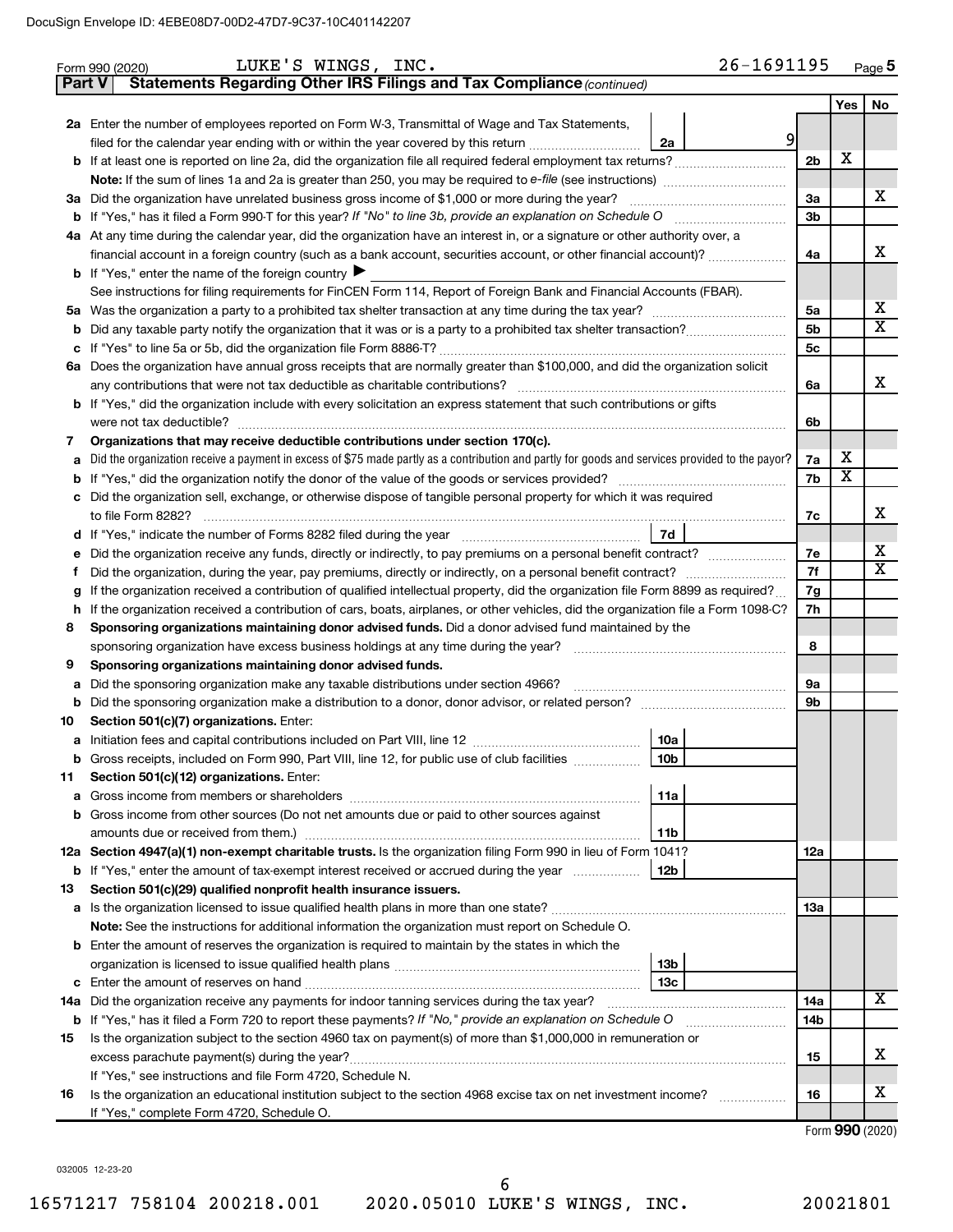Form 990 (2020) LUKE'S WINGS, INC. 26-1691195 Page 5

**Part V Statements Regarding Other IRS Filings and Tax Compliance** *(continued)*

| | | | | Yes | No |
|---|---|---|---|---|---|
| **2a** | Enter the number of employees reported on Form W-3, Transmittal of Wage and Tax Statements, filed for the calendar year ending with or within the year covered by this return | 2a 9 | | | |
| **b** | If at least one is reported on line 2a, did the organization file all required federal employment tax returns? | | 2b | X | |
| | **Note:** If the sum of lines 1a and 2a is greater than 250, you may be required to *e-file* (see instructions) | | | | |
| **3a** | Did the organization have unrelated business gross income of $1,000 or more during the year? | | 3a | | X |
| **b** | If "Yes," has it filed a Form 990-T for this year? *If "No" to line 3b, provide an explanation on Schedule O* | | 3b | | |
| **4a** | At any time during the calendar year, did the organization have an interest in, or a signature or other authority over, a financial account in a foreign country (such as a bank account, securities account, or other financial account)? | | 4a | | X |
| **b** | If "Yes," enter the name of the foreign country ▶ | | | | |
| | See instructions for filing requirements for FinCEN Form 114, Report of Foreign Bank and Financial Accounts (FBAR). | | | | |
| **5a** | Was the organization a party to a prohibited tax shelter transaction at any time during the tax year? | | 5a | | X |
| **b** | Did any taxable party notify the organization that it was or is a party to a prohibited tax shelter transaction? | | 5b | | X |
| **c** | If "Yes" to line 5a or 5b, did the organization file Form 8886-T? | | 5c | | |
| **6a** | Does the organization have annual gross receipts that are normally greater than $100,000, and did the organization solicit any contributions that were not tax deductible as charitable contributions? | | 6a | | X |
| **b** | If "Yes," did the organization include with every solicitation an express statement that such contributions or gifts were not tax deductible? | | 6b | | |
| **7** | **Organizations that may receive deductible contributions under section 170(c).** | | | | |
| **a** | Did the organization receive a payment in excess of $75 made partly as a contribution and partly for goods and services provided to the payor? | | 7a | X | |
| **b** | If "Yes," did the organization notify the donor of the value of the goods or services provided? | | 7b | X | |
| **c** | Did the organization sell, exchange, or otherwise dispose of tangible personal property for which it was required to file Form 8282? | | 7c | | X |
| **d** | If "Yes," indicate the number of Forms 8282 filed during the year | 7d | | | |
| **e** | Did the organization receive any funds, directly or indirectly, to pay premiums on a personal benefit contract? | | 7e | | X |
| **f** | Did the organization, during the year, pay premiums, directly or indirectly, on a personal benefit contract? | | 7f | | X |
| **g** | If the organization received a contribution of qualified intellectual property, did the organization file Form 8899 as required? | | 7g | | |
| **h** | If the organization received a contribution of cars, boats, airplanes, or other vehicles, did the organization file a Form 1098-C? | | 7h | | |
| **8** | **Sponsoring organizations maintaining donor advised funds.** Did a donor advised fund maintained by the sponsoring organization have excess business holdings at any time during the year? | | 8 | | |
| **9** | **Sponsoring organizations maintaining donor advised funds.** | | | | |
| **a** | Did the sponsoring organization make any taxable distributions under section 4966? | | 9a | | |
| **b** | Did the sponsoring organization make a distribution to a donor, donor advisor, or related person? | | 9b | | |
| **10** | **Section 501(c)(7) organizations.** Enter: | | | | |
| **a** | Initiation fees and capital contributions included on Part VIII, line 12 | 10a | | | |
| **b** | Gross receipts, included on Form 990, Part VIII, line 12, for public use of club facilities | 10b | | | |
| **11** | **Section 501(c)(12) organizations.** Enter: | | | | |
| **a** | Gross income from members or shareholders | 11a | | | |
| **b** | Gross income from other sources (Do not net amounts due or paid to other sources against amounts due or received from them.) | 11b | | | |
| **12a** | **Section 4947(a)(1) non-exempt charitable trusts.** Is the organization filing Form 990 in lieu of Form 1041? | | 12a | | |
| **b** | If "Yes," enter the amount of tax-exempt interest received or accrued during the year | 12b | | | |
| **13** | **Section 501(c)(29) qualified nonprofit health insurance issuers.** | | | | |
| **a** | Is the organization licensed to issue qualified health plans in more than one state? | | 13a | | |
| | **Note:** See the instructions for additional information the organization must report on Schedule O. | | | | |
| **b** | Enter the amount of reserves the organization is required to maintain by the states in which the organization is licensed to issue qualified health plans | 13b | | | |
| **c** | Enter the amount of reserves on hand | 13c | | | |
| **14a** | Did the organization receive any payments for indoor tanning services during the tax year? | | 14a | | X |
| **b** | If "Yes," has it filed a Form 720 to report these payments? *If "No," provide an explanation on Schedule O* | | 14b | | |
| **15** | Is the organization subject to the section 4960 tax on payment(s) of more than $1,000,000 in remuneration or excess parachute payment(s) during the year? | | 15 | | X |
| | If "Yes," see instructions and file Form 4720, Schedule N. | | | | |
| **16** | Is the organization an educational institution subject to the section 4968 excise tax on net investment income? | | 16 | | X |
| | If "Yes," complete Form 4720, Schedule O. | | | | |

Form **990** (2020)

032005 12-23-20

16571217 758104 200218.001 2020.05010 LUKE'S WINGS, INC. 20021801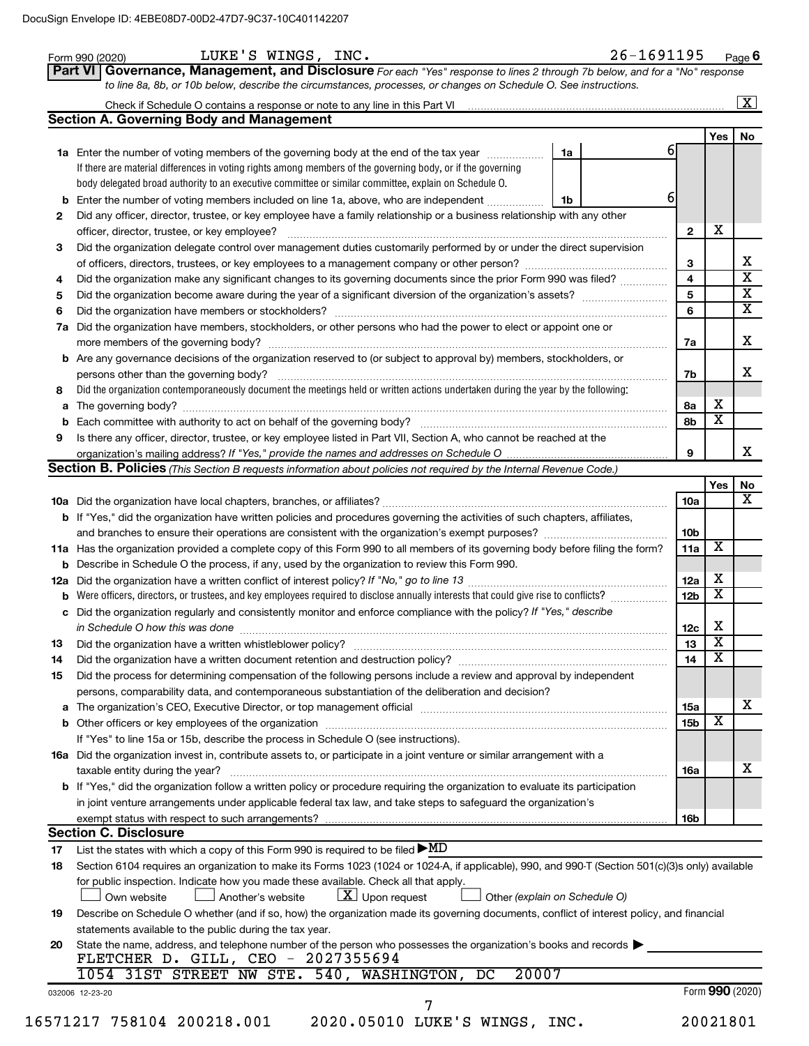Form 990 (2020) LUKE'S WINGS, INC. 26-1691195

**Part VI Governance, Management, and Disclosure** *For each "Yes" response to lines 2 through 7b below, and for a "No" response to line 8a, 8b, or 10b below, describe the circumstances, processes, or changes on Schedule O. See instructions.*

Check if Schedule O contains a response or note to any line in this Part VI [X]

## Section A. Governing Body and Management

| | | | | Yes | No |
|---|---|---|---|---|---|
| **1a** | Enter the number of voting members of the governing body at the end of the tax year | 1a | 6 | | |
| | If there are material differences in voting rights among members of the governing body, or if the governing body delegated broad authority to an executive committee or similar committee, explain on Schedule O. | | | | |
| **b** | Enter the number of voting members included on line 1a, above, who are independent | 1b | 6 | | |
| **2** | Did any officer, director, trustee, or key employee have a family relationship or a business relationship with any other officer, director, trustee, or key employee? | 2 | | X | |
| **3** | Did the organization delegate control over management duties customarily performed by or under the direct supervision of officers, directors, trustees, or key employees to a management company or other person? | 3 | | | X |
| **4** | Did the organization make any significant changes to its governing documents since the prior Form 990 was filed? | 4 | | | X |
| **5** | Did the organization become aware during the year of a significant diversion of the organization's assets? | 5 | | | X |
| **6** | Did the organization have members or stockholders? | 6 | | | X |
| **7a** | Did the organization have members, stockholders, or other persons who had the power to elect or appoint one or more members of the governing body? | 7a | | | X |
| **b** | Are any governance decisions of the organization reserved to (or subject to approval by) members, stockholders, or persons other than the governing body? | 7b | | | X |
| **8** | Did the organization contemporaneously document the meetings held or written actions undertaken during the year by the following: | | | | |
| **a** | The governing body? | 8a | | X | |
| **b** | Each committee with authority to act on behalf of the governing body? | 8b | | X | |
| **9** | Is there any officer, director, trustee, or key employee listed in Part VII, Section A, who cannot be reached at the organization's mailing address? *If "Yes," provide the names and addresses on Schedule O* | 9 | | | X |

## Section B. Policies *(This Section B requests information about policies not required by the Internal Revenue Code.)*

| | | | Yes | No |
|---|---|---|---|---|
| **10a** | Did the organization have local chapters, branches, or affiliates? | 10a | | X |
| **b** | If "Yes," did the organization have written policies and procedures governing the activities of such chapters, affiliates, and branches to ensure their operations are consistent with the organization's exempt purposes? | 10b | | |
| **11a** | Has the organization provided a complete copy of this Form 990 to all members of its governing body before filing the form? | 11a | X | |
| **b** | Describe in Schedule O the process, if any, used by the organization to review this Form 990. | | | |
| **12a** | Did the organization have a written conflict of interest policy? *If "No," go to line 13* | 12a | X | |
| **b** | Were officers, directors, or trustees, and key employees required to disclose annually interests that could give rise to conflicts? | 12b | X | |
| **c** | Did the organization regularly and consistently monitor and enforce compliance with the policy? *If "Yes," describe in Schedule O how this was done* | 12c | X | |
| **13** | Did the organization have a written whistleblower policy? | 13 | X | |
| **14** | Did the organization have a written document retention and destruction policy? | 14 | X | |
| **15** | Did the process for determining compensation of the following persons include a review and approval by independent persons, comparability data, and contemporaneous substantiation of the deliberation and decision? | | | |
| **a** | The organization's CEO, Executive Director, or top management official | 15a | | X |
| **b** | Other officers or key employees of the organization | 15b | X | |
| | If "Yes" to line 15a or 15b, describe the process in Schedule O (see instructions). | | | |
| **16a** | Did the organization invest in, contribute assets to, or participate in a joint venture or similar arrangement with a taxable entity during the year? | 16a | | X |
| **b** | If "Yes," did the organization follow a written policy or procedure requiring the organization to evaluate its participation in joint venture arrangements under applicable federal tax law, and take steps to safeguard the organization's exempt status with respect to such arrangements? | 16b | | |

## Section C. Disclosure

**17** List the states with which a copy of this Form 990 is required to be filed ▶MD

**18** Section 6104 requires an organization to make its Forms 1023 (1024 or 1024-A, if applicable), 990, and 990-T (Section 501(c)(3)s only) available for public inspection. Indicate how you made these available. Check all that apply.

[ ] Own website [ ] Another's website [X] Upon request [ ] Other *(explain on Schedule O)*

**19** Describe on Schedule O whether (and if so, how) the organization made its governing documents, conflict of interest policy, and financial statements available to the public during the tax year.

**20** State the name, address, and telephone number of the person who possesses the organization's books and records ▶

FLETCHER D. GILL, CEO - 2027355694
1054 31ST STREET NW STE. 540, WASHINGTON, DC 20007

032006 12-23-20 Form **990** (2020)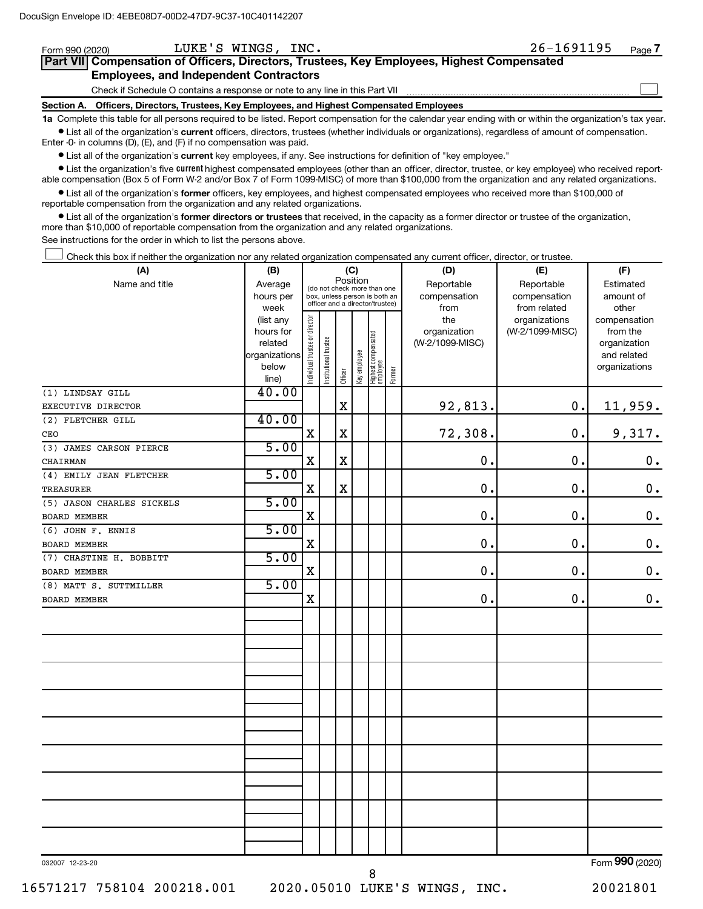Form 990 (2020) LUKE'S WINGS, INC. 26-1691195 Page **7**

## Part VII Compensation of Officers, Directors, Trustees, Key Employees, Highest Compensated Employees, and Independent Contractors

Check if Schedule O contains a response or note to any line in this Part VII ☐

### Section A. Officers, Directors, Trustees, Key Employees, and Highest Compensated Employees

**1a** Complete this table for all persons required to be listed. Report compensation for the calendar year ending with or within the organization's tax year.

- List all of the organization's **current** officers, directors, trustees (whether individuals or organizations), regardless of amount of compensation. Enter -0- in columns (D), (E), and (F) if no compensation was paid.
- List all of the organization's **current** key employees, if any. See instructions for definition of "key employee."
- List the organization's five **current** highest compensated employees (other than an officer, director, trustee, or key employee) who received reportable compensation (Box 5 of Form W-2 and/or Box 7 of Form 1099-MISC) of more than $100,000 from the organization and any related organizations.
- List all of the organization's **former** officers, key employees, and highest compensated employees who received more than $100,000 of reportable compensation from the organization and any related organizations.
- List all of the organization's **former directors or trustees** that received, in the capacity as a former director or trustee of the organization, more than $10,000 of reportable compensation from the organization and any related organizations.

See instructions for the order in which to list the persons above.

☐ Check this box if neither the organization nor any related organization compensated any current officer, director, or trustee.

| (A) Name and title | (B) Average hours per week (list any hours for related organizations below line) | (C) Position: Individual trustee or director | Institutional trustee | Officer | Key employee | Highest compensated employee | Former | (D) Reportable compensation from the organization (W-2/1099-MISC) | (E) Reportable compensation from related organizations (W-2/1099-MISC) | (F) Estimated amount of other compensation from the organization and related organizations |
|---|---|---|---|---|---|---|---|---|---|---|
| (1) LINDSAY GILL<br>EXECUTIVE DIRECTOR | 40.00 | | | X | | | | 92,813. | 0. | 11,959. |
| (2) FLETCHER GILL<br>CEO | 40.00 | X | | X | | | | 72,308. | 0. | 9,317. |
| (3) JAMES CARSON PIERCE<br>CHAIRMAN | 5.00 | X | | X | | | | 0. | 0. | 0. |
| (4) EMILY JEAN FLETCHER<br>TREASURER | 5.00 | X | | X | | | | 0. | 0. | 0. |
| (5) JASON CHARLES SICKELS<br>BOARD MEMBER | 5.00 | X | | | | | | 0. | 0. | 0. |
| (6) JOHN F. ENNIS<br>BOARD MEMBER | 5.00 | X | | | | | | 0. | 0. | 0. |
| (7) CHASTINE H. BOBBITT<br>BOARD MEMBER | 5.00 | X | | | | | | 0. | 0. | 0. |
| (8) MATT S. SUTTMILLER<br>BOARD MEMBER | 5.00 | X | | | | | | 0. | 0. | 0. |

032007 12-23-20 Form **990** (2020)

16571217 758104 200218.001 2020.05010 LUKE'S WINGS, INC. 20021801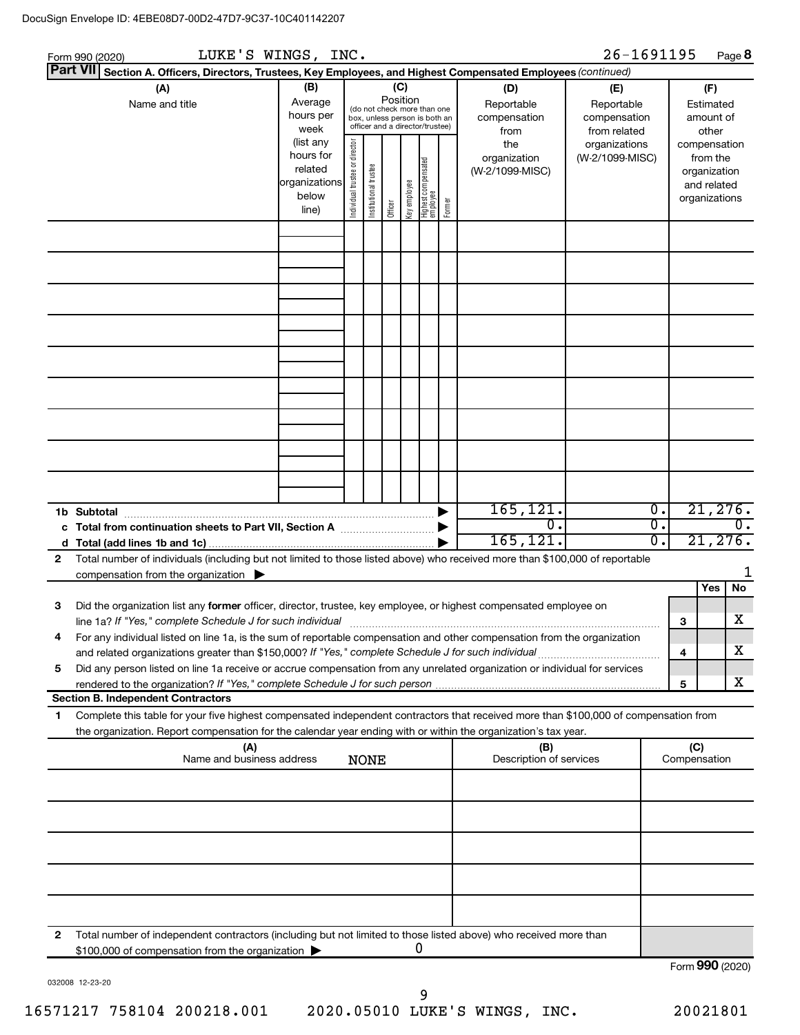Form 990 (2020) LUKE'S WINGS, INC. 26-1691195 Page **8**

**Part VII** **Section A. Officers, Directors, Trustees, Key Employees, and Highest Compensated Employees** *(continued)*

| (A) Name and title | (B) Average hours per week (list any hours for related organizations below line) | (C) Position (do not check more than one box, unless person is both an officer and a director/trustee): Individual trustee or director | Institutional trustee | Officer | Key employee | Highest compensated employee | Former | (D) Reportable compensation from the organization (W-2/1099-MISC) | (E) Reportable compensation from related organizations (W-2/1099-MISC) | (F) Estimated amount of other compensation from the organization and related organizations |
|---|---|---|---|---|---|---|---|---|---|---|
| | | | | | | | | | | |
| | | | | | | | | | | |
| | | | | | | | | | | |
| | | | | | | | | | | |
| | | | | | | | | | | |
| | | | | | | | | | | |
| | | | | | | | | | | |
| | | | | | | | | | | |
| | | | | | | | | | | |
| **1b Subtotal** | | | | | | | ▶ | 165,121. | 0. | 21,276. |
| **c Total from continuation sheets to Part VII, Section A** | | | | | | | ▶ | 0. | 0. | 0. |
| **d Total (add lines 1b and 1c)** | | | | | | | ▶ | 165,121. | 0. | 21,276. |

**2** Total number of individuals (including but not limited to those listed above) who received more than $100,000 of reportable compensation from the organization ▶ 1

| | | | Yes | No |
|---|---|---|---|---|
| **3** | Did the organization list any **former** officer, director, trustee, key employee, or highest compensated employee on line 1a? *If "Yes," complete Schedule J for such individual* | 3 | | X |
| **4** | For any individual listed on line 1a, is the sum of reportable compensation and other compensation from the organization and related organizations greater than $150,000? *If "Yes," complete Schedule J for such individual* | 4 | | X |
| **5** | Did any person listed on line 1a receive or accrue compensation from any unrelated organization or individual for services rendered to the organization? *If "Yes," complete Schedule J for such person* | 5 | | X |

**Section B. Independent Contractors**

**1** Complete this table for your five highest compensated independent contractors that received more than $100,000 of compensation from the organization. Report compensation for the calendar year ending with or within the organization's tax year.

| (A) Name and business address NONE | (B) Description of services | (C) Compensation |
|---|---|---|
| | | |
| | | |
| | | |
| | | |
| | | |

**2** Total number of independent contractors (including but not limited to those listed above) who received more than $100,000 of compensation from the organization ▶ 0

Form **990** (2020)

032008 12-23-20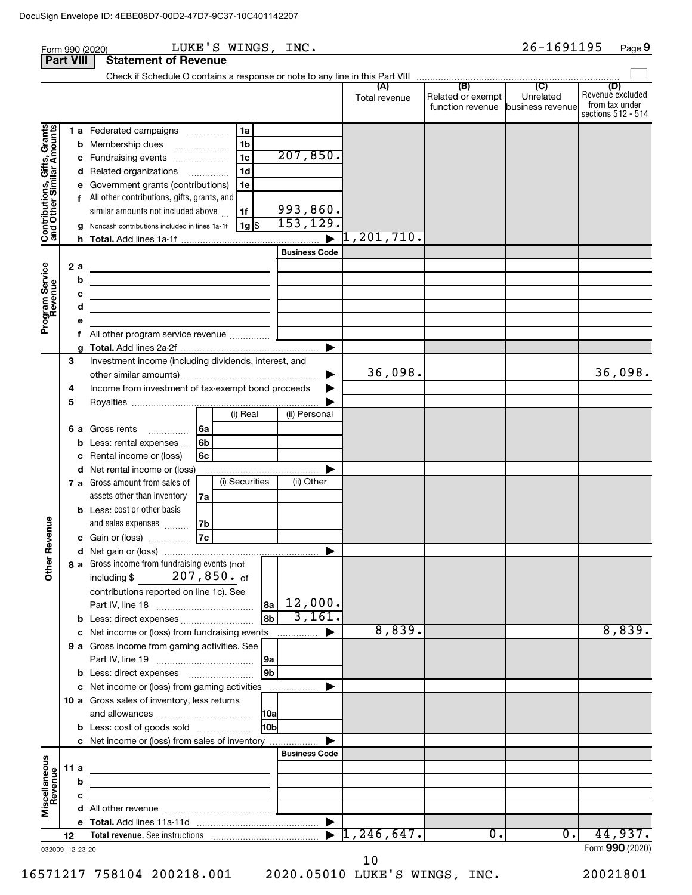DocuSign Envelope ID: 4EBE08D7-00D2-47D7-9C37-10C401142207

Form 990 (2020) LUKE'S WINGS, INC. 26-1691195 Page 9

## Part VIII Statement of Revenue

Check if Schedule O contains a response or note to any line in this Part VIII

| | | | | (A) Total revenue | (B) Related or exempt function revenue | (C) Unrelated business revenue | (D) Revenue excluded from tax under sections 512 - 514 |
|---|---|---|---|---|---|---|---|
| **Contributions, Gifts, Grants and Other Similar Amounts** | 1a Federated campaigns | 1a | | | | | |
| | b Membership dues | 1b | | | | | |
| | c Fundraising events | 1c | 207,850. | | | | |
| | d Related organizations | 1d | | | | | |
| | e Government grants (contributions) | 1e | | | | | |
| | f All other contributions, gifts, grants, and similar amounts not included above | 1f | 993,860. | | | | |
| | g Noncash contributions included in lines 1a-1f | 1g $ | 153,129. | | | | |
| | h **Total.** Add lines 1a-1f | | ▶ | 1,201,710. | | | |
| **Program Service Revenue** | | | Business Code | | | | |
| | 2a | | | | | | |
| | b | | | | | | |
| | c | | | | | | |
| | d | | | | | | |
| | e | | | | | | |
| | f All other program service revenue | | | | | | |
| | g **Total.** Add lines 2a-2f | | ▶ | | | | |
| **Other Revenue** | 3 Investment income (including dividends, interest, and other similar amounts) | | ▶ | 36,098. | | | 36,098. |
| | 4 Income from investment of tax-exempt bond proceeds | | ▶ | | | | |
| | 5 Royalties | | ▶ | | | | |
| | | (i) Real | (ii) Personal | | | | |
| | 6a Gross rents (6a) | | | | | | |
| | b Less: rental expenses (6b) | | | | | | |
| | c Rental income or (loss) (6c) | | | | | | |
| | d Net rental income or (loss) | | ▶ | | | | |
| | | (i) Securities | (ii) Other | | | | |
| | 7a Gross amount from sales of assets other than inventory (7a) | | | | | | |
| | b Less: cost or other basis and sales expenses (7b) | | | | | | |
| | c Gain or (loss) (7c) | | | | | | |
| | d Net gain or (loss) | | ▶ | | | | |
| | 8a Gross income from fundraising events (not including $ 207,850. of contributions reported on line 1c). See Part IV, line 18 | 8a | 12,000. | | | | |
| | b Less: direct expenses | 8b | 3,161. | | | | |
| | c Net income or (loss) from fundraising events | | ▶ | 8,839. | | | 8,839. |
| | 9a Gross income from gaming activities. See Part IV, line 19 | 9a | | | | | |
| | b Less: direct expenses | 9b | | | | | |
| | c Net income or (loss) from gaming activities | | ▶ | | | | |
| | 10a Gross sales of inventory, less returns and allowances | 10a | | | | | |
| | b Less: cost of goods sold | 10b | | | | | |
| | c Net income or (loss) from sales of inventory | | ▶ | | | | |
| **Miscellaneous Revenue** | | | Business Code | | | | |
| | 11a | | | | | | |
| | b | | | | | | |
| | c | | | | | | |
| | d All other revenue | | | | | | |
| | e **Total.** Add lines 11a-11d | | ▶ | | | | |
| | 12 **Total revenue.** See instructions | | ▶ | 1,246,647. | 0. | 0. | 44,937. |

032009 12-23-20

Form **990** (2020)

16571217 758104 200218.001 2020.05010 LUKE'S WINGS, INC. 20021801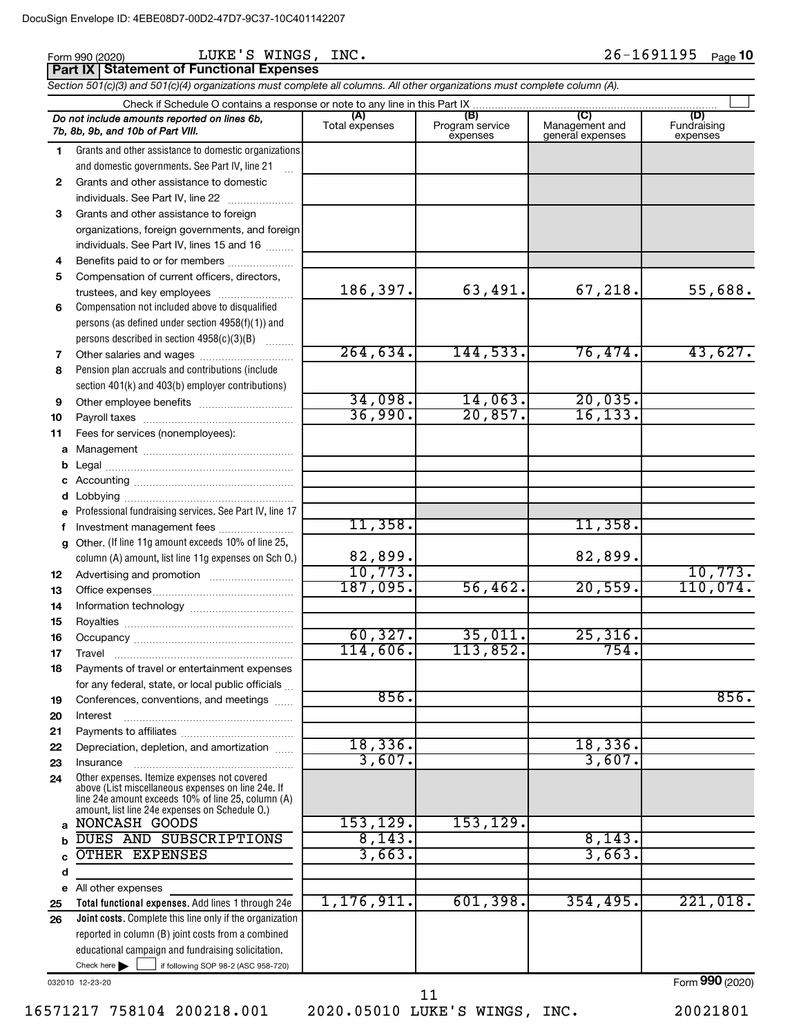DocuSign Envelope ID: 4EBE08D7-00D2-47D7-9C37-10C401142207

Form 990 (2020) LUKE'S WINGS, INC. 26-1691195 Page 10

**Part IX Statement of Functional Expenses**

*Section 501(c)(3) and 501(c)(4) organizations must complete all columns. All other organizations must complete column (A).*

Check if Schedule O contains a response or note to any line in this Part IX ☐

| *Do not include amounts reported on lines 6b, 7b, 8b, 9b, and 10b of Part VIII.* | (A) Total expenses | (B) Program service expenses | (C) Management and general expenses | (D) Fundraising expenses |
|---|---|---|---|---|
| 1 Grants and other assistance to domestic organizations and domestic governments. See Part IV, line 21 | | | | |
| 2 Grants and other assistance to domestic individuals. See Part IV, line 22 | | | | |
| 3 Grants and other assistance to foreign organizations, foreign governments, and foreign individuals. See Part IV, lines 15 and 16 | | | | |
| 4 Benefits paid to or for members | | | | |
| 5 Compensation of current officers, directors, trustees, and key employees | 186,397. | 63,491. | 67,218. | 55,688. |
| 6 Compensation not included above to disqualified persons (as defined under section 4958(f)(1)) and persons described in section 4958(c)(3)(B) | | | | |
| 7 Other salaries and wages | 264,634. | 144,533. | 76,474. | 43,627. |
| 8 Pension plan accruals and contributions (include section 401(k) and 403(b) employer contributions) | | | | |
| 9 Other employee benefits | 34,098. | 14,063. | 20,035. | |
| 10 Payroll taxes | 36,990. | 20,857. | 16,133. | |
| 11 Fees for services (nonemployees): | | | | |
| a Management | | | | |
| b Legal | | | | |
| c Accounting | | | | |
| d Lobbying | | | | |
| e Professional fundraising services. See Part IV, line 17 | | | | |
| f Investment management fees | 11,358. | | 11,358. | |
| g Other. (If line 11g amount exceeds 10% of line 25, column (A) amount, list line 11g expenses on Sch O.) | 82,899. | | 82,899. | |
| 12 Advertising and promotion | 10,773. | | | 10,773. |
| 13 Office expenses | 187,095. | 56,462. | 20,559. | 110,074. |
| 14 Information technology | | | | |
| 15 Royalties | | | | |
| 16 Occupancy | 60,327. | 35,011. | 25,316. | |
| 17 Travel | 114,606. | 113,852. | 754. | |
| 18 Payments of travel or entertainment expenses for any federal, state, or local public officials | | | | |
| 19 Conferences, conventions, and meetings | 856. | | | 856. |
| 20 Interest | | | | |
| 21 Payments to affiliates | | | | |
| 22 Depreciation, depletion, and amortization | 18,336. | | 18,336. | |
| 23 Insurance | 3,607. | | 3,607. | |
| 24 Other expenses. Itemize expenses not covered above (List miscellaneous expenses on line 24e. If line 24e amount exceeds 10% of line 25, column (A) amount, list line 24e expenses on Schedule O.) | | | | |
| a NONCASH GOODS | 153,129. | 153,129. | | |
| b DUES AND SUBSCRIPTIONS | 8,143. | | 8,143. | |
| c OTHER EXPENSES | 3,663. | | 3,663. | |
| d | | | | |
| e All other expenses | | | | |
| 25 **Total functional expenses.** Add lines 1 through 24e | 1,176,911. | 601,398. | 354,495. | 221,018. |
| 26 **Joint costs.** Complete this line only if the organization reported in column (B) joint costs from a combined educational campaign and fundraising solicitation. Check here ☐ if following SOP 98-2 (ASC 958-720) | | | | |

032010 12-23-20

Form **990** (2020)

16571217 758104 200218.001 2020.05010 LUKE'S WINGS, INC. 20021801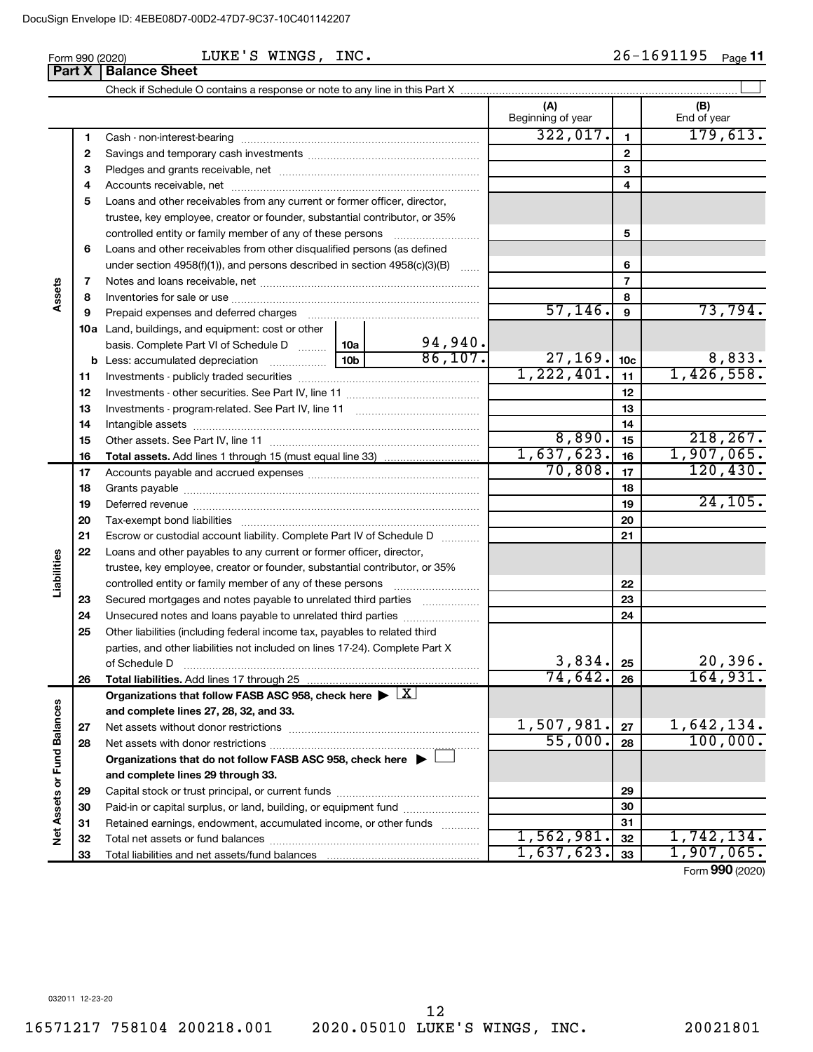Form 990 (2020) LUKE'S WINGS, INC. 26-1691195

## Part X Balance Sheet

Check if Schedule O contains a response or note to any line in this Part X

| | | | (A) Beginning of year | | (B) End of year |
|---|---|---|---|---|---|
| **Assets** | 1 | Cash - non-interest-bearing | 322,017. | 1 | 179,613. |
| | 2 | Savings and temporary cash investments | | 2 | |
| | 3 | Pledges and grants receivable, net | | 3 | |
| | 4 | Accounts receivable, net | | 4 | |
| | 5 | Loans and other receivables from any current or former officer, director, trustee, key employee, creator or founder, substantial contributor, or 35% controlled entity or family member of any of these persons | | 5 | |
| | 6 | Loans and other receivables from other disqualified persons (as defined under section 4958(f)(1)), and persons described in section 4958(c)(3)(B) | | 6 | |
| | 7 | Notes and loans receivable, net | | 7 | |
| | 8 | Inventories for sale or use | | 8 | |
| | 9 | Prepaid expenses and deferred charges | 57,146. | 9 | 73,794. |
| | 10a | Land, buildings, and equipment: cost or other basis. Complete Part VI of Schedule D — 10a: 94,940. | | | |
| | b | Less: accumulated depreciation — 10b: 86,107. | 27,169. | 10c | 8,833. |
| | 11 | Investments - publicly traded securities | 1,222,401. | 11 | 1,426,558. |
| | 12 | Investments - other securities. See Part IV, line 11 | | 12 | |
| | 13 | Investments - program-related. See Part IV, line 11 | | 13 | |
| | 14 | Intangible assets | | 14 | |
| | 15 | Other assets. See Part IV, line 11 | 8,890. | 15 | 218,267. |
| | 16 | **Total assets.** Add lines 1 through 15 (must equal line 33) | 1,637,623. | 16 | 1,907,065. |
| **Liabilities** | 17 | Accounts payable and accrued expenses | 70,808. | 17 | 120,430. |
| | 18 | Grants payable | | 18 | |
| | 19 | Deferred revenue | | 19 | 24,105. |
| | 20 | Tax-exempt bond liabilities | | 20 | |
| | 21 | Escrow or custodial account liability. Complete Part IV of Schedule D | | 21 | |
| | 22 | Loans and other payables to any current or former officer, director, trustee, key employee, creator or founder, substantial contributor, or 35% controlled entity or family member of any of these persons | | 22 | |
| | 23 | Secured mortgages and notes payable to unrelated third parties | | 23 | |
| | 24 | Unsecured notes and loans payable to unrelated third parties | | 24 | |
| | 25 | Other liabilities (including federal income tax, payables to related third parties, and other liabilities not included on lines 17-24). Complete Part X of Schedule D | 3,834. | 25 | 20,396. |
| | 26 | **Total liabilities.** Add lines 17 through 25 | 74,642. | 26 | 164,931. |
| **Net Assets or Fund Balances** | | **Organizations that follow FASB ASC 958, check here ▶ [X] and complete lines 27, 28, 32, and 33.** | | | |
| | 27 | Net assets without donor restrictions | 1,507,981. | 27 | 1,642,134. |
| | 28 | Net assets with donor restrictions | 55,000. | 28 | 100,000. |
| | | **Organizations that do not follow FASB ASC 958, check here ▶ [ ] and complete lines 29 through 33.** | | | |
| | 29 | Capital stock or trust principal, or current funds | | 29 | |
| | 30 | Paid-in or capital surplus, or land, building, or equipment fund | | 30 | |
| | 31 | Retained earnings, endowment, accumulated income, or other funds | | 31 | |
| | 32 | Total net assets or fund balances | 1,562,981. | 32 | 1,742,134. |
| | 33 | Total liabilities and net assets/fund balances | 1,637,623. | 33 | 1,907,065. |

Form **990** (2020)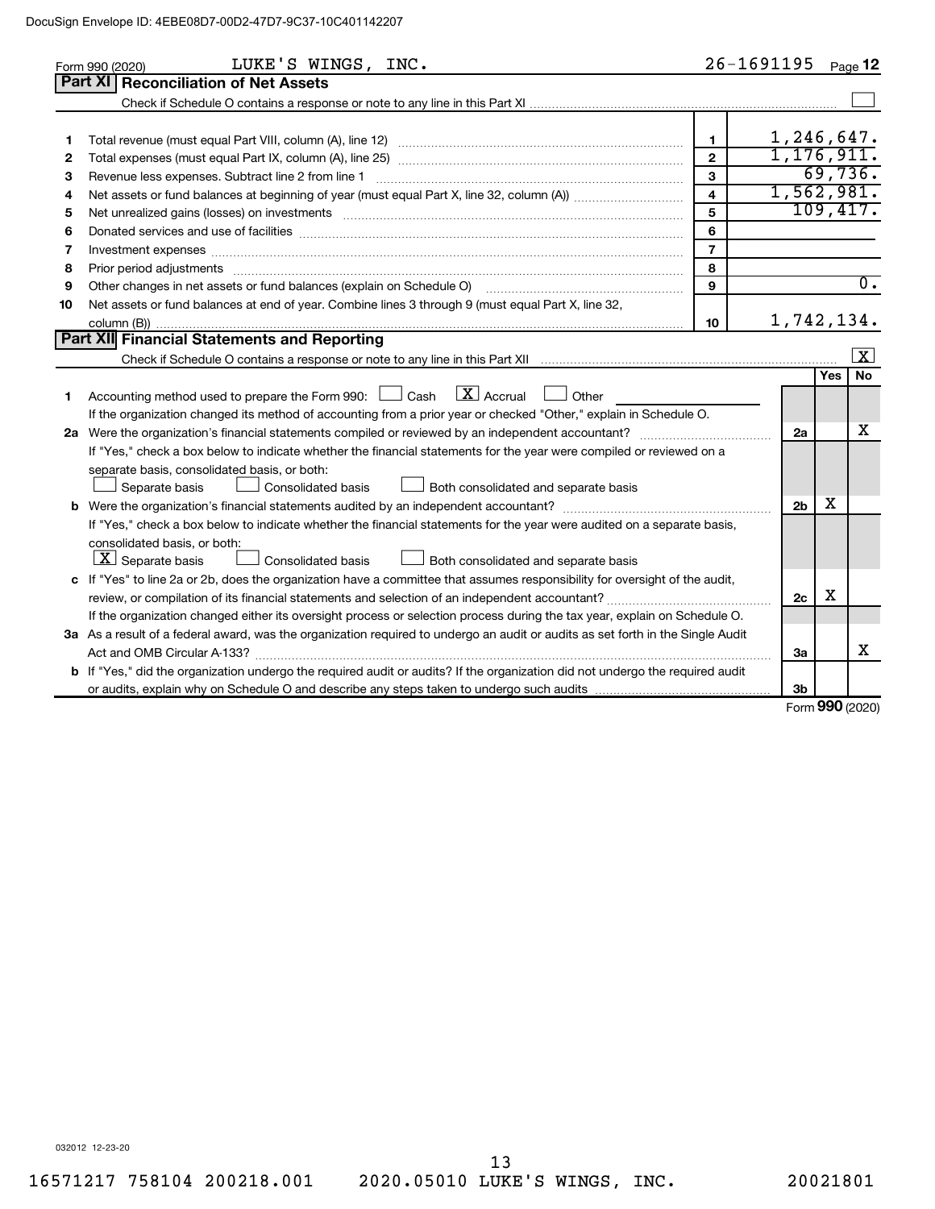Form 990 (2020) LUKE'S WINGS, INC. 26-1691195 Page 12

## Part XI Reconciliation of Net Assets

Check if Schedule O contains a response or note to any line in this Part XI ☐

| | | | |
|---|---|---|---|
| 1 | Total revenue (must equal Part VIII, column (A), line 12) | 1 | 1,246,647. |
| 2 | Total expenses (must equal Part IX, column (A), line 25) | 2 | 1,176,911. |
| 3 | Revenue less expenses. Subtract line 2 from line 1 | 3 | 69,736. |
| 4 | Net assets or fund balances at beginning of year (must equal Part X, line 32, column (A)) | 4 | 1,562,981. |
| 5 | Net unrealized gains (losses) on investments | 5 | 109,417. |
| 6 | Donated services and use of facilities | 6 | |
| 7 | Investment expenses | 7 | |
| 8 | Prior period adjustments | 8 | |
| 9 | Other changes in net assets or fund balances (explain on Schedule O) | 9 | 0. |
| 10 | Net assets or fund balances at end of year. Combine lines 3 through 9 (must equal Part X, line 32, column (B)) | 10 | 1,742,134. |

## Part XII Financial Statements and Reporting

Check if Schedule O contains a response or note to any line in this Part XII ☒

| | | | Yes | No |
|---|---|---|---|---|
| 1 | Accounting method used to prepare the Form 990: ☐ Cash ☒ Accrual ☐ Other<br>If the organization changed its method of accounting from a prior year or checked "Other," explain in Schedule O. | | | |
| 2a | Were the organization's financial statements compiled or reviewed by an independent accountant?<br>If "Yes," check a box below to indicate whether the financial statements for the year were compiled or reviewed on a separate basis, consolidated basis, or both:<br>☐ Separate basis ☐ Consolidated basis ☐ Both consolidated and separate basis | 2a | | X |
| b | Were the organization's financial statements audited by an independent accountant?<br>If "Yes," check a box below to indicate whether the financial statements for the year were audited on a separate basis, consolidated basis, or both:<br>☒ Separate basis ☐ Consolidated basis ☐ Both consolidated and separate basis | 2b | X | |
| c | If "Yes" to line 2a or 2b, does the organization have a committee that assumes responsibility for oversight of the audit, review, or compilation of its financial statements and selection of an independent accountant?<br>If the organization changed either its oversight process or selection process during the tax year, explain on Schedule O. | 2c | X | |
| 3a | As a result of a federal award, was the organization required to undergo an audit or audits as set forth in the Single Audit Act and OMB Circular A-133? | 3a | | X |
| b | If "Yes," did the organization undergo the required audit or audits? If the organization did not undergo the required audit or audits, explain why on Schedule O and describe any steps taken to undergo such audits | 3b | | |

Form **990** (2020)

032012 12-23-20

16571217 758104 200218.001 2020.05010 LUKE'S WINGS, INC. 20021801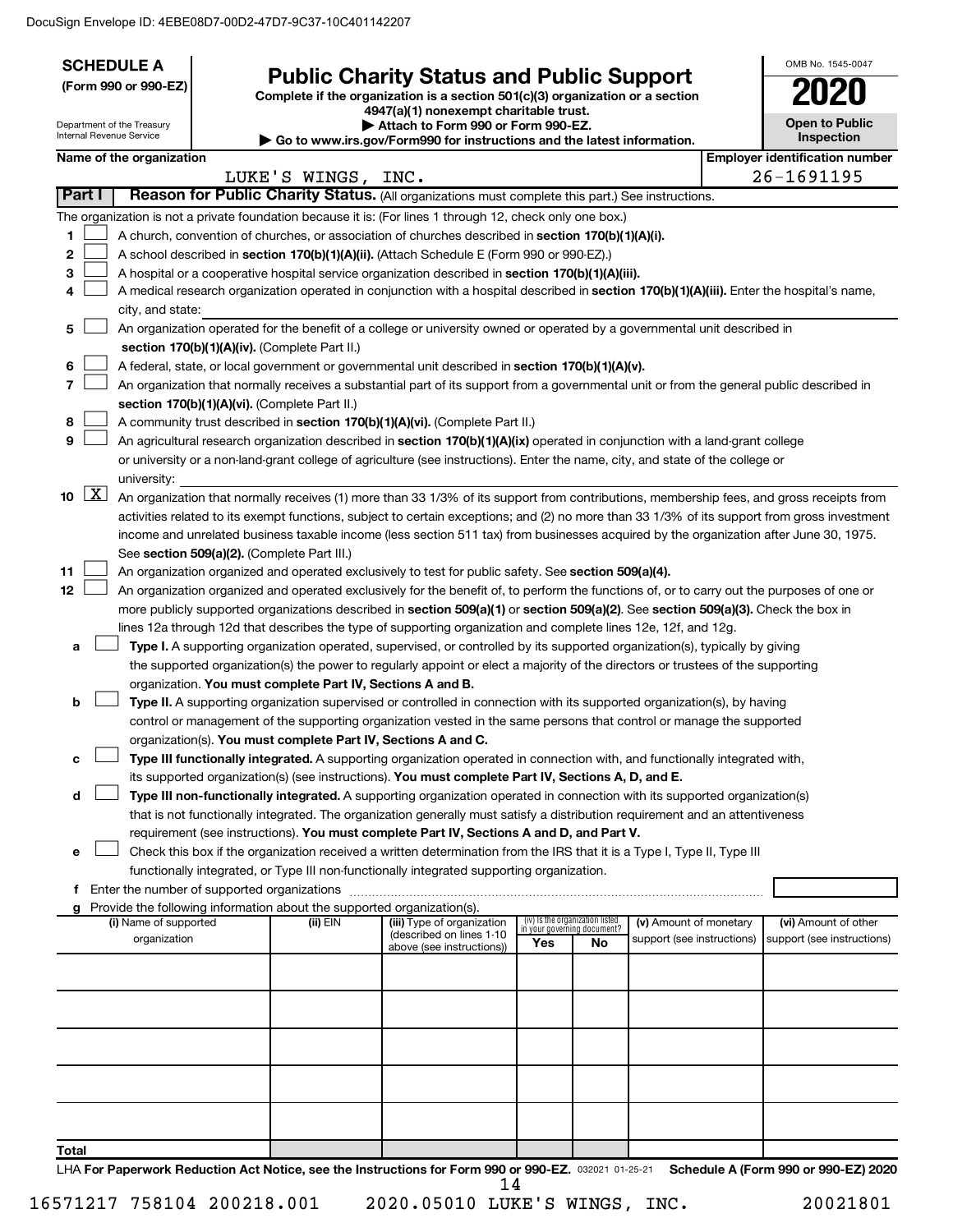DocuSign Envelope ID: 4EBE08D7-00D2-47D7-9C37-10C401142207

**SCHEDULE A**
**(Form 990 or 990-EZ)**

Department of the Treasury
Internal Revenue Service

# Public Charity Status and Public Support

**Complete if the organization is a section 501(c)(3) organization or a section 4947(a)(1) nonexempt charitable trust.**
**▶ Attach to Form 990 or Form 990-EZ.**
**▶ Go to www.irs.gov/Form990 for instructions and the latest information.**

OMB No. 1545-0047
**2020**
**Open to Public Inspection**

**Name of the organization:** LUKE'S WINGS, INC.
**Employer identification number:** 26-1691195

## Part I — Reason for Public Charity Status. (All organizations must complete this part.) See instructions.

The organization is not a private foundation because it is: (For lines 1 through 12, check only one box.)

1. ☐ A church, convention of churches, or association of churches described in **section 170(b)(1)(A)(i).**
2. ☐ A school described in **section 170(b)(1)(A)(ii).** (Attach Schedule E (Form 990 or 990-EZ).)
3. ☐ A hospital or a cooperative hospital service organization described in **section 170(b)(1)(A)(iii).**
4. ☐ A medical research organization operated in conjunction with a hospital described in **section 170(b)(1)(A)(iii).** Enter the hospital's name, city, and state:
5. ☐ An organization operated for the benefit of a college or university owned or operated by a governmental unit described in **section 170(b)(1)(A)(iv).** (Complete Part II.)
6. ☐ A federal, state, or local government or governmental unit described in **section 170(b)(1)(A)(v).**
7. ☐ An organization that normally receives a substantial part of its support from a governmental unit or from the general public described in **section 170(b)(1)(A)(vi).** (Complete Part II.)
8. ☐ A community trust described in **section 170(b)(1)(A)(vi).** (Complete Part II.)
9. ☐ An agricultural research organization described in **section 170(b)(1)(A)(ix)** operated in conjunction with a land-grant college or university or a non-land-grant college of agriculture (see instructions). Enter the name, city, and state of the college or university:
10. ☒ An organization that normally receives (1) more than 33 1/3% of its support from contributions, membership fees, and gross receipts from activities related to its exempt functions, subject to certain exceptions; and (2) no more than 33 1/3% of its support from gross investment income and unrelated business taxable income (less section 511 tax) from businesses acquired by the organization after June 30, 1975. See **section 509(a)(2).** (Complete Part III.)
11. ☐ An organization organized and operated exclusively to test for public safety. See **section 509(a)(4).**
12. ☐ An organization organized and operated exclusively for the benefit of, to perform the functions of, or to carry out the purposes of one or more publicly supported organizations described in **section 509(a)(1)** or **section 509(a)(2).** See **section 509(a)(3).** Check the box in lines 12a through 12d that describes the type of supporting organization and complete lines 12e, 12f, and 12g.
   - **a** ☐ **Type I.** A supporting organization operated, supervised, or controlled by its supported organization(s), typically by giving the supported organization(s) the power to regularly appoint or elect a majority of the directors or trustees of the supporting organization. **You must complete Part IV, Sections A and B.**
   - **b** ☐ **Type II.** A supporting organization supervised or controlled in connection with its supported organization(s), by having control or management of the supporting organization vested in the same persons that control or manage the supported organization(s). **You must complete Part IV, Sections A and C.**
   - **c** ☐ **Type III functionally integrated.** A supporting organization operated in connection with, and functionally integrated with, its supported organization(s) (see instructions). **You must complete Part IV, Sections A, D, and E.**
   - **d** ☐ **Type III non-functionally integrated.** A supporting organization operated in connection with its supported organization(s) that is not functionally integrated. The organization generally must satisfy a distribution requirement and an attentiveness requirement (see instructions). **You must complete Part IV, Sections A and D, and Part V.**
   - **e** ☐ Check this box if the organization received a written determination from the IRS that it is a Type I, Type II, Type III functionally integrated, or Type III non-functionally integrated supporting organization.
   - **f** Enter the number of supported organizations
   - **g** Provide the following information about the supported organization(s).

| (i) Name of supported organization | (ii) EIN | (iii) Type of organization (described on lines 1-10 above (see instructions)) | (iv) Is the organization listed in your governing document? Yes | No | (v) Amount of monetary support (see instructions) | (vi) Amount of other support (see instructions) |
|---|---|---|---|---|---|---|
| | | | | | | |
| | | | | | | |
| | | | | | | |
| | | | | | | |
| | | | | | | |
| **Total** | | | | | | |

LHA **For Paperwork Reduction Act Notice, see the Instructions for Form 990 or 990-EZ.** 032021 01-25-21 **Schedule A (Form 990 or 990-EZ) 2020**

16571217 758104 200218.001 2020.05010 LUKE'S WINGS, INC. 20021801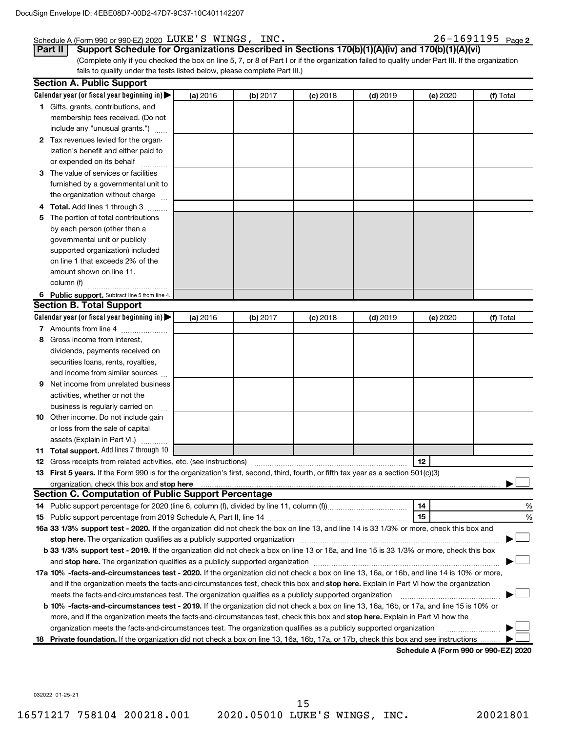Schedule A (Form 990 or 990-EZ) 2020 LUKE'S WINGS, INC. 26-1691195 Page 2

**Part II Support Schedule for Organizations Described in Sections 170(b)(1)(A)(iv) and 170(b)(1)(A)(vi)**

(Complete only if you checked the box on line 5, 7, or 8 of Part I or if the organization failed to qualify under Part III. If the organization fails to qualify under the tests listed below, please complete Part III.)

## Section A. Public Support

| Calendar year (or fiscal year beginning in) ▶ | (a) 2016 | (b) 2017 | (c) 2018 | (d) 2019 | (e) 2020 | (f) Total |
|---|---|---|---|---|---|---|
| **1** Gifts, grants, contributions, and membership fees received. (Do not include any "unusual grants.") | | | | | | |
| **2** Tax revenues levied for the organization's benefit and either paid to or expended on its behalf | | | | | | |
| **3** The value of services or facilities furnished by a governmental unit to the organization without charge | | | | | | |
| **4 Total.** Add lines 1 through 3 | | | | | | |
| **5** The portion of total contributions by each person (other than a governmental unit or publicly supported organization) included on line 1 that exceeds 2% of the amount shown on line 11, column (f) | | | | | | |
| **6 Public support.** Subtract line 5 from line 4. | | | | | | |

## Section B. Total Support

| Calendar year (or fiscal year beginning in) ▶ | (a) 2016 | (b) 2017 | (c) 2018 | (d) 2019 | (e) 2020 | (f) Total |
|---|---|---|---|---|---|---|
| **7** Amounts from line 4 | | | | | | |
| **8** Gross income from interest, dividends, payments received on securities loans, rents, royalties, and income from similar sources | | | | | | |
| **9** Net income from unrelated business activities, whether or not the business is regularly carried on | | | | | | |
| **10** Other income. Do not include gain or loss from the sale of capital assets (Explain in Part VI.) | | | | | | |
| **11 Total support.** Add lines 7 through 10 | | | | | | |

**12** Gross receipts from related activities, etc. (see instructions) **12**

**13 First 5 years.** If the Form 990 is for the organization's first, second, third, fourth, or fifth tax year as a section 501(c)(3) organization, check this box and **stop here** ▶ ☐

## Section C. Computation of Public Support Percentage

**14** Public support percentage for 2020 (line 6, column (f), divided by line 11, column (f)) **14** %

**15** Public support percentage from 2019 Schedule A, Part II, line 14 **15** %

**16a 33 1/3% support test - 2020.** If the organization did not check the box on line 13, and line 14 is 33 1/3% or more, check this box and **stop here.** The organization qualifies as a publicly supported organization ▶ ☐

**b 33 1/3% support test - 2019.** If the organization did not check a box on line 13 or 16a, and line 15 is 33 1/3% or more, check this box and **stop here.** The organization qualifies as a publicly supported organization ▶ ☐

**17a 10% -facts-and-circumstances test - 2020.** If the organization did not check a box on line 13, 16a, or 16b, and line 14 is 10% or more, and if the organization meets the facts-and-circumstances test, check this box and **stop here.** Explain in Part VI how the organization meets the facts-and-circumstances test. The organization qualifies as a publicly supported organization ▶ ☐

**b 10% -facts-and-circumstances test - 2019.** If the organization did not check a box on line 13, 16a, 16b, or 17a, and line 15 is 10% or more, and if the organization meets the facts-and-circumstances test, check this box and **stop here.** Explain in Part VI how the organization meets the facts-and-circumstances test. The organization qualifies as a publicly supported organization ▶ ☐

**18 Private foundation.** If the organization did not check a box on line 13, 16a, 16b, 17a, or 17b, check this box and see instructions ▶ ☐

**Schedule A (Form 990 or 990-EZ) 2020**

032022 01-25-21

16571217 758104 200218.001 2020.05010 LUKE'S WINGS, INC. 20021801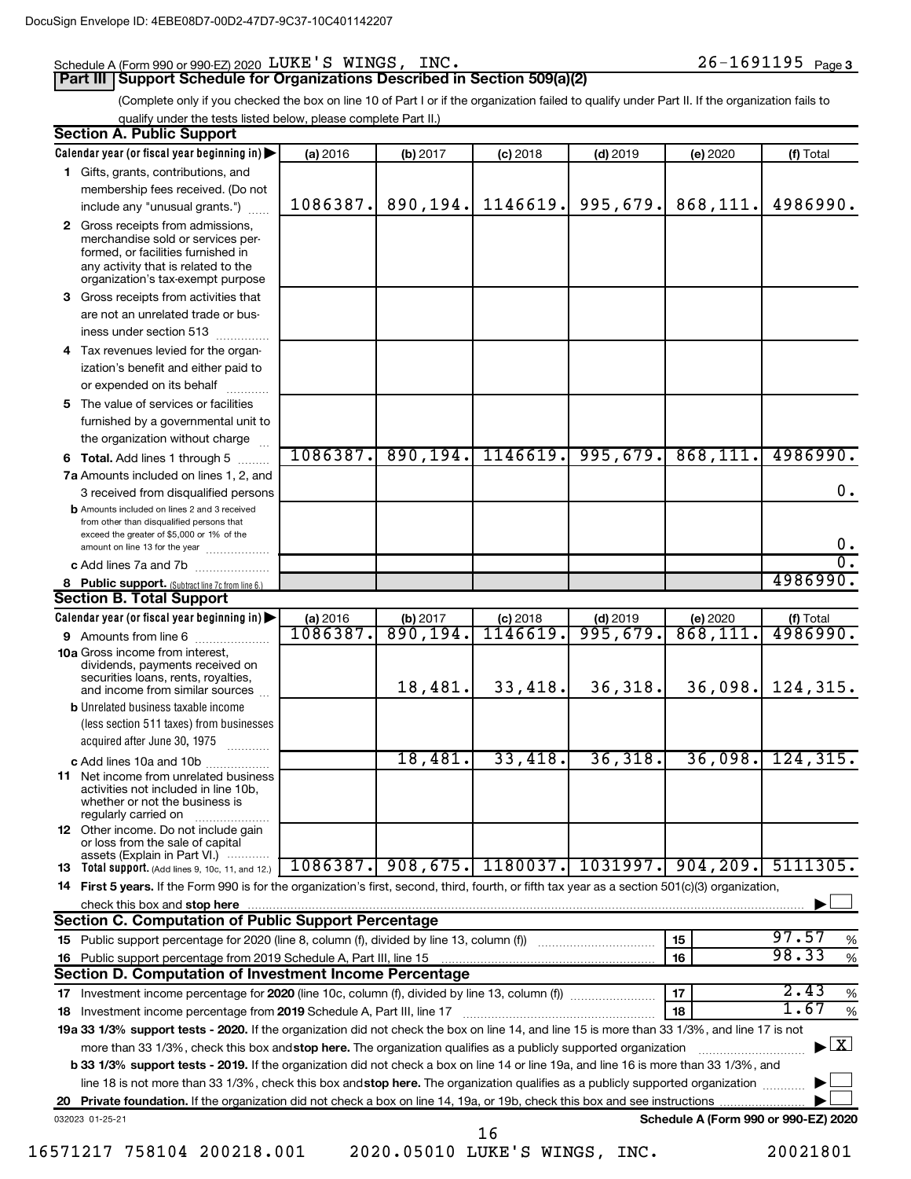Schedule A (Form 990 or 990-EZ) 2020 LUKE'S WINGS, INC. 26-1691195 Page 3

## Part III Support Schedule for Organizations Described in Section 509(a)(2)

(Complete only if you checked the box on line 10 of Part I or if the organization failed to qualify under Part II. If the organization fails to qualify under the tests listed below, please complete Part II.)

### Section A. Public Support

| Calendar year (or fiscal year beginning in) | (a) 2016 | (b) 2017 | (c) 2018 | (d) 2019 | (e) 2020 | (f) Total |
|---|---|---|---|---|---|---|
| 1 Gifts, grants, contributions, and membership fees received. (Do not include any "unusual grants.") | 1086387. | 890,194. | 1146619. | 995,679. | 868,111. | 4986990. |
| 2 Gross receipts from admissions, merchandise sold or services performed, or facilities furnished in any activity that is related to the organization's tax-exempt purpose | | | | | | |
| 3 Gross receipts from activities that are not an unrelated trade or business under section 513 | | | | | | |
| 4 Tax revenues levied for the organization's benefit and either paid to or expended on its behalf | | | | | | |
| 5 The value of services or facilities furnished by a governmental unit to the organization without charge | | | | | | |
| 6 Total. Add lines 1 through 5 | 1086387. | 890,194. | 1146619. | 995,679. | 868,111. | 4986990. |
| 7a Amounts included on lines 1, 2, and 3 received from disqualified persons | | | | | | 0. |
| b Amounts included on lines 2 and 3 received from other than disqualified persons that exceed the greater of $5,000 or 1% of the amount on line 13 for the year | | | | | | 0. |
| c Add lines 7a and 7b | | | | | | 0. |
| 8 Public support. (Subtract line 7c from line 6.) | | | | | | 4986990. |

### Section B. Total Support

| Calendar year (or fiscal year beginning in) | (a) 2016 | (b) 2017 | (c) 2018 | (d) 2019 | (e) 2020 | (f) Total |
|---|---|---|---|---|---|---|
| 9 Amounts from line 6 | 1086387. | 890,194. | 1146619. | 995,679. | 868,111. | 4986990. |
| 10a Gross income from interest, dividends, payments received on securities loans, rents, royalties, and income from similar sources | | 18,481. | 33,418. | 36,318. | 36,098. | 124,315. |
| b Unrelated business taxable income (less section 511 taxes) from businesses acquired after June 30, 1975 | | | | | | |
| c Add lines 10a and 10b | | 18,481. | 33,418. | 36,318. | 36,098. | 124,315. |
| 11 Net income from unrelated business activities not included in line 10b, whether or not the business is regularly carried on | | | | | | |
| 12 Other income. Do not include gain or loss from the sale of capital assets (Explain in Part VI.) | | | | | | |
| 13 Total support. (Add lines 9, 10c, 11, and 12.) | 1086387. | 908,675. | 1180037. | 1031997. | 904,209. | 5111305. |

14 First 5 years. If the Form 990 is for the organization's first, second, third, fourth, or fifth tax year as a section 501(c)(3) organization, check this box and stop here ☐

### Section C. Computation of Public Support Percentage

| | | |
|---|---|---|
| 15 Public support percentage for 2020 (line 8, column (f), divided by line 13, column (f)) | 15 | 97.57 % |
| 16 Public support percentage from 2019 Schedule A, Part III, line 15 | 16 | 98.33 % |

### Section D. Computation of Investment Income Percentage

| | | |
|---|---|---|
| 17 Investment income percentage for 2020 (line 10c, column (f), divided by line 13, column (f)) | 17 | 2.43 % |
| 18 Investment income percentage from 2019 Schedule A, Part III, line 17 | 18 | 1.67 % |

19a 33 1/3% support tests - 2020. If the organization did not check the box on line 14, and line 15 is more than 33 1/3%, and line 17 is not more than 33 1/3%, check this box and stop here. The organization qualifies as a publicly supported organization ☒

b 33 1/3% support tests - 2019. If the organization did not check a box on line 14 or line 19a, and line 16 is more than 33 1/3%, and line 18 is not more than 33 1/3%, check this box and stop here. The organization qualifies as a publicly supported organization ☐

20 Private foundation. If the organization did not check a box on line 14, 19a, or 19b, check this box and see instructions ☐

032023 01-25-21 Schedule A (Form 990 or 990-EZ) 2020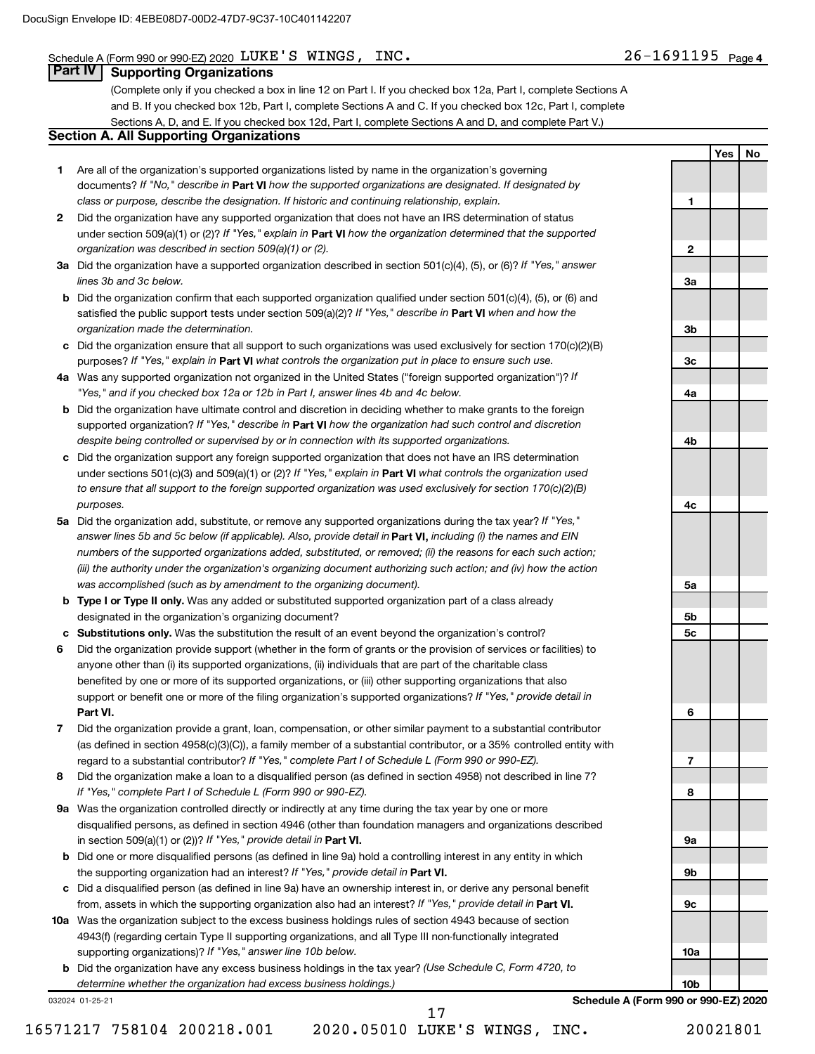Schedule A (Form 990 or 990-EZ) 2020 LUKE'S WINGS, INC. 26-1691195 Page 4

## Part IV Supporting Organizations

(Complete only if you checked a box in line 12 on Part I. If you checked box 12a, Part I, complete Sections A and B. If you checked box 12b, Part I, complete Sections A and C. If you checked box 12c, Part I, complete Sections A, D, and E. If you checked box 12d, Part I, complete Sections A and D, and complete Part V.)

### Section A. All Supporting Organizations

| | | | Yes | No |
|---|---|---|---|---|
| **1** | Are all of the organization's supported organizations listed by name in the organization's governing documents? *If "No," describe in* **Part VI** *how the supported organizations are designated. If designated by class or purpose, describe the designation. If historic and continuing relationship, explain.* | 1 | | |
| **2** | Did the organization have any supported organization that does not have an IRS determination of status under section 509(a)(1) or (2)? *If "Yes," explain in* **Part VI** *how the organization determined that the supported organization was described in section 509(a)(1) or (2).* | 2 | | |
| **3a** | Did the organization have a supported organization described in section 501(c)(4), (5), or (6)? *If "Yes," answer lines 3b and 3c below.* | 3a | | |
| **b** | Did the organization confirm that each supported organization qualified under section 501(c)(4), (5), or (6) and satisfied the public support tests under section 509(a)(2)? *If "Yes," describe in* **Part VI** *when and how the organization made the determination.* | 3b | | |
| **c** | Did the organization ensure that all support to such organizations was used exclusively for section 170(c)(2)(B) purposes? *If "Yes," explain in* **Part VI** *what controls the organization put in place to ensure such use.* | 3c | | |
| **4a** | Was any supported organization not organized in the United States ("foreign supported organization")? *If "Yes," and if you checked box 12a or 12b in Part I, answer lines 4b and 4c below.* | 4a | | |
| **b** | Did the organization have ultimate control and discretion in deciding whether to make grants to the foreign supported organization? *If "Yes," describe in* **Part VI** *how the organization had such control and discretion despite being controlled or supervised by or in connection with its supported organizations.* | 4b | | |
| **c** | Did the organization support any foreign supported organization that does not have an IRS determination under sections 501(c)(3) and 509(a)(1) or (2)? *If "Yes," explain in* **Part VI** *what controls the organization used to ensure that all support to the foreign supported organization was used exclusively for section 170(c)(2)(B) purposes.* | 4c | | |
| **5a** | Did the organization add, substitute, or remove any supported organizations during the tax year? *If "Yes," answer lines 5b and 5c below (if applicable). Also, provide detail in* **Part VI,** *including (i) the names and EIN numbers of the supported organizations added, substituted, or removed; (ii) the reasons for each such action; (iii) the authority under the organization's organizing document authorizing such action; and (iv) how the action was accomplished (such as by amendment to the organizing document).* | 5a | | |
| **b** | **Type I or Type II only.** Was any added or substituted supported organization part of a class already designated in the organization's organizing document? | 5b | | |
| **c** | **Substitutions only.** Was the substitution the result of an event beyond the organization's control? | 5c | | |
| **6** | Did the organization provide support (whether in the form of grants or the provision of services or facilities) to anyone other than (i) its supported organizations, (ii) individuals that are part of the charitable class benefited by one or more of its supported organizations, or (iii) other supporting organizations that also support or benefit one or more of the filing organization's supported organizations? *If "Yes," provide detail in* **Part VI.** | 6 | | |
| **7** | Did the organization provide a grant, loan, compensation, or other similar payment to a substantial contributor (as defined in section 4958(c)(3)(C)), a family member of a substantial contributor, or a 35% controlled entity with regard to a substantial contributor? *If "Yes," complete Part I of Schedule L (Form 990 or 990-EZ).* | 7 | | |
| **8** | Did the organization make a loan to a disqualified person (as defined in section 4958) not described in line 7? *If "Yes," complete Part I of Schedule L (Form 990 or 990-EZ).* | 8 | | |
| **9a** | Was the organization controlled directly or indirectly at any time during the tax year by one or more disqualified persons, as defined in section 4946 (other than foundation managers and organizations described in section 509(a)(1) or (2))? *If "Yes," provide detail in* **Part VI.** | 9a | | |
| **b** | Did one or more disqualified persons (as defined in line 9a) hold a controlling interest in any entity in which the supporting organization had an interest? *If "Yes," provide detail in* **Part VI.** | 9b | | |
| **c** | Did a disqualified person (as defined in line 9a) have an ownership interest in, or derive any personal benefit from, assets in which the supporting organization also had an interest? *If "Yes," provide detail in* **Part VI.** | 9c | | |
| **10a** | Was the organization subject to the excess business holdings rules of section 4943 because of section 4943(f) (regarding certain Type II supporting organizations, and all Type III non-functionally integrated supporting organizations)? *If "Yes," answer line 10b below.* | 10a | | |
| **b** | Did the organization have any excess business holdings in the tax year? *(Use Schedule C, Form 4720, to determine whether the organization had excess business holdings.)* | 10b | | |

032024 01-25-21

**Schedule A (Form 990 or 990-EZ) 2020**

16571217 758104 200218.001 2020.05010 LUKE'S WINGS, INC. 20021801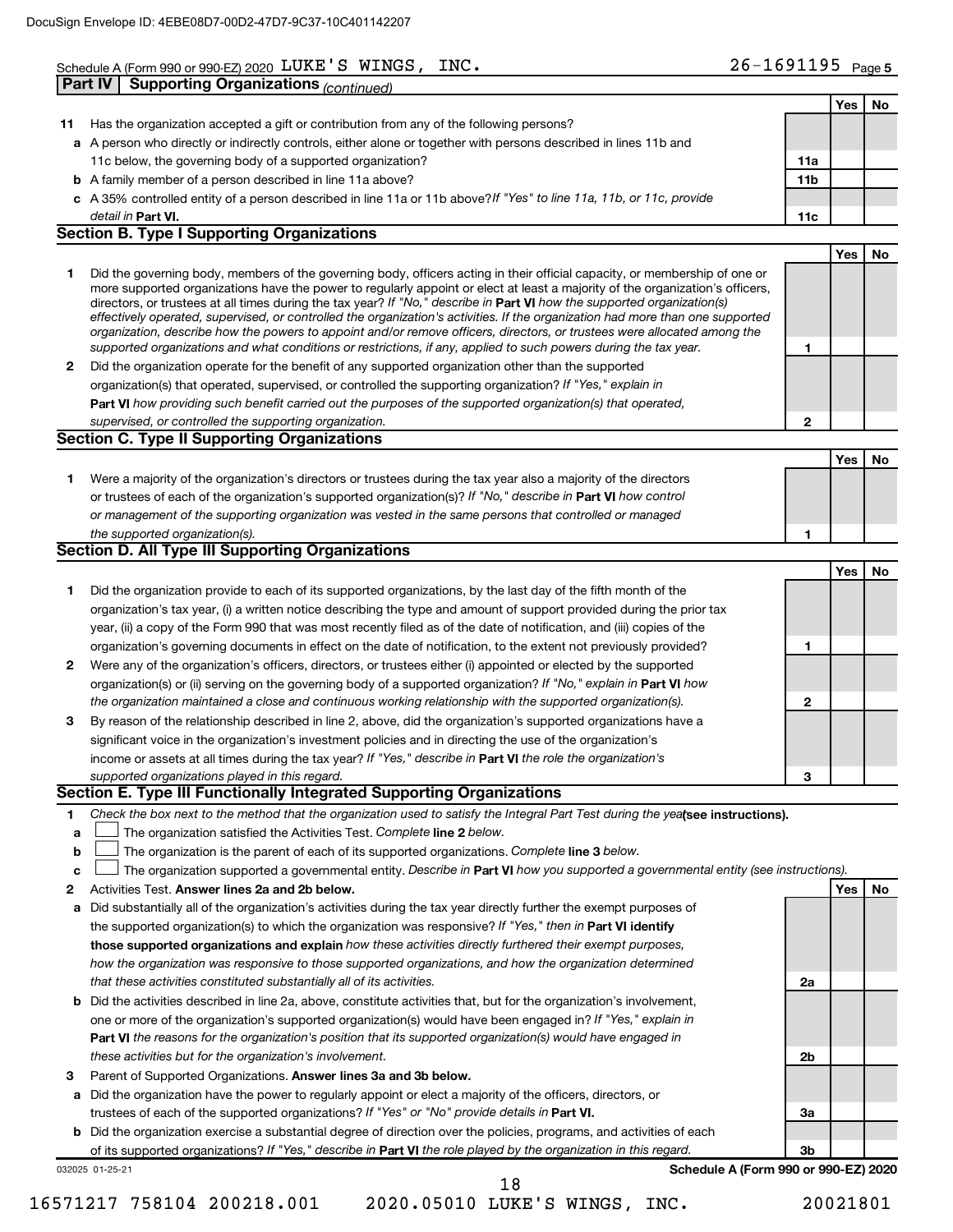Schedule A (Form 990 or 990-EZ) 2020 LUKE'S WINGS, INC. 26-1691195 Page 5

**Part IV | Supporting Organizations** *(continued)*

| | | | Yes | No |
|---|---|---|---|---|
| **11** | Has the organization accepted a gift or contribution from any of the following persons? | | | |
| **a** | A person who directly or indirectly controls, either alone or together with persons described in lines 11b and 11c below, the governing body of a supported organization? | **11a** | | |
| **b** | A family member of a person described in line 11a above? | **11b** | | |
| **c** | A 35% controlled entity of a person described in line 11a or 11b above? *If "Yes" to line 11a, 11b, or 11c, provide detail in* **Part VI.** | **11c** | | |

## Section B. Type I Supporting Organizations

| | | | Yes | No |
|---|---|---|---|---|
| **1** | Did the governing body, members of the governing body, officers acting in their official capacity, or membership of one or more supported organizations have the power to regularly appoint or elect at least a majority of the organization's officers, directors, or trustees at all times during the tax year? *If "No," describe in* **Part VI** *how the supported organization(s) effectively operated, supervised, or controlled the organization's activities. If the organization had more than one supported organization, describe how the powers to appoint and/or remove officers, directors, or trustees were allocated among the supported organizations and what conditions or restrictions, if any, applied to such powers during the tax year.* | **1** | | |
| **2** | Did the organization operate for the benefit of any supported organization other than the supported organization(s) that operated, supervised, or controlled the supporting organization? *If "Yes," explain in* **Part VI** *how providing such benefit carried out the purposes of the supported organization(s) that operated, supervised, or controlled the supporting organization.* | **2** | | |

## Section C. Type II Supporting Organizations

| | | | Yes | No |
|---|---|---|---|---|
| **1** | Were a majority of the organization's directors or trustees during the tax year also a majority of the directors or trustees of each of the organization's supported organization(s)? *If "No," describe in* **Part VI** *how control or management of the supporting organization was vested in the same persons that controlled or managed the supported organization(s).* | **1** | | |

## Section D. All Type III Supporting Organizations

| | | | Yes | No |
|---|---|---|---|---|
| **1** | Did the organization provide to each of its supported organizations, by the last day of the fifth month of the organization's tax year, (i) a written notice describing the type and amount of support provided during the prior tax year, (ii) a copy of the Form 990 that was most recently filed as of the date of notification, and (iii) copies of the organization's governing documents in effect on the date of notification, to the extent not previously provided? | **1** | | |
| **2** | Were any of the organization's officers, directors, or trustees either (i) appointed or elected by the supported organization(s) or (ii) serving on the governing body of a supported organization? *If "No," explain in* **Part VI** *how the organization maintained a close and continuous working relationship with the supported organization(s).* | **2** | | |
| **3** | By reason of the relationship described in line 2, above, did the organization's supported organizations have a significant voice in the organization's investment policies and in directing the use of the organization's income or assets at all times during the tax year? *If "Yes," describe in* **Part VI** *the role the organization's supported organizations played in this regard.* | **3** | | |

## Section E. Type III Functionally Integrated Supporting Organizations

**1** *Check the box next to the method that the organization used to satisfy the Integral Part Test during the year* **(see instructions).**

- **a** ☐ The organization satisfied the Activities Test. *Complete* **line 2** *below.*
- **b** ☐ The organization is the parent of each of its supported organizations. *Complete* **line 3** *below.*
- **c** ☐ The organization supported a governmental entity. *Describe in* **Part VI** *how you supported a governmental entity (see instructions).*

| | | | Yes | No |
|---|---|---|---|---|
| **2** | Activities Test. **Answer lines 2a and 2b below.** | | | |
| **a** | Did substantially all of the organization's activities during the tax year directly further the exempt purposes of the supported organization(s) to which the organization was responsive? *If "Yes," then in* **Part VI identify those supported organizations and explain** *how these activities directly furthered their exempt purposes, how the organization was responsive to those supported organizations, and how the organization determined that these activities constituted substantially all of its activities.* | **2a** | | |
| **b** | Did the activities described in line 2a, above, constitute activities that, but for the organization's involvement, one or more of the organization's supported organization(s) would have been engaged in? *If "Yes," explain in* **Part VI** *the reasons for the organization's position that its supported organization(s) would have engaged in these activities but for the organization's involvement.* | **2b** | | |
| **3** | Parent of Supported Organizations. **Answer lines 3a and 3b below.** | | | |
| **a** | Did the organization have the power to regularly appoint or elect a majority of the officers, directors, or trustees of each of the supported organizations? *If "Yes" or "No" provide details in* **Part VI.** | **3a** | | |
| **b** | Did the organization exercise a substantial degree of direction over the policies, programs, and activities of each of its supported organizations? *If "Yes," describe in* **Part VI** *the role played by the organization in this regard.* | **3b** | | |

032025 01-25-21 **Schedule A (Form 990 or 990-EZ) 2020**

16571217 758104 200218.001 2020.05010 LUKE'S WINGS, INC. 20021801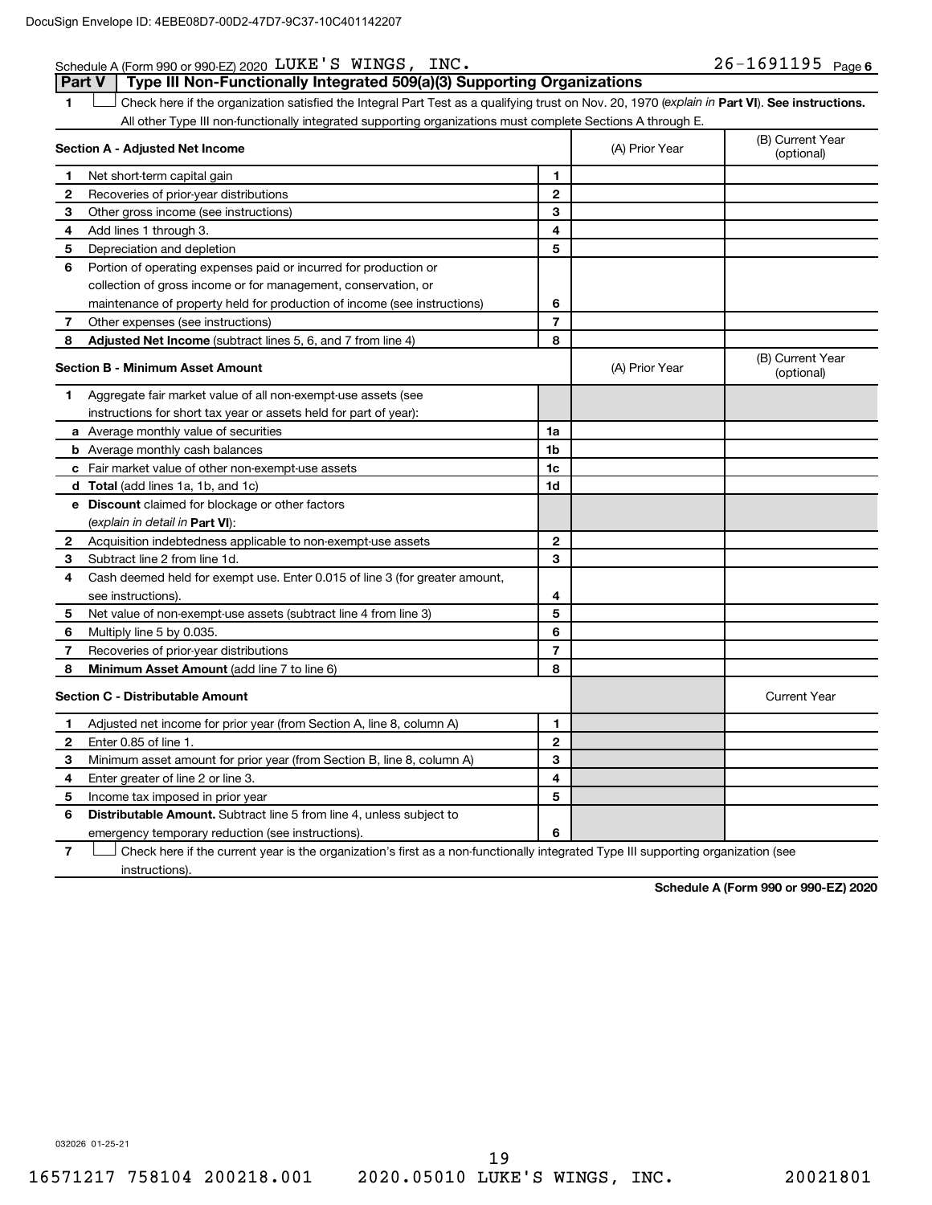Schedule A (Form 990 or 990-EZ) 2020 LUKE'S WINGS, INC. 26-1691195 Page 6

## Part V | Type III Non-Functionally Integrated 509(a)(3) Supporting Organizations

1 ☐ Check here if the organization satisfied the Integral Part Test as a qualifying trust on Nov. 20, 1970 (*explain in* **Part VI**). **See instructions.** All other Type III non-functionally integrated supporting organizations must complete Sections A through E.

| **Section A - Adjusted Net Income** | | | (A) Prior Year | (B) Current Year (optional) |
|---|---|---|---|---|
| 1 | Net short-term capital gain | 1 | | |
| 2 | Recoveries of prior-year distributions | 2 | | |
| 3 | Other gross income (see instructions) | 3 | | |
| 4 | Add lines 1 through 3. | 4 | | |
| 5 | Depreciation and depletion | 5 | | |
| 6 | Portion of operating expenses paid or incurred for production or collection of gross income or for management, conservation, or maintenance of property held for production of income (see instructions) | 6 | | |
| 7 | Other expenses (see instructions) | 7 | | |
| 8 | **Adjusted Net Income** (subtract lines 5, 6, and 7 from line 4) | 8 | | |

| **Section B - Minimum Asset Amount** | | | (A) Prior Year | (B) Current Year (optional) |
|---|---|---|---|---|
| 1 | Aggregate fair market value of all non-exempt-use assets (see instructions for short tax year or assets held for part of year): | | | |
| a | Average monthly value of securities | 1a | | |
| b | Average monthly cash balances | 1b | | |
| c | Fair market value of other non-exempt-use assets | 1c | | |
| d | **Total** (add lines 1a, 1b, and 1c) | 1d | | |
| e | **Discount** claimed for blockage or other factors (*explain in detail in* **Part VI**): | | | |
| 2 | Acquisition indebtedness applicable to non-exempt-use assets | 2 | | |
| 3 | Subtract line 2 from line 1d. | 3 | | |
| 4 | Cash deemed held for exempt use. Enter 0.015 of line 3 (for greater amount, see instructions). | 4 | | |
| 5 | Net value of non-exempt-use assets (subtract line 4 from line 3) | 5 | | |
| 6 | Multiply line 5 by 0.035. | 6 | | |
| 7 | Recoveries of prior-year distributions | 7 | | |
| 8 | **Minimum Asset Amount** (add line 7 to line 6) | 8 | | |

| **Section C - Distributable Amount** | | | | Current Year |
|---|---|---|---|---|
| 1 | Adjusted net income for prior year (from Section A, line 8, column A) | 1 | | |
| 2 | Enter 0.85 of line 1. | 2 | | |
| 3 | Minimum asset amount for prior year (from Section B, line 8, column A) | 3 | | |
| 4 | Enter greater of line 2 or line 3. | 4 | | |
| 5 | Income tax imposed in prior year | 5 | | |
| 6 | **Distributable Amount.** Subtract line 5 from line 4, unless subject to emergency temporary reduction (see instructions). | 6 | | |

7 ☐ Check here if the current year is the organization's first as a non-functionally integrated Type III supporting organization (see instructions).

**Schedule A (Form 990 or 990-EZ) 2020**

032026 01-25-21

16571217 758104 200218.001 2020.05010 LUKE'S WINGS, INC. 20021801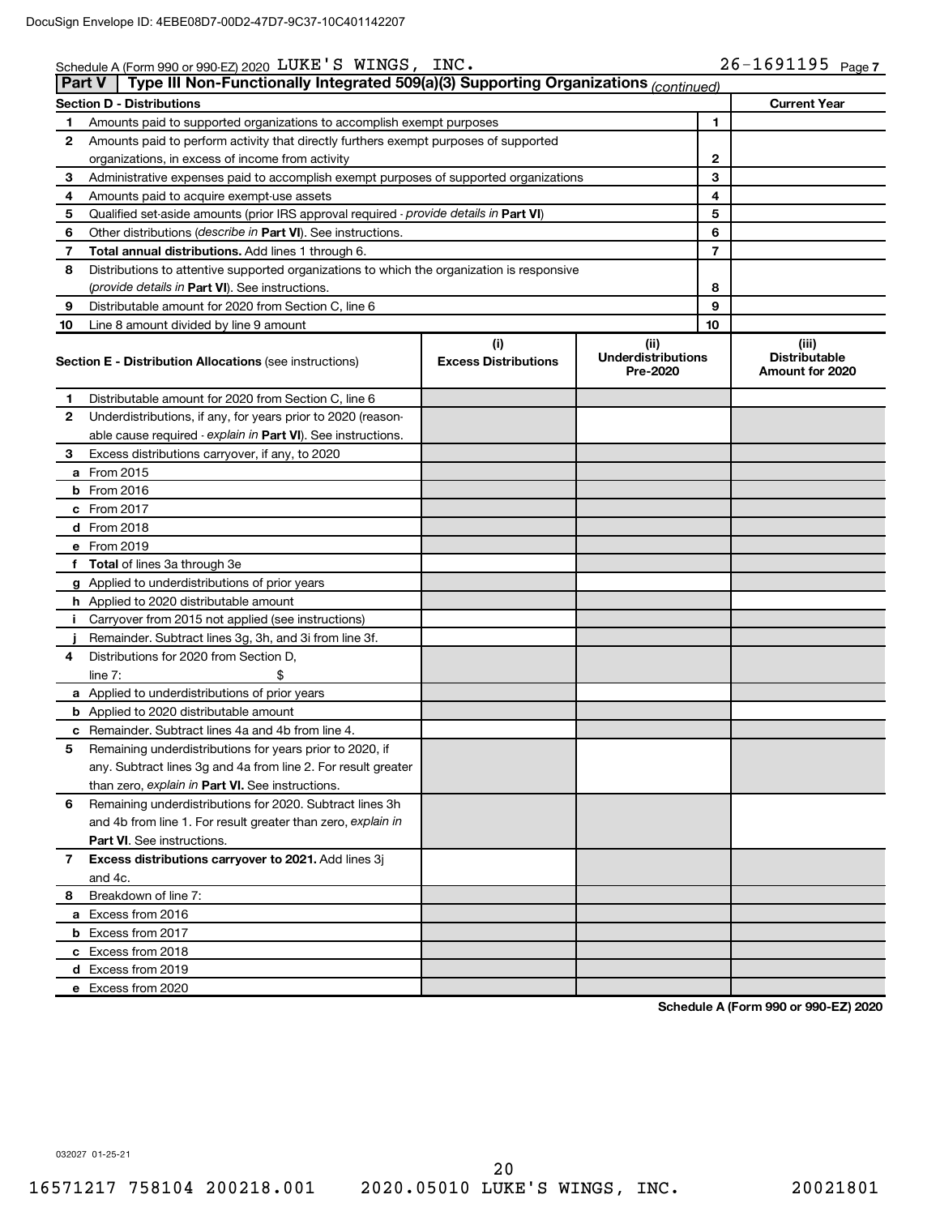Schedule A (Form 990 or 990-EZ) 2020 LUKE'S WINGS, INC. 26-1691195 Page 7

## Part V | Type III Non-Functionally Integrated 509(a)(3) Supporting Organizations *(continued)*

| Section D - Distributions | | | Current Year |
|---|---|---|---|
| 1 | Amounts paid to supported organizations to accomplish exempt purposes | 1 | |
| 2 | Amounts paid to perform activity that directly furthers exempt purposes of supported organizations, in excess of income from activity | 2 | |
| 3 | Administrative expenses paid to accomplish exempt purposes of supported organizations | 3 | |
| 4 | Amounts paid to acquire exempt-use assets | 4 | |
| 5 | Qualified set-aside amounts (prior IRS approval required - *provide details in* **Part VI**) | 5 | |
| 6 | Other distributions (*describe in* **Part VI**). See instructions. | 6 | |
| 7 | **Total annual distributions.** Add lines 1 through 6. | 7 | |
| 8 | Distributions to attentive supported organizations to which the organization is responsive (*provide details in* **Part VI**). See instructions. | 8 | |
| 9 | Distributable amount for 2020 from Section C, line 6 | 9 | |
| 10 | Line 8 amount divided by line 9 amount | 10 | |

| Section E - Distribution Allocations (see instructions) | (i) Excess Distributions | (ii) Underdistributions Pre-2020 | (iii) Distributable Amount for 2020 |
|---|---|---|---|
| **1** Distributable amount for 2020 from Section C, line 6 | | | |
| **2** Underdistributions, if any, for years prior to 2020 (reasonable cause required - *explain in* **Part VI**). See instructions. | | | |
| **3** Excess distributions carryover, if any, to 2020 | | | |
| **a** From 2015 | | | |
| **b** From 2016 | | | |
| **c** From 2017 | | | |
| **d** From 2018 | | | |
| **e** From 2019 | | | |
| **f** **Total** of lines 3a through 3e | | | |
| **g** Applied to underdistributions of prior years | | | |
| **h** Applied to 2020 distributable amount | | | |
| **i** Carryover from 2015 not applied (see instructions) | | | |
| **j** Remainder. Subtract lines 3g, 3h, and 3i from line 3f. | | | |
| **4** Distributions for 2020 from Section D, line 7: $ | | | |
| **a** Applied to underdistributions of prior years | | | |
| **b** Applied to 2020 distributable amount | | | |
| **c** Remainder. Subtract lines 4a and 4b from line 4. | | | |
| **5** Remaining underdistributions for years prior to 2020, if any. Subtract lines 3g and 4a from line 2. For result greater than zero, *explain in* **Part VI.** See instructions. | | | |
| **6** Remaining underdistributions for 2020. Subtract lines 3h and 4b from line 1. For result greater than zero, *explain in* **Part VI**. See instructions. | | | |
| **7** **Excess distributions carryover to 2021.** Add lines 3j and 4c. | | | |
| **8** Breakdown of line 7: | | | |
| **a** Excess from 2016 | | | |
| **b** Excess from 2017 | | | |
| **c** Excess from 2018 | | | |
| **d** Excess from 2019 | | | |
| **e** Excess from 2020 | | | |

**Schedule A (Form 990 or 990-EZ) 2020**

032027 01-25-21

16571217 758104 200218.001 2020.05010 LUKE'S WINGS, INC. 20021801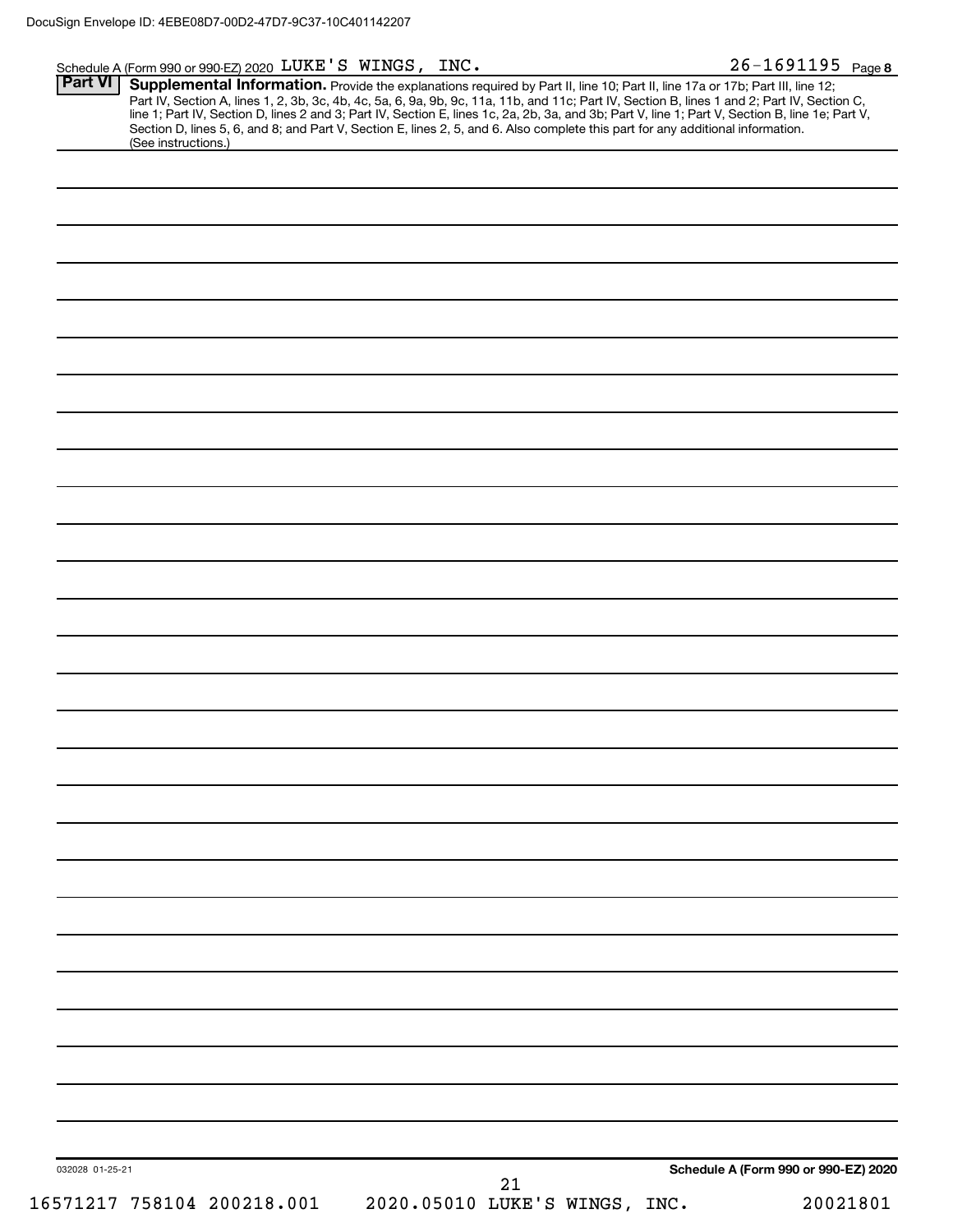Schedule A (Form 990 or 990-EZ) 2020 LUKE'S WINGS, INC. 26-1691195 Page 8

## Part VI Supplemental Information.

**Supplemental Information.** Provide the explanations required by Part II, line 10; Part II, line 17a or 17b; Part III, line 12; Part IV, Section A, lines 1, 2, 3b, 3c, 4b, 4c, 5a, 6, 9a, 9b, 9c, 11a, 11b, and 11c; Part IV, Section B, lines 1 and 2; Part IV, Section C, line 1; Part IV, Section D, lines 2 and 3; Part IV, Section E, lines 1c, 2a, 2b, 3a, and 3b; Part V, line 1; Part V, Section B, line 1e; Part V, Section D, lines 5, 6, and 8; and Part V, Section E, lines 2, 5, and 6. Also complete this part for any additional information. (See instructions.)

032028 01-25-21

**Schedule A (Form 990 or 990-EZ) 2020**

16571217 758104 200218.001 2020.05010 LUKE'S WINGS, INC. 20021801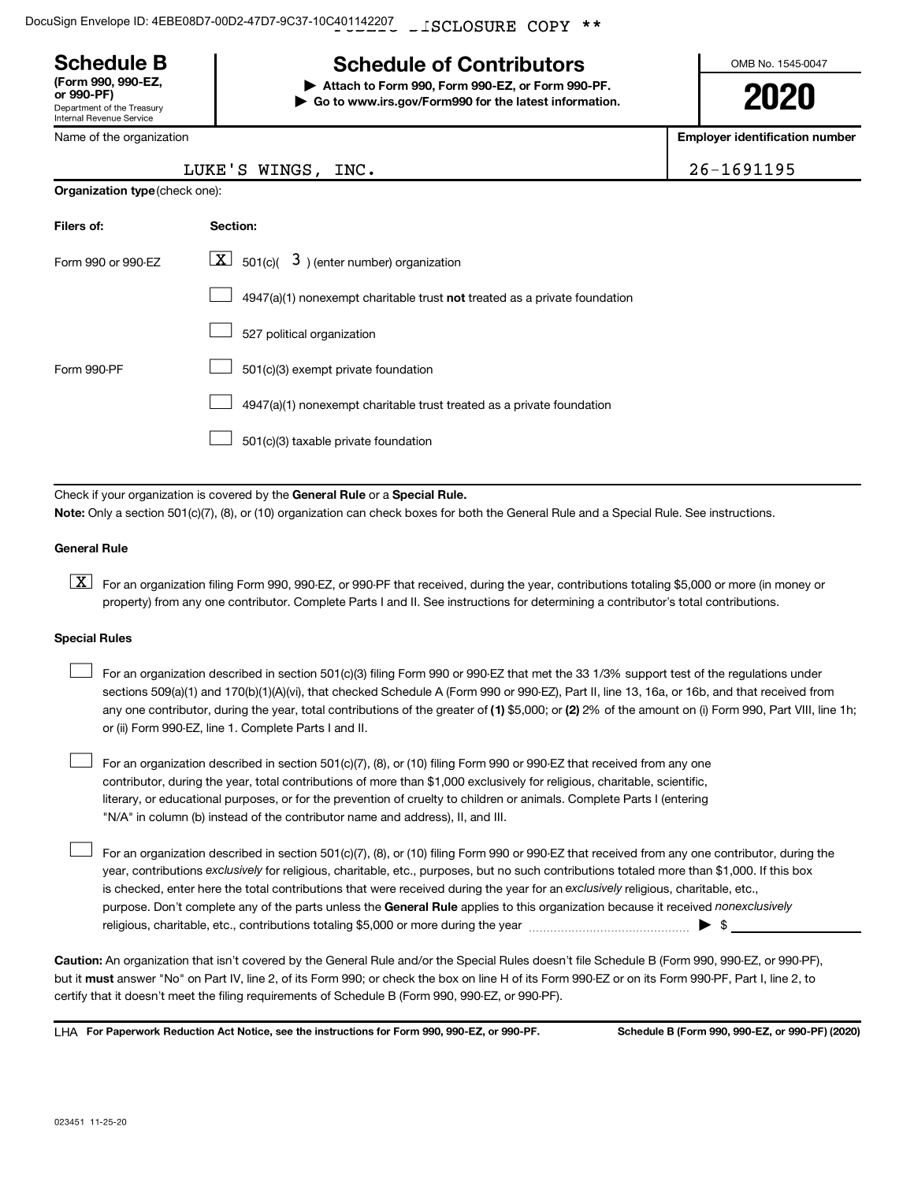DocuSign Envelope ID: 4EBE08D7-00D2-47D7-9C37-10C401142207 ** PUBLIC DISCLOSURE COPY **

# Schedule B

**(Form 990, 990-EZ, or 990-PF)**
Department of the Treasury
Internal Revenue Service

## Schedule of Contributors

▶ **Attach to Form 990, Form 990-EZ, or Form 990-PF.**
▶ **Go to www.irs.gov/Form990 for the latest information.**

OMB No. 1545-0047

**2020**

| Name of the organization | Employer identification number |
|---|---|
| LUKE'S WINGS, INC. | 26-1691195 |

**Organization type** (check one):

| Filers of: | Section: |
|---|---|
| Form 990 or 990-EZ | [X] 501(c)( 3 ) (enter number) organization |
| | [ ] 4947(a)(1) nonexempt charitable trust **not** treated as a private foundation |
| | [ ] 527 political organization |
| Form 990-PF | [ ] 501(c)(3) exempt private foundation |
| | [ ] 4947(a)(1) nonexempt charitable trust treated as a private foundation |
| | [ ] 501(c)(3) taxable private foundation |

Check if your organization is covered by the **General Rule** or a **Special Rule.**

**Note:** Only a section 501(c)(7), (8), or (10) organization can check boxes for both the General Rule and a Special Rule. See instructions.

**General Rule**

[X] For an organization filing Form 990, 990-EZ, or 990-PF that received, during the year, contributions totaling $5,000 or more (in money or property) from any one contributor. Complete Parts I and II. See instructions for determining a contributor's total contributions.

**Special Rules**

[ ] For an organization described in section 501(c)(3) filing Form 990 or 990-EZ that met the 33 1/3% support test of the regulations under sections 509(a)(1) and 170(b)(1)(A)(vi), that checked Schedule A (Form 990 or 990-EZ), Part II, line 13, 16a, or 16b, and that received from any one contributor, during the year, total contributions of the greater of **(1)** $5,000; or **(2)** 2% of the amount on (i) Form 990, Part VIII, line 1h; or (ii) Form 990-EZ, line 1. Complete Parts I and II.

[ ] For an organization described in section 501(c)(7), (8), or (10) filing Form 990 or 990-EZ that received from any one contributor, during the year, total contributions of more than $1,000 exclusively for religious, charitable, scientific, literary, or educational purposes, or for the prevention of cruelty to children or animals. Complete Parts I (entering "N/A" in column (b) instead of the contributor name and address), II, and III.

[ ] For an organization described in section 501(c)(7), (8), or (10) filing Form 990 or 990-EZ that received from any one contributor, during the year, contributions *exclusively* for religious, charitable, etc., purposes, but no such contributions totaled more than $1,000. If this box is checked, enter here the total contributions that were received during the year for an *exclusively* religious, charitable, etc., purpose. Don't complete any of the parts unless the **General Rule** applies to this organization because it received *nonexclusively* religious, charitable, etc., contributions totaling $5,000 or more during the year ▶ $ ____________

**Caution:** An organization that isn't covered by the General Rule and/or the Special Rules doesn't file Schedule B (Form 990, 990-EZ, or 990-PF), but it **must** answer "No" on Part IV, line 2, of its Form 990; or check the box on line H of its Form 990-EZ or on its Form 990-PF, Part I, line 2, to certify that it doesn't meet the filing requirements of Schedule B (Form 990, 990-EZ, or 990-PF).

LHA **For Paperwork Reduction Act Notice, see the instructions for Form 990, 990-EZ, or 990-PF.** **Schedule B (Form 990, 990-EZ, or 990-PF) (2020)**

023451 11-25-20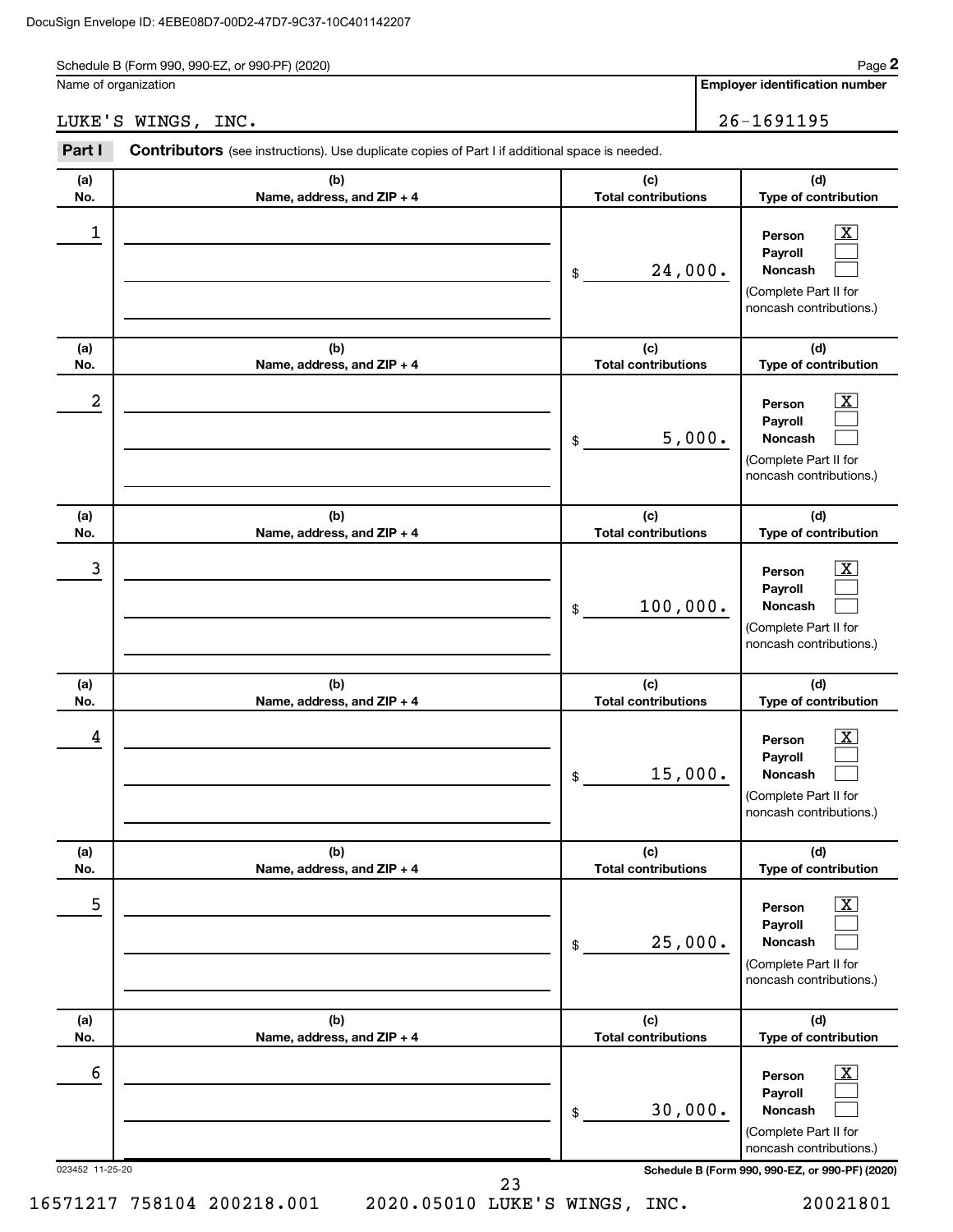Schedule B (Form 990, 990-EZ, or 990-PF) (2020)

Name of organization: LUKE'S WINGS, INC.

**Employer identification number:** 26-1691195

**Part I** **Contributors** (see instructions). Use duplicate copies of Part I if additional space is needed.

| (a) No. | (b) Name, address, and ZIP + 4 | (c) Total contributions | (d) Type of contribution |
|---|---|---|---|
| 1 | | $ 24,000. | Person [X] Payroll [ ] Noncash [ ] (Complete Part II for noncash contributions.) |
| 2 | | $ 5,000. | Person [X] Payroll [ ] Noncash [ ] (Complete Part II for noncash contributions.) |
| 3 | | $ 100,000. | Person [X] Payroll [ ] Noncash [ ] (Complete Part II for noncash contributions.) |
| 4 | | $ 15,000. | Person [X] Payroll [ ] Noncash [ ] (Complete Part II for noncash contributions.) |
| 5 | | $ 25,000. | Person [X] Payroll [ ] Noncash [ ] (Complete Part II for noncash contributions.) |
| 6 | | $ 30,000. | Person [X] Payroll [ ] Noncash [ ] (Complete Part II for noncash contributions.) |

023452 11-25-20

**Schedule B (Form 990, 990-EZ, or 990-PF) (2020)**

16571217 758104 200218.001 2020.05010 LUKE'S WINGS, INC. 20021801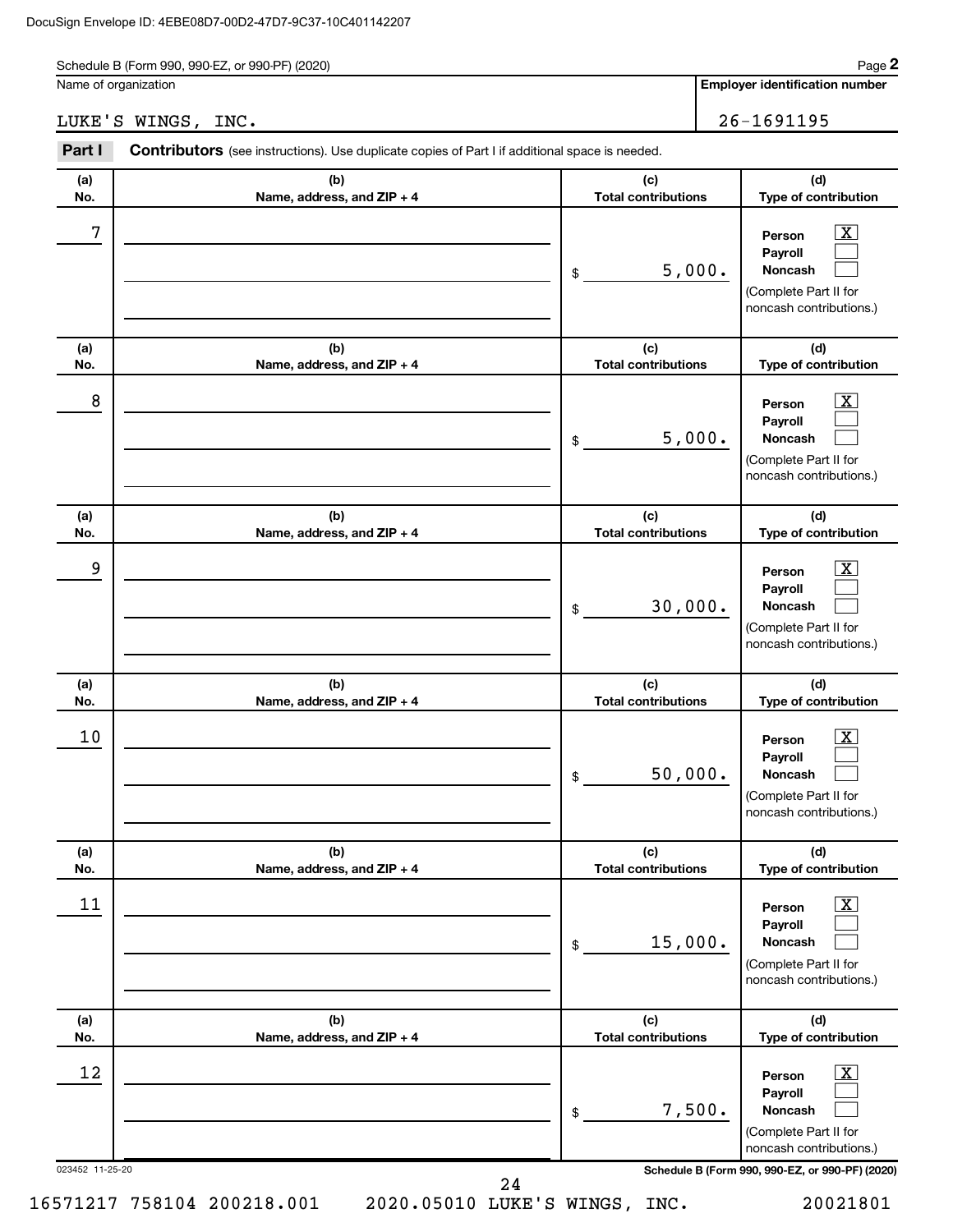Schedule B (Form 990, 990-EZ, or 990-PF) (2020)

Name of organization: LUKE'S WINGS, INC.

Employer identification number: 26-1691195

## Part I Contributors (see instructions). Use duplicate copies of Part I if additional space is needed.

| (a) No. | (b) Name, address, and ZIP + 4 | (c) Total contributions | (d) Type of contribution |
|---|---|---|---|
| 7 | | $ 5,000. | Person [X] Payroll [ ] Noncash [ ] (Complete Part II for noncash contributions.) |
| 8 | | $ 5,000. | Person [X] Payroll [ ] Noncash [ ] (Complete Part II for noncash contributions.) |
| 9 | | $ 30,000. | Person [X] Payroll [ ] Noncash [ ] (Complete Part II for noncash contributions.) |
| 10 | | $ 50,000. | Person [X] Payroll [ ] Noncash [ ] (Complete Part II for noncash contributions.) |
| 11 | | $ 15,000. | Person [X] Payroll [ ] Noncash [ ] (Complete Part II for noncash contributions.) |
| 12 | | $ 7,500. | Person [X] Payroll [ ] Noncash [ ] (Complete Part II for noncash contributions.) |

023452 11-25-20

Schedule B (Form 990, 990-EZ, or 990-PF) (2020)

16571217 758104 200218.001 2020.05010 LUKE'S WINGS, INC. 20021801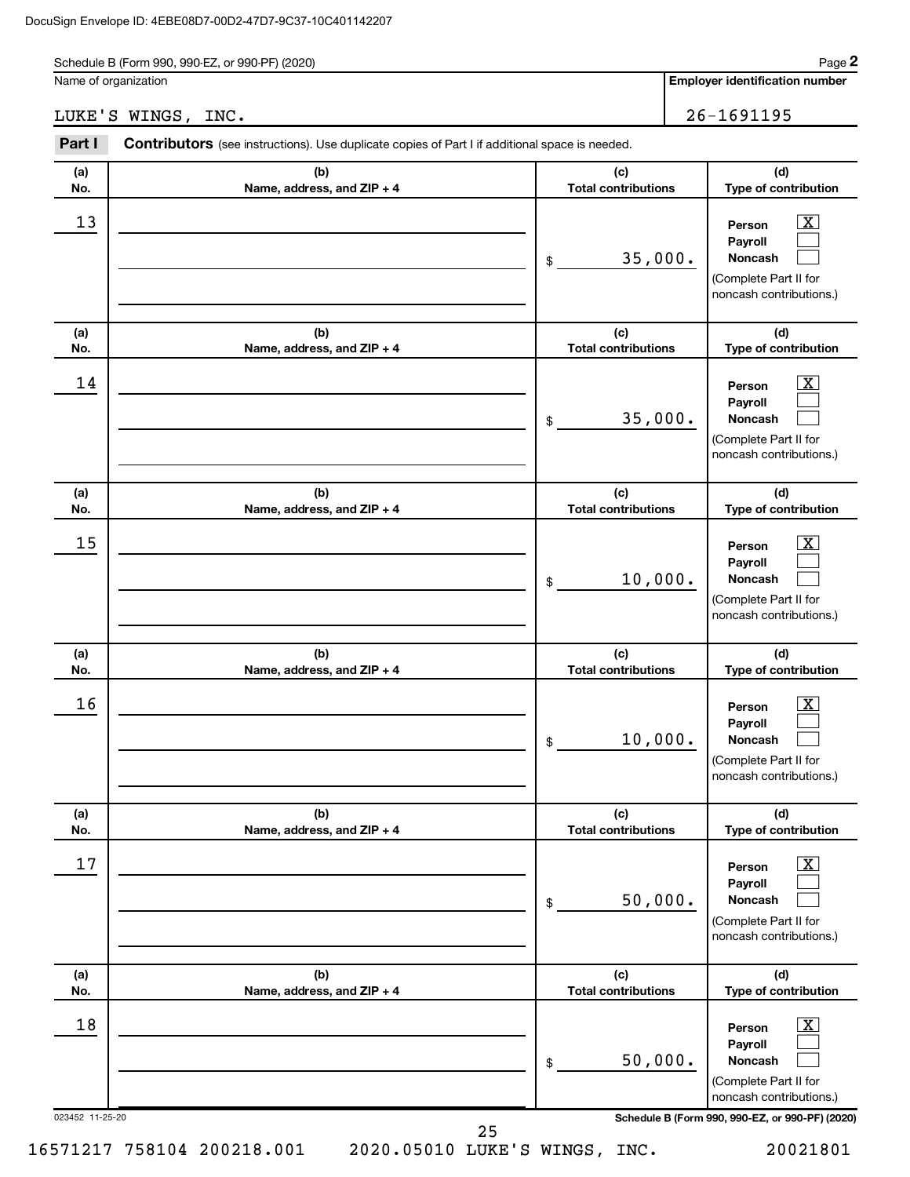Schedule B (Form 990, 990-EZ, or 990-PF) (2020)

Name of organization

LUKE'S WINGS, INC.

Employer identification number

26-1691195

**Part I** **Contributors** (see instructions). Use duplicate copies of Part I if additional space is needed.

| (a) No. | (b) Name, address, and ZIP + 4 | (c) Total contributions | (d) Type of contribution |
|---|---|---|---|
| 13 | | $ 35,000. | Person [X] Payroll [ ] Noncash [ ] (Complete Part II for noncash contributions.) |
| 14 | | $ 35,000. | Person [X] Payroll [ ] Noncash [ ] (Complete Part II for noncash contributions.) |
| 15 | | $ 10,000. | Person [X] Payroll [ ] Noncash [ ] (Complete Part II for noncash contributions.) |
| 16 | | $ 10,000. | Person [X] Payroll [ ] Noncash [ ] (Complete Part II for noncash contributions.) |
| 17 | | $ 50,000. | Person [X] Payroll [ ] Noncash [ ] (Complete Part II for noncash contributions.) |
| 18 | | $ 50,000. | Person [X] Payroll [ ] Noncash [ ] (Complete Part II for noncash contributions.) |

023452 11-25-20

Schedule B (Form 990, 990-EZ, or 990-PF) (2020)

16571217 758104 200218.001 2020.05010 LUKE'S WINGS, INC. 20021801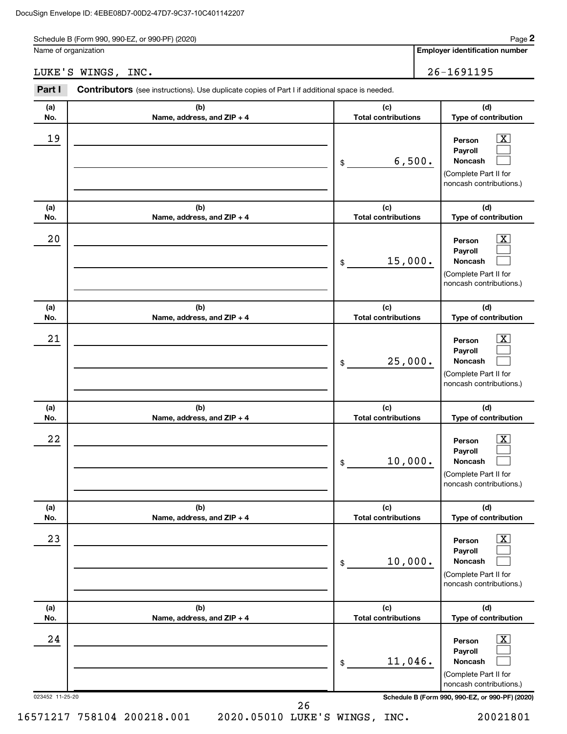Schedule B (Form 990, 990-EZ, or 990-PF) (2020)

| Name of organization | Employer identification number |
|---|---|
| LUKE'S WINGS, INC. | 26-1691195 |

**Part I** **Contributors** (see instructions). Use duplicate copies of Part I if additional space is needed.

| (a) No. | (b) Name, address, and ZIP + 4 | (c) Total contributions | (d) Type of contribution |
|---|---|---|---|
| 19 | | $ 6,500. | Person [X] Payroll [ ] Noncash [ ] (Complete Part II for noncash contributions.) |
| 20 | | $ 15,000. | Person [X] Payroll [ ] Noncash [ ] (Complete Part II for noncash contributions.) |
| 21 | | $ 25,000. | Person [X] Payroll [ ] Noncash [ ] (Complete Part II for noncash contributions.) |
| 22 | | $ 10,000. | Person [X] Payroll [ ] Noncash [ ] (Complete Part II for noncash contributions.) |
| 23 | | $ 10,000. | Person [X] Payroll [ ] Noncash [ ] (Complete Part II for noncash contributions.) |
| 24 | | $ 11,046. | Person [X] Payroll [ ] Noncash [ ] (Complete Part II for noncash contributions.) |

023452 11-25-20

Schedule B (Form 990, 990-EZ, or 990-PF) (2020)

16571217 758104 200218.001 2020.05010 LUKE'S WINGS, INC. 20021801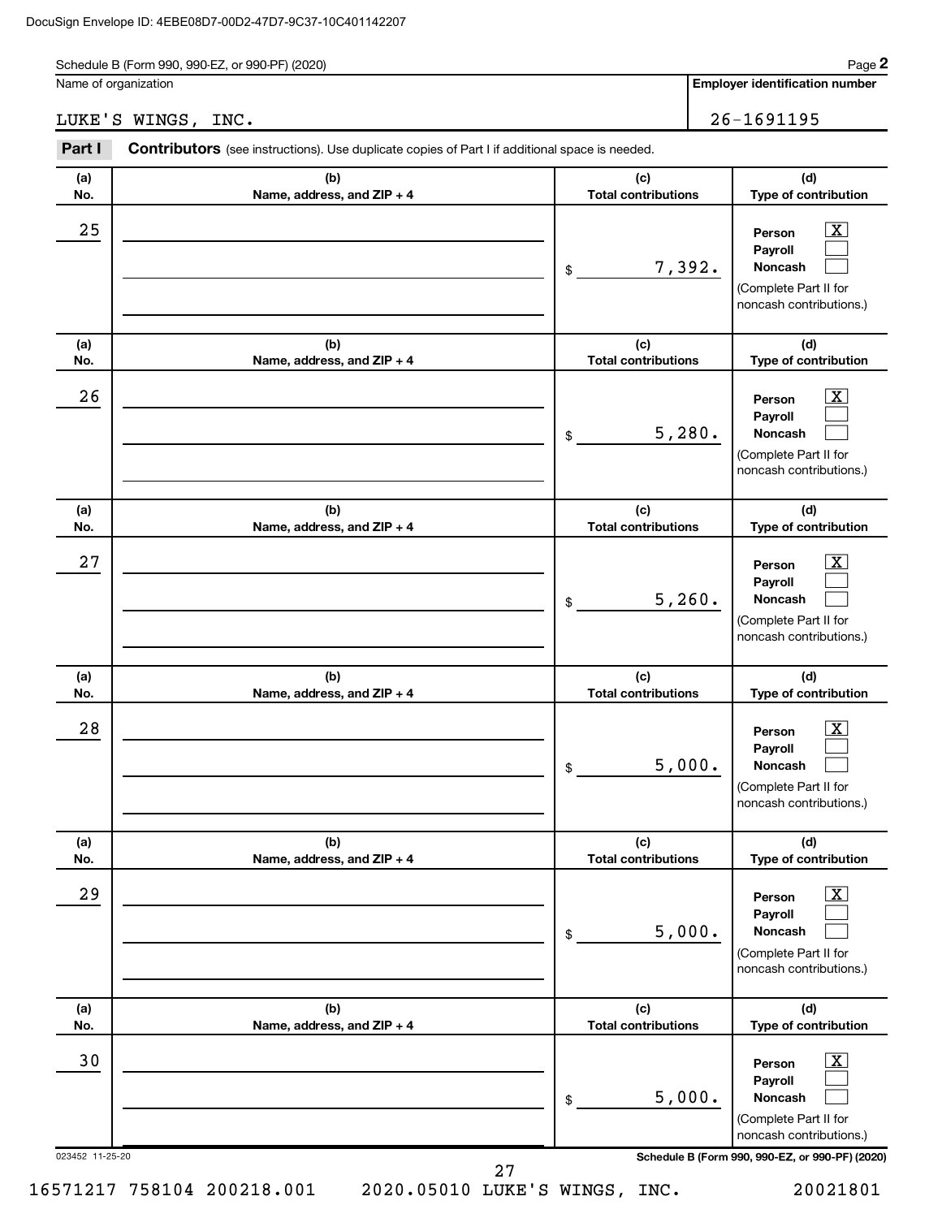Schedule B (Form 990, 990-EZ, or 990-PF) (2020)

Name of organization: LUKE'S WINGS, INC.

Employer identification number: 26-1691195

**Part I** **Contributors** (see instructions). Use duplicate copies of Part I if additional space is needed.

| (a) No. | (b) Name, address, and ZIP + 4 | (c) Total contributions | (d) Type of contribution |
|---|---|---|---|
| 25 | | $ 7,392. | Person [X] Payroll [ ] Noncash [ ] (Complete Part II for noncash contributions.) |
| 26 | | $ 5,280. | Person [X] Payroll [ ] Noncash [ ] (Complete Part II for noncash contributions.) |
| 27 | | $ 5,260. | Person [X] Payroll [ ] Noncash [ ] (Complete Part II for noncash contributions.) |
| 28 | | $ 5,000. | Person [X] Payroll [ ] Noncash [ ] (Complete Part II for noncash contributions.) |
| 29 | | $ 5,000. | Person [X] Payroll [ ] Noncash [ ] (Complete Part II for noncash contributions.) |
| 30 | | $ 5,000. | Person [X] Payroll [ ] Noncash [ ] (Complete Part II for noncash contributions.) |

023452 11-25-20

Schedule B (Form 990, 990-EZ, or 990-PF) (2020)

16571217 758104 200218.001 2020.05010 LUKE'S WINGS, INC. 20021801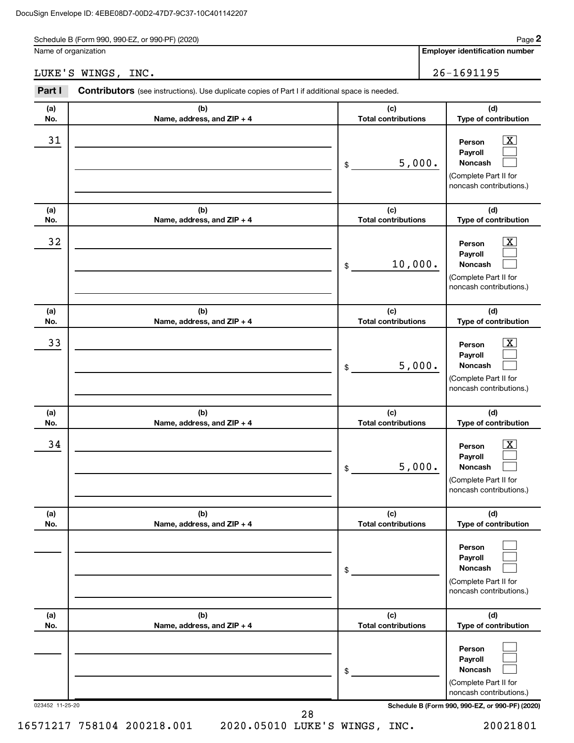Schedule B (Form 990, 990-EZ, or 990-PF) (2020)

| Name of organization | Employer identification number |
|---|---|
| LUKE'S WINGS, INC. | 26-1691195 |

**Part I** **Contributors** (see instructions). Use duplicate copies of Part I if additional space is needed.

| (a) No. | (b) Name, address, and ZIP + 4 | (c) Total contributions | (d) Type of contribution |
|---|---|---|---|
| 31 | | $ 5,000. | Person [X] Payroll [ ] Noncash [ ] (Complete Part II for noncash contributions.) |
| 32 | | $ 10,000. | Person [X] Payroll [ ] Noncash [ ] (Complete Part II for noncash contributions.) |
| 33 | | $ 5,000. | Person [X] Payroll [ ] Noncash [ ] (Complete Part II for noncash contributions.) |
| 34 | | $ 5,000. | Person [X] Payroll [ ] Noncash [ ] (Complete Part II for noncash contributions.) |
| | | $ | Person [ ] Payroll [ ] Noncash [ ] (Complete Part II for noncash contributions.) |
| | | $ | Person [ ] Payroll [ ] Noncash [ ] (Complete Part II for noncash contributions.) |

023452 11-25-20

Schedule B (Form 990, 990-EZ, or 990-PF) (2020)

16571217 758104 200218.001 2020.05010 LUKE'S WINGS, INC. 20021801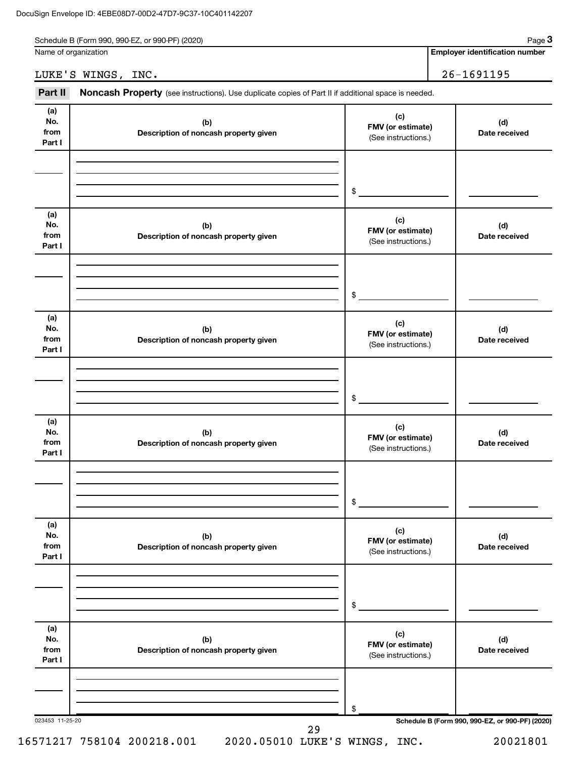Schedule B (Form 990, 990-EZ, or 990-PF) (2020)

| Name of organization | Employer identification number |
| --- | --- |
| LUKE'S WINGS, INC. | 26-1691195 |

**Part II** **Noncash Property** (see instructions). Use duplicate copies of Part II if additional space is needed.

| (a) No. from Part I | (b) Description of noncash property given | (c) FMV (or estimate) (See instructions.) | (d) Date received |
| --- | --- | --- | --- |
| | | $ | |

| (a) No. from Part I | (b) Description of noncash property given | (c) FMV (or estimate) (See instructions.) | (d) Date received |
| --- | --- | --- | --- |
| | | $ | |

| (a) No. from Part I | (b) Description of noncash property given | (c) FMV (or estimate) (See instructions.) | (d) Date received |
| --- | --- | --- | --- |
| | | $ | |

| (a) No. from Part I | (b) Description of noncash property given | (c) FMV (or estimate) (See instructions.) | (d) Date received |
| --- | --- | --- | --- |
| | | $ | |

| (a) No. from Part I | (b) Description of noncash property given | (c) FMV (or estimate) (See instructions.) | (d) Date received |
| --- | --- | --- | --- |
| | | $ | |

| (a) No. from Part I | (b) Description of noncash property given | (c) FMV (or estimate) (See instructions.) | (d) Date received |
| --- | --- | --- | --- |
| | | $ | |

023453 11-25-20

Schedule B (Form 990, 990-EZ, or 990-PF) (2020)

16571217 758104 200218.001 2020.05010 LUKE'S WINGS, INC. 20021801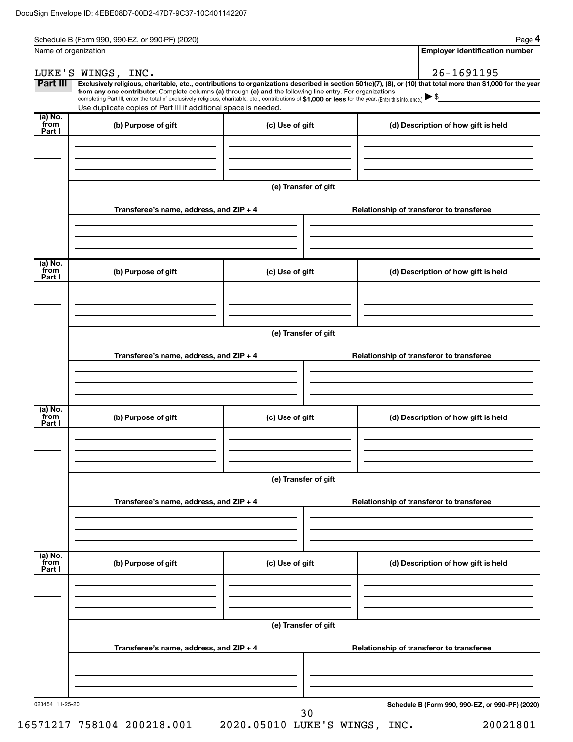Schedule B (Form 990, 990-EZ, or 990-PF) (2020) Page **4**

| Name of organization | Employer identification number |
|---|---|
| LUKE'S WINGS, INC. | 26-1691195 |

**Part III** **Exclusively religious, charitable, etc., contributions to organizations described in section 501(c)(7), (8), or (10) that total more than $1,000 for the year from any one contributor.** Complete columns **(a)** through **(e)** and the following line entry. For organizations completing Part III, enter the total of exclusively religious, charitable, etc., contributions of **$1,000 or less** for the year. (Enter this info. once.) ▶ $

Use duplicate copies of Part III if additional space is needed.

| (a) No. from Part I | (b) Purpose of gift | (c) Use of gift | (d) Description of how gift is held |
|---|---|---|---|
| | | | |

**(e) Transfer of gift**

| Transferee's name, address, and ZIP + 4 | Relationship of transferor to transferee |
|---|---|
| | |

| (a) No. from Part I | (b) Purpose of gift | (c) Use of gift | (d) Description of how gift is held |
|---|---|---|---|
| | | | |

**(e) Transfer of gift**

| Transferee's name, address, and ZIP + 4 | Relationship of transferor to transferee |
|---|---|
| | |

| (a) No. from Part I | (b) Purpose of gift | (c) Use of gift | (d) Description of how gift is held |
|---|---|---|---|
| | | | |

**(e) Transfer of gift**

| Transferee's name, address, and ZIP + 4 | Relationship of transferor to transferee |
|---|---|
| | |

| (a) No. from Part I | (b) Purpose of gift | (c) Use of gift | (d) Description of how gift is held |
|---|---|---|---|
| | | | |

**(e) Transfer of gift**

| Transferee's name, address, and ZIP + 4 | Relationship of transferor to transferee |
|---|---|
| | |

023454 11-25-20 **Schedule B (Form 990, 990-EZ, or 990-PF) (2020)**

16571217 758104 200218.001 2020.05010 LUKE'S WINGS, INC. 20021801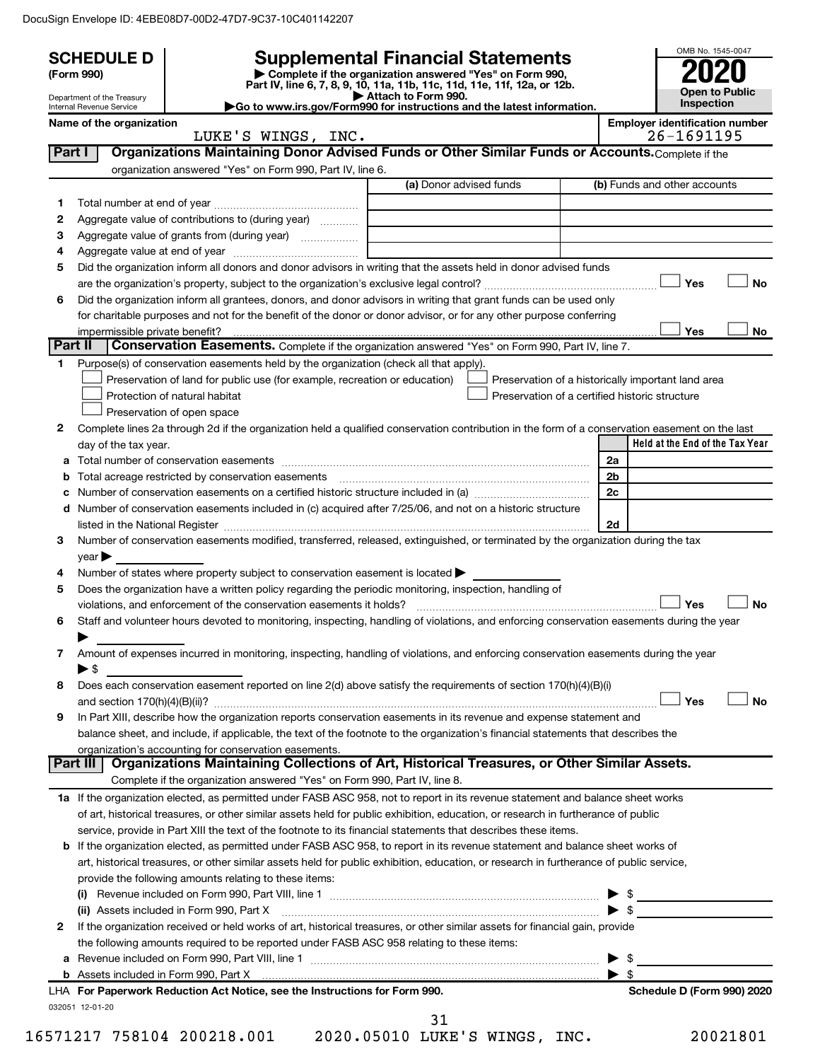DocuSign Envelope ID: 4EBE08D7-00D2-47D7-9C37-10C401142207

# SCHEDULE D (Form 990)

Department of the Treasury
Internal Revenue Service

## Supplemental Financial Statements

▶ Complete if the organization answered "Yes" on Form 990, Part IV, line 6, 7, 8, 9, 10, 11a, 11b, 11c, 11d, 11e, 11f, 12a, or 12b.
▶ Attach to Form 990.
▶Go to www.irs.gov/Form990 for instructions and the latest information.

OMB No. 1545-0047

**2020**

**Open to Public Inspection**

**Name of the organization**: LUKE'S WINGS, INC.

**Employer identification number**: 26-1691195

**Part I — Organizations Maintaining Donor Advised Funds or Other Similar Funds or Accounts.** Complete if the organization answered "Yes" on Form 990, Part IV, line 6.

| | | (a) Donor advised funds | (b) Funds and other accounts |
|---|---|---|---|
| 1 | Total number at end of year | | |
| 2 | Aggregate value of contributions to (during year) | | |
| 3 | Aggregate value of grants from (during year) | | |
| 4 | Aggregate value at end of year | | |

5 Did the organization inform all donors and donor advisors in writing that the assets held in donor advised funds are the organization's property, subject to the organization's exclusive legal control? ☐ Yes ☐ No

6 Did the organization inform all grantees, donors, and donor advisors in writing that grant funds can be used only for charitable purposes and not for the benefit of the donor or donor advisor, or for any other purpose conferring impermissible private benefit? ☐ Yes ☐ No

**Part II — Conservation Easements.** Complete if the organization answered "Yes" on Form 990, Part IV, line 7.

1 Purpose(s) of conservation easements held by the organization (check all that apply).
- ☐ Preservation of land for public use (for example, recreation or education)
- ☐ Protection of natural habitat
- ☐ Preservation of open space
- ☐ Preservation of a historically important land area
- ☐ Preservation of a certified historic structure

2 Complete lines 2a through 2d if the organization held a qualified conservation contribution in the form of a conservation easement on the last day of the tax year.

| | | | Held at the End of the Tax Year |
|---|---|---|---|
| a | Total number of conservation easements | 2a | |
| b | Total acreage restricted by conservation easements | 2b | |
| c | Number of conservation easements on a certified historic structure included in (a) | 2c | |
| d | Number of conservation easements included in (c) acquired after 7/25/06, and not on a historic structure listed in the National Register | 2d | |

3 Number of conservation easements modified, transferred, released, extinguished, or terminated by the organization during the tax year ▶

4 Number of states where property subject to conservation easement is located ▶

5 Does the organization have a written policy regarding the periodic monitoring, inspection, handling of violations, and enforcement of the conservation easements it holds? ☐ Yes ☐ No

6 Staff and volunteer hours devoted to monitoring, inspecting, handling of violations, and enforcing conservation easements during the year ▶

7 Amount of expenses incurred in monitoring, inspecting, handling of violations, and enforcing conservation easements during the year ▶ $

8 Does each conservation easement reported on line 2(d) above satisfy the requirements of section 170(h)(4)(B)(i) and section 170(h)(4)(B)(ii)? ☐ Yes ☐ No

9 In Part XIII, describe how the organization reports conservation easements in its revenue and expense statement and balance sheet, and include, if applicable, the text of the footnote to the organization's financial statements that describes the organization's accounting for conservation easements.

**Part III — Organizations Maintaining Collections of Art, Historical Treasures, or Other Similar Assets.** Complete if the organization answered "Yes" on Form 990, Part IV, line 8.

1a If the organization elected, as permitted under FASB ASC 958, not to report in its revenue statement and balance sheet works of art, historical treasures, or other similar assets held for public exhibition, education, or research in furtherance of public service, provide in Part XIII the text of the footnote to its financial statements that describes these items.

b If the organization elected, as permitted under FASB ASC 958, to report in its revenue statement and balance sheet works of art, historical treasures, or other similar assets held for public exhibition, education, or research in furtherance of public service, provide the following amounts relating to these items:

(i) Revenue included on Form 990, Part VIII, line 1 ▶ $

(ii) Assets included in Form 990, Part X ▶ $

2 If the organization received or held works of art, historical treasures, or other similar assets for financial gain, provide the following amounts required to be reported under FASB ASC 958 relating to these items:

a Revenue included on Form 990, Part VIII, line 1 ▶ $

b Assets included in Form 990, Part X ▶ $

LHA For Paperwork Reduction Act Notice, see the Instructions for Form 990. **Schedule D (Form 990) 2020**

032051 12-01-20

16571217 758104 200218.001 2020.05010 LUKE'S WINGS, INC. 20021801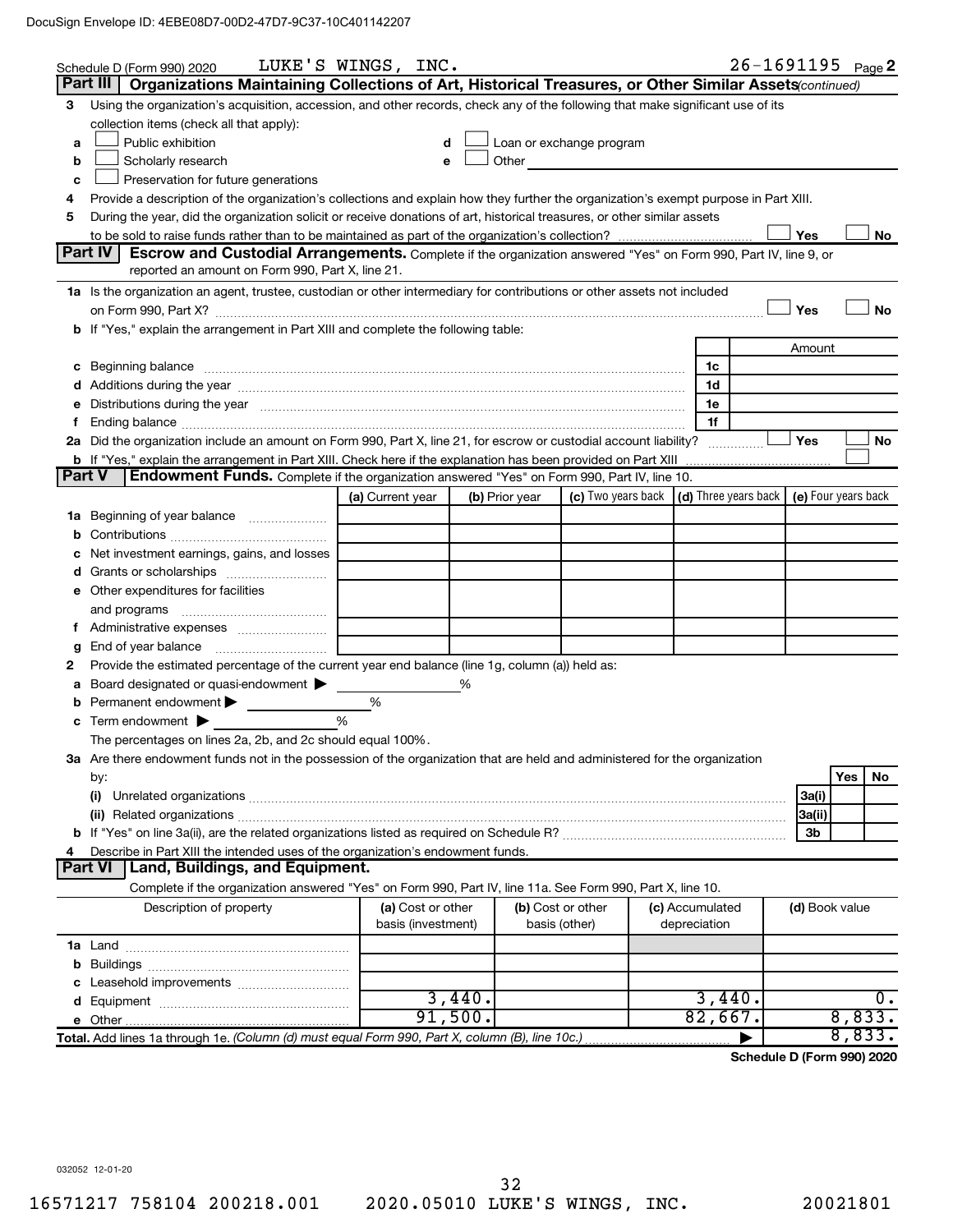Schedule D (Form 990) 2020 LUKE'S WINGS, INC. 26-1691195 Page 2

## Part III Organizations Maintaining Collections of Art, Historical Treasures, or Other Similar Assets *(continued)*

3 Using the organization's acquisition, accession, and other records, check any of the following that make significant use of its collection items (check all that apply):

- a ☐ Public exhibition
- b ☐ Scholarly research
- c ☐ Preservation for future generations
- d ☐ Loan or exchange program
- e ☐ Other

4 Provide a description of the organization's collections and explain how they further the organization's exempt purpose in Part XIII.

5 During the year, did the organization solicit or receive donations of art, historical treasures, or other similar assets to be sold to raise funds rather than to be maintained as part of the organization's collection? ☐ Yes ☐ No

## Part IV Escrow and Custodial Arrangements.

Complete if the organization answered "Yes" on Form 990, Part IV, line 9, or reported an amount on Form 990, Part X, line 21.

1a Is the organization an agent, trustee, custodian or other intermediary for contributions or other assets not included on Form 990, Part X? ☐ Yes ☐ No

b If "Yes," explain the arrangement in Part XIII and complete the following table:

| | | Amount |
|---|---|---|
| c Beginning balance | 1c | |
| d Additions during the year | 1d | |
| e Distributions during the year | 1e | |
| f Ending balance | 1f | |

2a Did the organization include an amount on Form 990, Part X, line 21, for escrow or custodial account liability? ☐ Yes ☐ No

b If "Yes," explain the arrangement in Part XIII. Check here if the explanation has been provided on Part XIII ☐

## Part V Endowment Funds.

Complete if the organization answered "Yes" on Form 990, Part IV, line 10.

| | (a) Current year | (b) Prior year | (c) Two years back | (d) Three years back | (e) Four years back |
|---|---|---|---|---|---|
| 1a Beginning of year balance | | | | | |
| b Contributions | | | | | |
| c Net investment earnings, gains, and losses | | | | | |
| d Grants or scholarships | | | | | |
| e Other expenditures for facilities and programs | | | | | |
| f Administrative expenses | | | | | |
| g End of year balance | | | | | |

2 Provide the estimated percentage of the current year end balance (line 1g, column (a)) held as:

- a Board designated or quasi-endowment ▶ ____ %
- b Permanent endowment ▶ ____ %
- c Term endowment ▶ ____ %

The percentages on lines 2a, 2b, and 2c should equal 100%.

3a Are there endowment funds not in the possession of the organization that are held and administered for the organization by:

| | | Yes | No |
|---|---|---|---|
| (i) Unrelated organizations | 3a(i) | | |
| (ii) Related organizations | 3a(ii) | | |
| b If "Yes" on line 3a(ii), are the related organizations listed as required on Schedule R? | 3b | | |

4 Describe in Part XIII the intended uses of the organization's endowment funds.

## Part VI Land, Buildings, and Equipment.

Complete if the organization answered "Yes" on Form 990, Part IV, line 11a. See Form 990, Part X, line 10.

| Description of property | (a) Cost or other basis (investment) | (b) Cost or other basis (other) | (c) Accumulated depreciation | (d) Book value |
|---|---|---|---|---|
| 1a Land | | | | |
| b Buildings | | | | |
| c Leasehold improvements | | | | |
| d Equipment | 3,440. | | 3,440. | 0. |
| e Other | 91,500. | | 82,667. | 8,833. |
| **Total.** Add lines 1a through 1e. *(Column (d) must equal Form 990, Part X, column (B), line 10c.)* | | | ▶ | 8,833. |

**Schedule D (Form 990) 2020**

032052 12-01-20

16571217 758104 200218.001 2020.05010 LUKE'S WINGS, INC. 20021801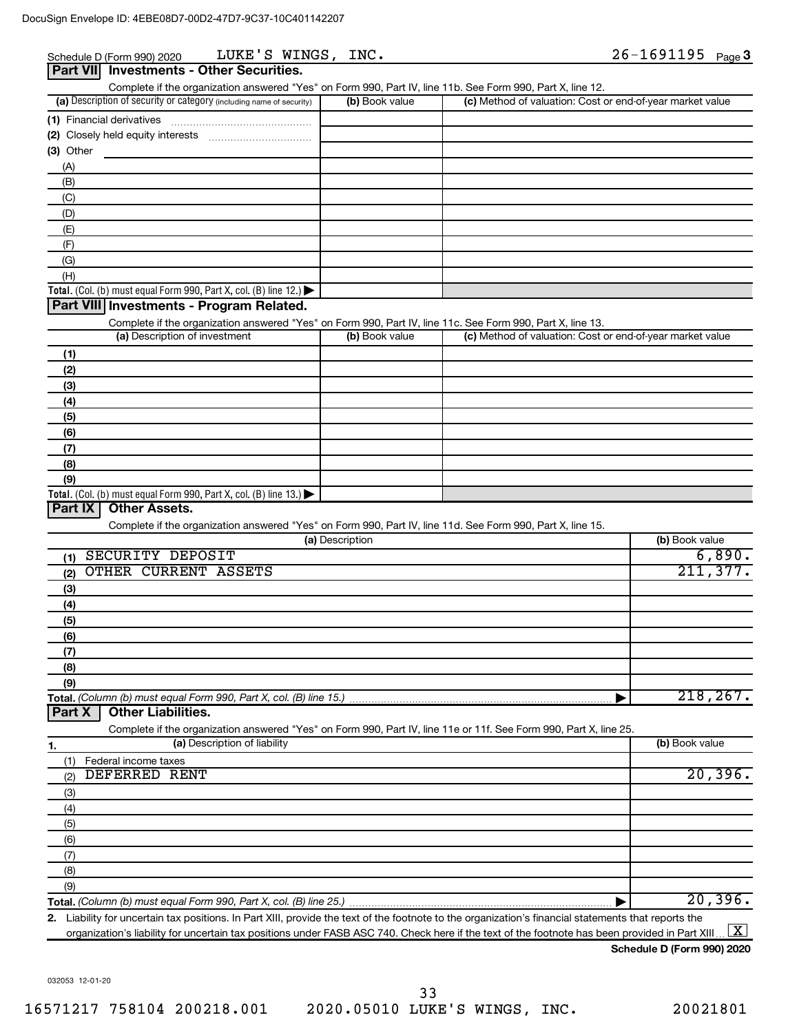Schedule D (Form 990) 2020 LUKE'S WINGS, INC. 26-1691195 Page 3

## Part VII Investments - Other Securities.

Complete if the organization answered "Yes" on Form 990, Part IV, line 11b. See Form 990, Part X, line 12.

| (a) Description of security or category (including name of security) | (b) Book value | (c) Method of valuation: Cost or end-of-year market value |
|---|---|---|
| (1) Financial derivatives | | |
| (2) Closely held equity interests | | |
| (3) Other | | |
| (A) | | |
| (B) | | |
| (C) | | |
| (D) | | |
| (E) | | |
| (F) | | |
| (G) | | |
| (H) | | |
| **Total.** (Col. (b) must equal Form 990, Part X, col. (B) line 12.) ▶ | | |

## Part VIII Investments - Program Related.

Complete if the organization answered "Yes" on Form 990, Part IV, line 11c. See Form 990, Part X, line 13.

| (a) Description of investment | (b) Book value | (c) Method of valuation: Cost or end-of-year market value |
|---|---|---|
| (1) | | |
| (2) | | |
| (3) | | |
| (4) | | |
| (5) | | |
| (6) | | |
| (7) | | |
| (8) | | |
| (9) | | |
| **Total.** (Col. (b) must equal Form 990, Part X, col. (B) line 13.) ▶ | | |

## Part IX Other Assets.

Complete if the organization answered "Yes" on Form 990, Part IV, line 11d. See Form 990, Part X, line 15.

| (a) Description | (b) Book value |
|---|---|
| (1) SECURITY DEPOSIT | 6,890. |
| (2) OTHER CURRENT ASSETS | 211,377. |
| (3) | |
| (4) | |
| (5) | |
| (6) | |
| (7) | |
| (8) | |
| (9) | |
| **Total.** *(Column (b) must equal Form 990, Part X, col. (B) line 15.)* ▶ | 218,267. |

## Part X Other Liabilities.

Complete if the organization answered "Yes" on Form 990, Part IV, line 11e or 11f. See Form 990, Part X, line 25.

| 1. (a) Description of liability | (b) Book value |
|---|---|
| (1) Federal income taxes | |
| (2) DEFERRED RENT | 20,396. |
| (3) | |
| (4) | |
| (5) | |
| (6) | |
| (7) | |
| (8) | |
| (9) | |
| **Total.** *(Column (b) must equal Form 990, Part X, col. (B) line 25.)* ▶ | 20,396. |

**2.** Liability for uncertain tax positions. In Part XIII, provide the text of the footnote to the organization's financial statements that reports the organization's liability for uncertain tax positions under FASB ASC 740. Check here if the text of the footnote has been provided in Part XIII ... [X]

**Schedule D (Form 990) 2020**

032053 12-01-20

16571217 758104 200218.001 2020.05010 LUKE'S WINGS, INC. 20021801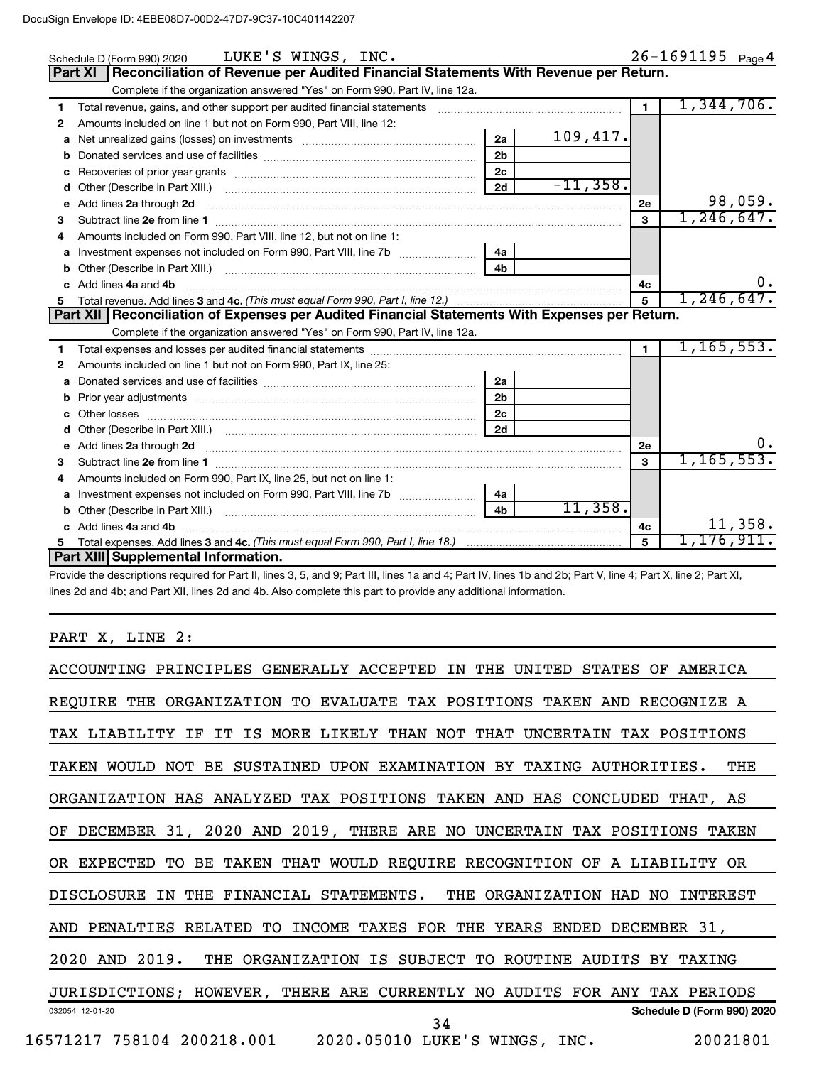Schedule D (Form 990) 2020 LUKE'S WINGS, INC. 26-1691195 Page **4**

## Part XI Reconciliation of Revenue per Audited Financial Statements With Revenue per Return.

Complete if the organization answered "Yes" on Form 990, Part IV, line 12a.

| | | | | | |
|---|---|---|---|---|---|
| **1** | Total revenue, gains, and other support per audited financial statements | | | 1 | 1,344,706. |
| **2** | Amounts included on line 1 but not on Form 990, Part VIII, line 12: | | | | |
| **a** | Net unrealized gains (losses) on investments | 2a | 109,417. | | |
| **b** | Donated services and use of facilities | 2b | | | |
| **c** | Recoveries of prior year grants | 2c | | | |
| **d** | Other (Describe in Part XIII.) | 2d | -11,358. | | |
| **e** | Add lines **2a** through **2d** | | | 2e | 98,059. |
| **3** | Subtract line **2e** from line **1** | | | 3 | 1,246,647. |
| **4** | Amounts included on Form 990, Part VIII, line 12, but not on line 1: | | | | |
| **a** | Investment expenses not included on Form 990, Part VIII, line 7b | 4a | | | |
| **b** | Other (Describe in Part XIII.) | 4b | | | |
| **c** | Add lines **4a** and **4b** | | | 4c | 0. |
| **5** | Total revenue. Add lines **3** and **4c.** *(This must equal Form 990, Part I, line 12.)* | | | 5 | 1,246,647. |

## Part XII Reconciliation of Expenses per Audited Financial Statements With Expenses per Return.

Complete if the organization answered "Yes" on Form 990, Part IV, line 12a.

| | | | | | |
|---|---|---|---|---|---|
| **1** | Total expenses and losses per audited financial statements | | | 1 | 1,165,553. |
| **2** | Amounts included on line 1 but not on Form 990, Part IX, line 25: | | | | |
| **a** | Donated services and use of facilities | 2a | | | |
| **b** | Prior year adjustments | 2b | | | |
| **c** | Other losses | 2c | | | |
| **d** | Other (Describe in Part XIII.) | 2d | | | |
| **e** | Add lines **2a** through **2d** | | | 2e | 0. |
| **3** | Subtract line **2e** from line **1** | | | 3 | 1,165,553. |
| **4** | Amounts included on Form 990, Part IX, line 25, but not on line 1: | | | | |
| **a** | Investment expenses not included on Form 990, Part VIII, line 7b | 4a | | | |
| **b** | Other (Describe in Part XIII.) | 4b | 11,358. | | |
| **c** | Add lines **4a** and **4b** | | | 4c | 11,358. |
| **5** | Total expenses. Add lines **3** and **4c.** *(This must equal Form 990, Part I, line 18.)* | | | 5 | 1,176,911. |

## Part XIII Supplemental Information.

Provide the descriptions required for Part II, lines 3, 5, and 9; Part III, lines 1a and 4; Part IV, lines 1b and 2b; Part V, line 4; Part X, line 2; Part XI, lines 2d and 4b; and Part XII, lines 2d and 4b. Also complete this part to provide any additional information.

PART X, LINE 2:

ACCOUNTING PRINCIPLES GENERALLY ACCEPTED IN THE UNITED STATES OF AMERICA REQUIRE THE ORGANIZATION TO EVALUATE TAX POSITIONS TAKEN AND RECOGNIZE A TAX LIABILITY IF IT IS MORE LIKELY THAN NOT THAT UNCERTAIN TAX POSITIONS TAKEN WOULD NOT BE SUSTAINED UPON EXAMINATION BY TAXING AUTHORITIES. THE ORGANIZATION HAS ANALYZED TAX POSITIONS TAKEN AND HAS CONCLUDED THAT, AS OF DECEMBER 31, 2020 AND 2019, THERE ARE NO UNCERTAIN TAX POSITIONS TAKEN OR EXPECTED TO BE TAKEN THAT WOULD REQUIRE RECOGNITION OF A LIABILITY OR DISCLOSURE IN THE FINANCIAL STATEMENTS. THE ORGANIZATION HAD NO INTEREST AND PENALTIES RELATED TO INCOME TAXES FOR THE YEARS ENDED DECEMBER 31, 2020 AND 2019. THE ORGANIZATION IS SUBJECT TO ROUTINE AUDITS BY TAXING JURISDICTIONS; HOWEVER, THERE ARE CURRENTLY NO AUDITS FOR ANY TAX PERIODS

032054 12-01-20 **Schedule D (Form 990) 2020**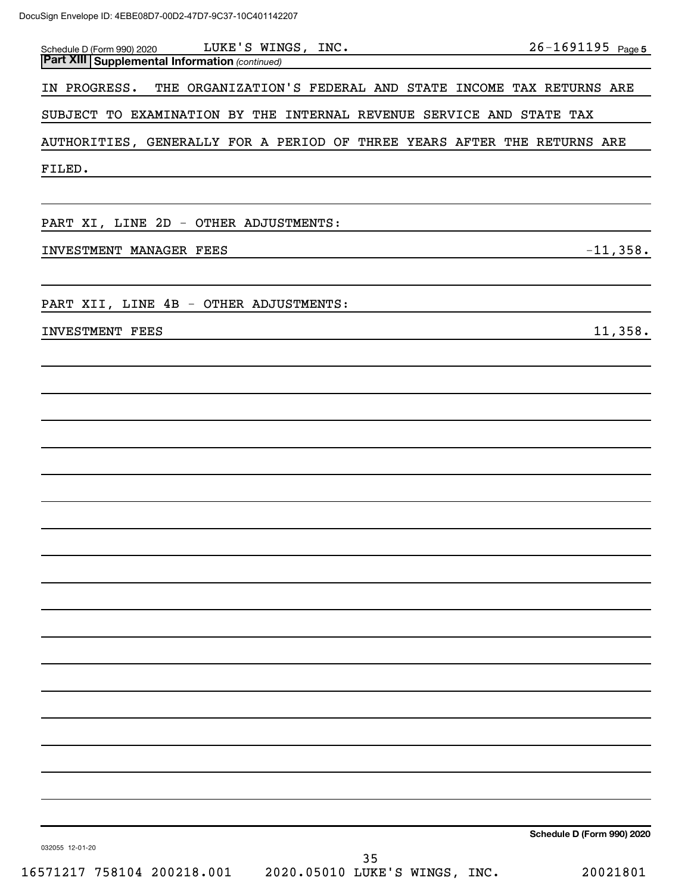Schedule D (Form 990) 2020 LUKE'S WINGS, INC. 26-1691195 Page 5

**Part XIII Supplemental Information** *(continued)*

IN PROGRESS. THE ORGANIZATION'S FEDERAL AND STATE INCOME TAX RETURNS ARE SUBJECT TO EXAMINATION BY THE INTERNAL REVENUE SERVICE AND STATE TAX AUTHORITIES, GENERALLY FOR A PERIOD OF THREE YEARS AFTER THE RETURNS ARE FILED.

PART XI, LINE 2D - OTHER ADJUSTMENTS:

| | |
|---|---|
| INVESTMENT MANAGER FEES | -11,358. |

PART XII, LINE 4B - OTHER ADJUSTMENTS:

| | |
|---|---|
| INVESTMENT FEES | 11,358. |

Schedule D (Form 990) 2020

032055 12-01-20

16571217 758104 200218.001 2020.05010 LUKE'S WINGS, INC. 20021801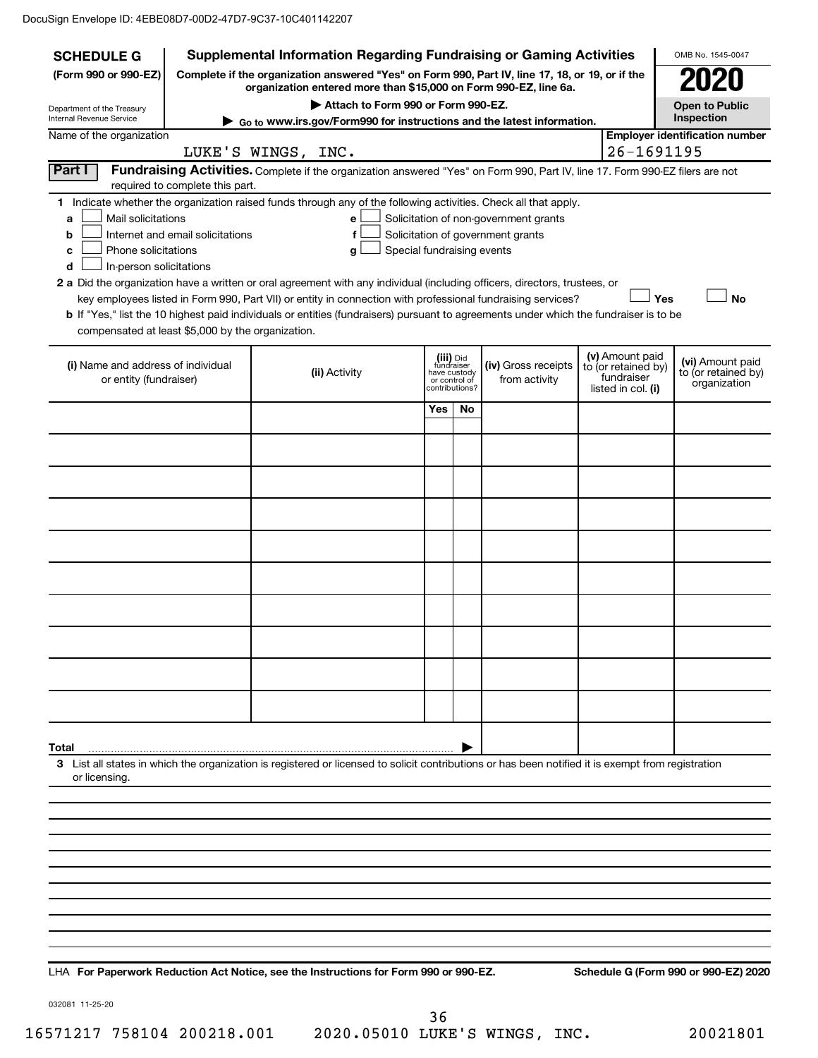DocuSign Envelope ID: 4EBE08D7-00D2-47D7-9C37-10C401142207

**SCHEDULE G (Form 990 or 990-EZ)**

Department of the Treasury Internal Revenue Service

# Supplemental Information Regarding Fundraising or Gaming Activities

**Complete if the organization answered "Yes" on Form 990, Part IV, line 17, 18, or 19, or if the organization entered more than $15,000 on Form 990-EZ, line 6a.**

▶ **Attach to Form 990 or Form 990-EZ.**

▶ **Go to www.irs.gov/Form990 for instructions and the latest information.**

OMB No. 1545-0047

**2020**

**Open to Public Inspection**

Name of the organization: LUKE'S WINGS, INC.

**Employer identification number:** 26-1691195

**Part I** **Fundraising Activities.** Complete if the organization answered "Yes" on Form 990, Part IV, line 17. Form 990-EZ filers are not required to complete this part.

**1** Indicate whether the organization raised funds through any of the following activities. Check all that apply.

- **a** ☐ Mail solicitations
- **b** ☐ Internet and email solicitations
- **c** ☐ Phone solicitations
- **d** ☐ In-person solicitations
- **e** ☐ Solicitation of non-government grants
- **f** ☐ Solicitation of government grants
- **g** ☐ Special fundraising events

**2 a** Did the organization have a written or oral agreement with any individual (including officers, directors, trustees, or key employees listed in Form 990, Part VII) or entity in connection with professional fundraising services? ☐ Yes ☐ No

**b** If "Yes," list the 10 highest paid individuals or entities (fundraisers) pursuant to agreements under which the fundraiser is to be compensated at least $5,000 by the organization.

| (i) Name and address of individual or entity (fundraiser) | (ii) Activity | (iii) Did fundraiser have custody or control of contributions? Yes | No | (iv) Gross receipts from activity | (v) Amount paid to (or retained by) fundraiser listed in col. (i) | (vi) Amount paid to (or retained by) organization |
|---|---|---|---|---|---|---|
| | | | | | | |
| | | | | | | |
| | | | | | | |
| | | | | | | |
| | | | | | | |
| | | | | | | |
| | | | | | | |
| | | | | | | |
| | | | | | | |
| | | | | | | |
| **Total** ▶ | | | | | | |

**3** List all states in which the organization is registered or licensed to solicit contributions or has been notified it is exempt from registration or licensing.

LHA **For Paperwork Reduction Act Notice, see the Instructions for Form 990 or 990-EZ.** **Schedule G (Form 990 or 990-EZ) 2020**

032081 11-25-20

16571217 758104 200218.001 2020.05010 LUKE'S WINGS, INC. 20021801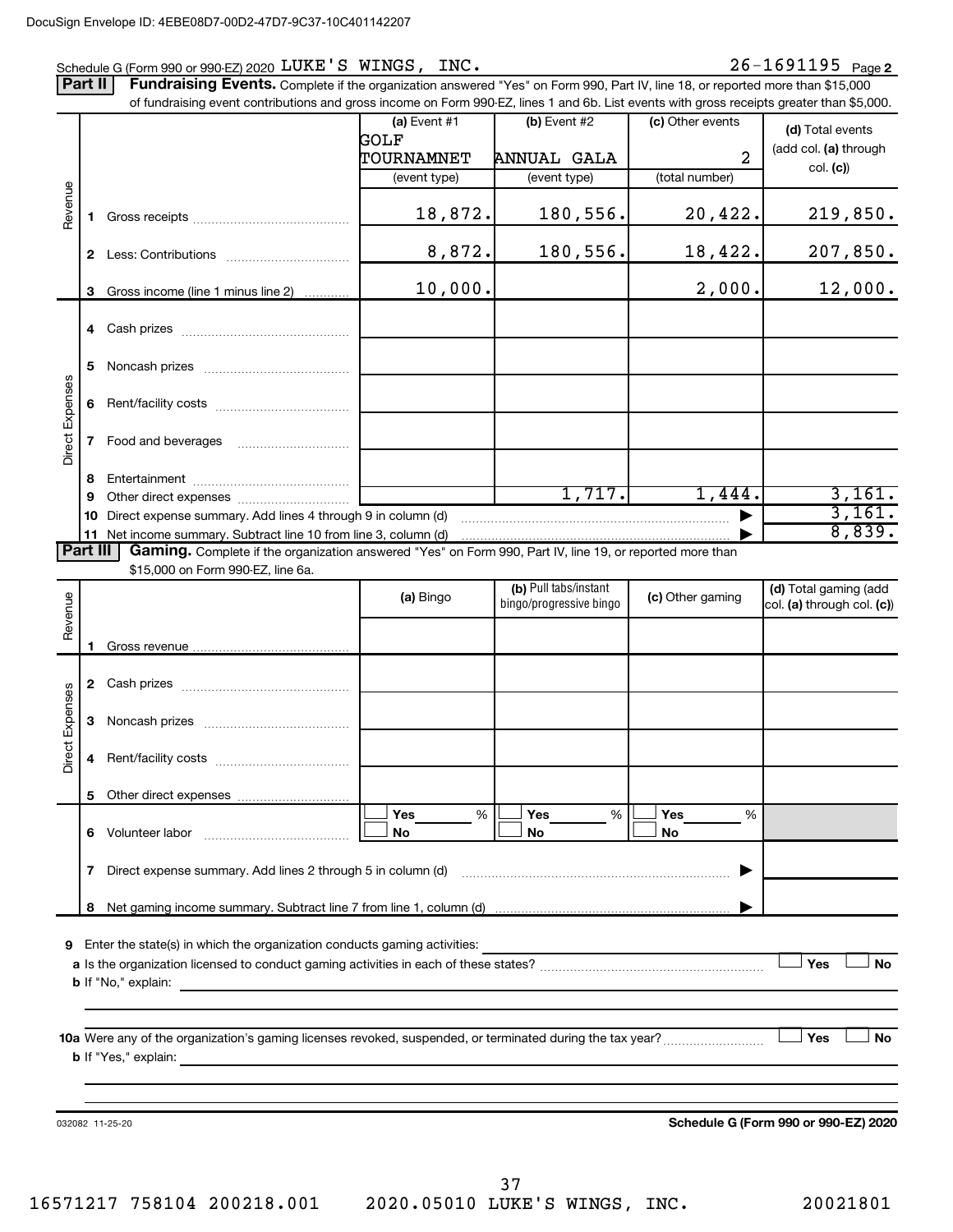DocuSign Envelope ID: 4EBE08D7-00D2-47D7-9C37-10C401142207

Schedule G (Form 990 or 990-EZ) 2020 LUKE'S WINGS, INC. 26-1691195 Page 2

**Part II** **Fundraising Events.** Complete if the organization answered "Yes" on Form 990, Part IV, line 18, or reported more than $15,000 of fundraising event contributions and gross income on Form 990-EZ, lines 1 and 6b. List events with gross receipts greater than $5,000.

| | | (a) Event #1 GOLF TOURNAMNET (event type) | (b) Event #2 ANNUAL GALA (event type) | (c) Other events 2 (total number) | (d) Total events (add col. (a) through col. (c)) |
|---|---|---|---|---|---|
| Revenue | 1 Gross receipts | 18,872. | 180,556. | 20,422. | 219,850. |
| | 2 Less: Contributions | 8,872. | 180,556. | 18,422. | 207,850. |
| | 3 Gross income (line 1 minus line 2) | 10,000. | | 2,000. | 12,000. |
| Direct Expenses | 4 Cash prizes | | | | |
| | 5 Noncash prizes | | | | |
| | 6 Rent/facility costs | | | | |
| | 7 Food and beverages | | | | |
| | 8 Entertainment | | | | |
| | 9 Other direct expenses | | 1,717. | 1,444. | 3,161. |
| | 10 Direct expense summary. Add lines 4 through 9 in column (d) | | | | 3,161. |
| | 11 Net income summary. Subtract line 10 from line 3, column (d) | | | | 8,839. |

**Part III** **Gaming.** Complete if the organization answered "Yes" on Form 990, Part IV, line 19, or reported more than $15,000 on Form 990-EZ, line 6a.

| | | (a) Bingo | (b) Pull tabs/instant bingo/progressive bingo | (c) Other gaming | (d) Total gaming (add col. (a) through col. (c)) |
|---|---|---|---|---|---|
| Revenue | 1 Gross revenue | | | | |
| Direct Expenses | 2 Cash prizes | | | | |
| | 3 Noncash prizes | | | | |
| | 4 Rent/facility costs | | | | |
| | 5 Other direct expenses | | | | |
| | 6 Volunteer labor | ☐ Yes ___ % ☐ No | ☐ Yes ___ % ☐ No | ☐ Yes ___ % ☐ No | |
| | 7 Direct expense summary. Add lines 2 through 5 in column (d) | | | | |
| | 8 Net gaming income summary. Subtract line 7 from line 1, column (d) | | | | |

9 Enter the state(s) in which the organization conducts gaming activities:

a Is the organization licensed to conduct gaming activities in each of these states? ☐ Yes ☐ No

b If "No," explain:

10a Were any of the organization's gaming licenses revoked, suspended, or terminated during the tax year? ☐ Yes ☐ No

b If "Yes," explain:

032082 11-25-20

**Schedule G (Form 990 or 990-EZ) 2020**

16571217 758104 200218.001 2020.05010 LUKE'S WINGS, INC. 20021801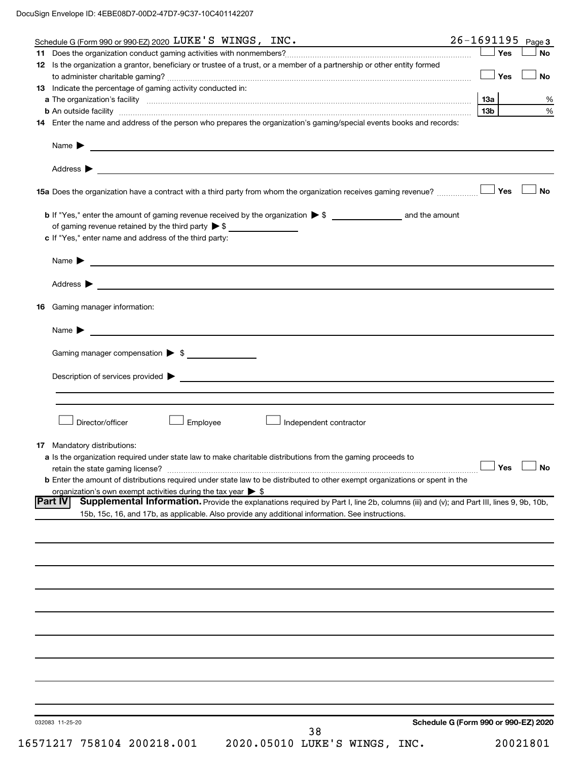Schedule G (Form 990 or 990-EZ) 2020 LUKE'S WINGS, INC. 26-1691195 Page **3**

**11** Does the organization conduct gaming activities with nonmembers? ☐ Yes ☐ No

**12** Is the organization a grantor, beneficiary or trustee of a trust, or a member of a partnership or other entity formed to administer charitable gaming? ☐ Yes ☐ No

**13** Indicate the percentage of gaming activity conducted in:

**a** The organization's facility **13a** %

**b** An outside facility **13b** %

**14** Enter the name and address of the person who prepares the organization's gaming/special events books and records:

Name ▶

Address ▶

**15a** Does the organization have a contract with a third party from whom the organization receives gaming revenue? ☐ Yes ☐ No

**b** If "Yes," enter the amount of gaming revenue received by the organization ▶ $ \_\_\_\_\_\_\_\_ and the amount of gaming revenue retained by the third party ▶ $ \_\_\_\_\_\_\_\_

**c** If "Yes," enter name and address of the third party:

Name ▶

Address ▶

**16** Gaming manager information:

Name ▶

Gaming manager compensation ▶ $

Description of services provided ▶

☐ Director/officer ☐ Employee ☐ Independent contractor

**17** Mandatory distributions:

**a** Is the organization required under state law to make charitable distributions from the gaming proceeds to retain the state gaming license? ☐ Yes ☐ No

**b** Enter the amount of distributions required under state law to be distributed to other exempt organizations or spent in the organization's own exempt activities during the tax year ▶ $

**Part IV** **Supplemental Information.** Provide the explanations required by Part I, line 2b, columns (iii) and (v); and Part III, lines 9, 9b, 10b, 15b, 15c, 16, and 17b, as applicable. Also provide any additional information. See instructions.

032083 11-25-20

**Schedule G (Form 990 or 990-EZ) 2020**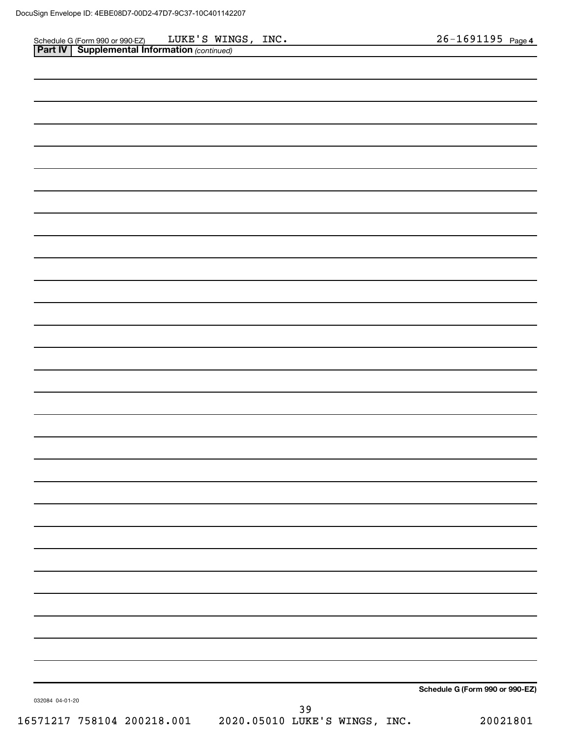Schedule G (Form 990 or 990-EZ) LUKE'S WINGS, INC. 26-1691195 Page 4

**Part IV | Supplemental Information** *(continued)*

**Schedule G (Form 990 or 990-EZ)**

032084 04-01-20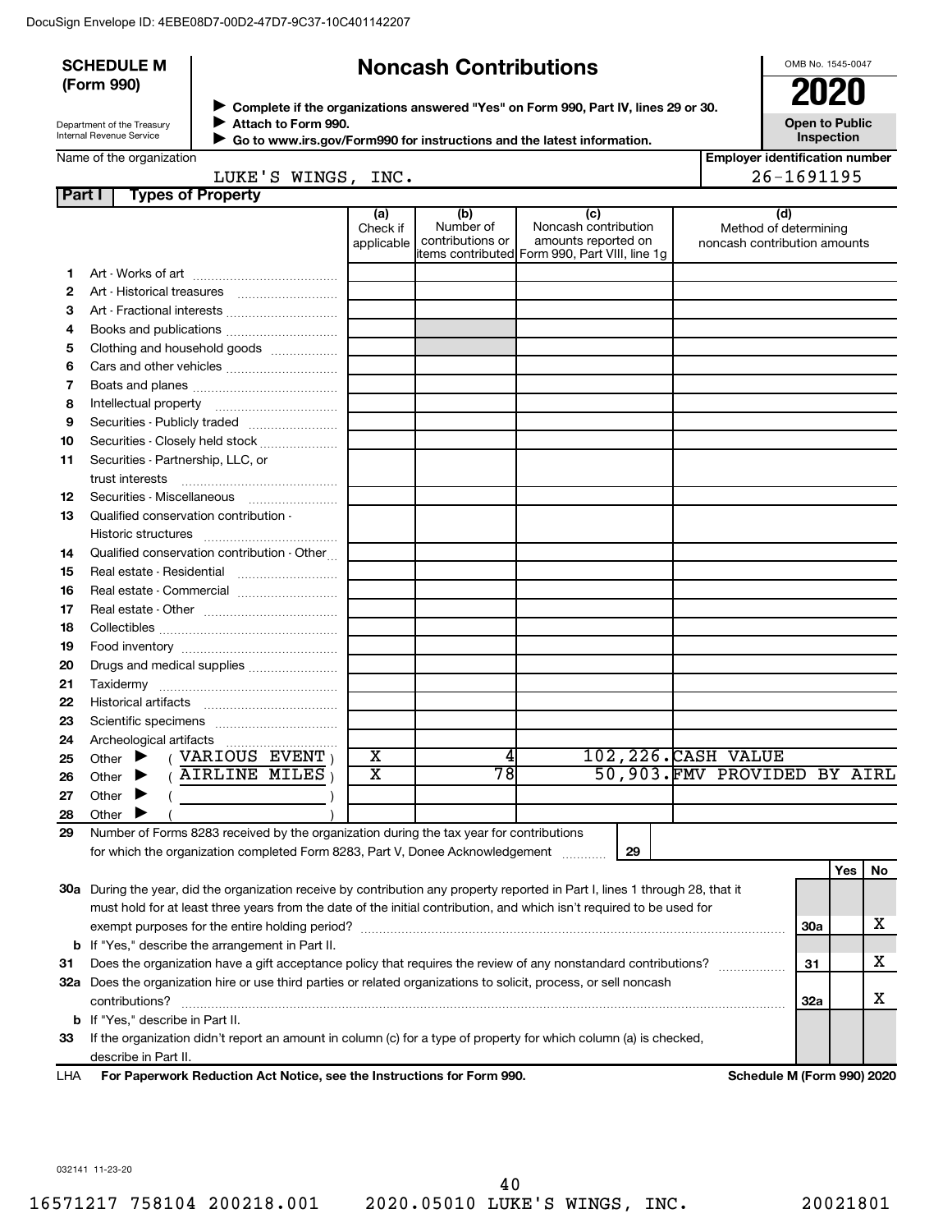DocuSign Envelope ID: 4EBE08D7-00D2-47D7-9C37-10C401142207

**SCHEDULE M (Form 990)**

Department of the Treasury
Internal Revenue Service

# Noncash Contributions

▶ Complete if the organizations answered "Yes" on Form 990, Part IV, lines 29 or 30.
▶ Attach to Form 990.
▶ Go to www.irs.gov/Form990 for instructions and the latest information.

OMB No. 1545-0047

**2020**

**Open to Public Inspection**

Name of the organization: LUKE'S WINGS, INC.

Employer identification number: 26-1691195

**Part I — Types of Property**

| | | (a) Check if applicable | (b) Number of contributions or items contributed | (c) Noncash contribution amounts reported on Form 990, Part VIII, line 1g | (d) Method of determining noncash contribution amounts |
|---|---|---|---|---|---|
| 1 | Art - Works of art | | | | |
| 2 | Art - Historical treasures | | | | |
| 3 | Art - Fractional interests | | | | |
| 4 | Books and publications | | | | |
| 5 | Clothing and household goods | | | | |
| 6 | Cars and other vehicles | | | | |
| 7 | Boats and planes | | | | |
| 8 | Intellectual property | | | | |
| 9 | Securities - Publicly traded | | | | |
| 10 | Securities - Closely held stock | | | | |
| 11 | Securities - Partnership, LLC, or trust interests | | | | |
| 12 | Securities - Miscellaneous | | | | |
| 13 | Qualified conservation contribution - Historic structures | | | | |
| 14 | Qualified conservation contribution - Other | | | | |
| 15 | Real estate - Residential | | | | |
| 16 | Real estate - Commercial | | | | |
| 17 | Real estate - Other | | | | |
| 18 | Collectibles | | | | |
| 19 | Food inventory | | | | |
| 20 | Drugs and medical supplies | | | | |
| 21 | Taxidermy | | | | |
| 22 | Historical artifacts | | | | |
| 23 | Scientific specimens | | | | |
| 24 | Archeological artifacts | | | | |
| 25 | Other ▶ ( VARIOUS EVENT ) | X | 4 | 102,226. | CASH VALUE |
| 26 | Other ▶ ( AIRLINE MILES ) | X | 78 | 50,903. | FMV PROVIDED BY AIRL |
| 27 | Other ▶ ( ) | | | | |
| 28 | Other ▶ ( ) | | | | |

29 Number of Forms 8283 received by the organization during the tax year for contributions for which the organization completed Form 8283, Part V, Donee Acknowledgement ..... **29**

| | | | Yes | No |
|---|---|---|---|---|
| 30a | During the year, did the organization receive by contribution any property reported in Part I, lines 1 through 28, that it must hold for at least three years from the date of the initial contribution, and which isn't required to be used for exempt purposes for the entire holding period? | 30a | | X |
| b | If "Yes," describe the arrangement in Part II. | | | |
| 31 | Does the organization have a gift acceptance policy that requires the review of any nonstandard contributions? | 31 | | X |
| 32a | Does the organization hire or use third parties or related organizations to solicit, process, or sell noncash contributions? | 32a | | X |
| b | If "Yes," describe in Part II. | | | |
| 33 | If the organization didn't report an amount in column (c) for a type of property for which column (a) is checked, describe in Part II. | | | |

LHA **For Paperwork Reduction Act Notice, see the Instructions for Form 990.** **Schedule M (Form 990) 2020**

032141 11-23-20

16571217 758104 200218.001 2020.05010 LUKE'S WINGS, INC. 20021801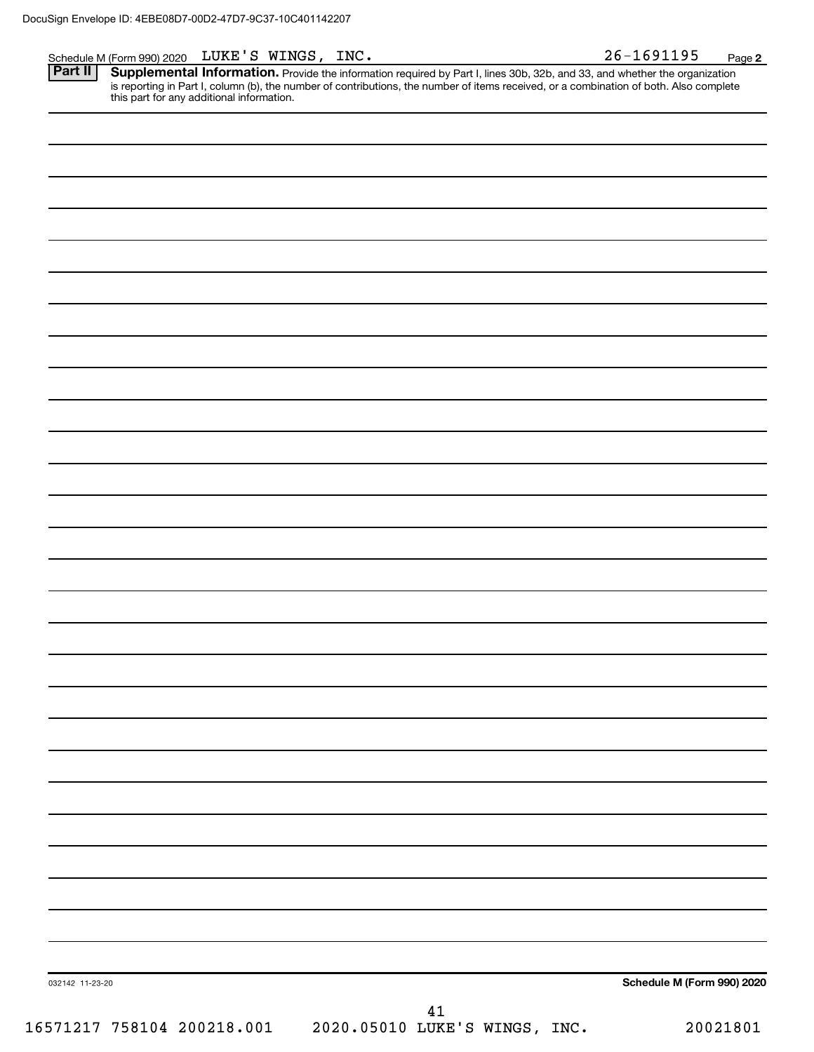Schedule M (Form 990) 2020 LUKE'S WINGS, INC. 26-1691195 Page **2**

**Part II** **Supplemental Information.** Provide the information required by Part I, lines 30b, 32b, and 33, and whether the organization is reporting in Part I, column (b), the number of contributions, the number of items received, or a combination of both. Also complete this part for any additional information.

032142 11-23-20 **Schedule M (Form 990) 2020**

16571217 758104 200218.001 2020.05010 LUKE'S WINGS, INC. 20021801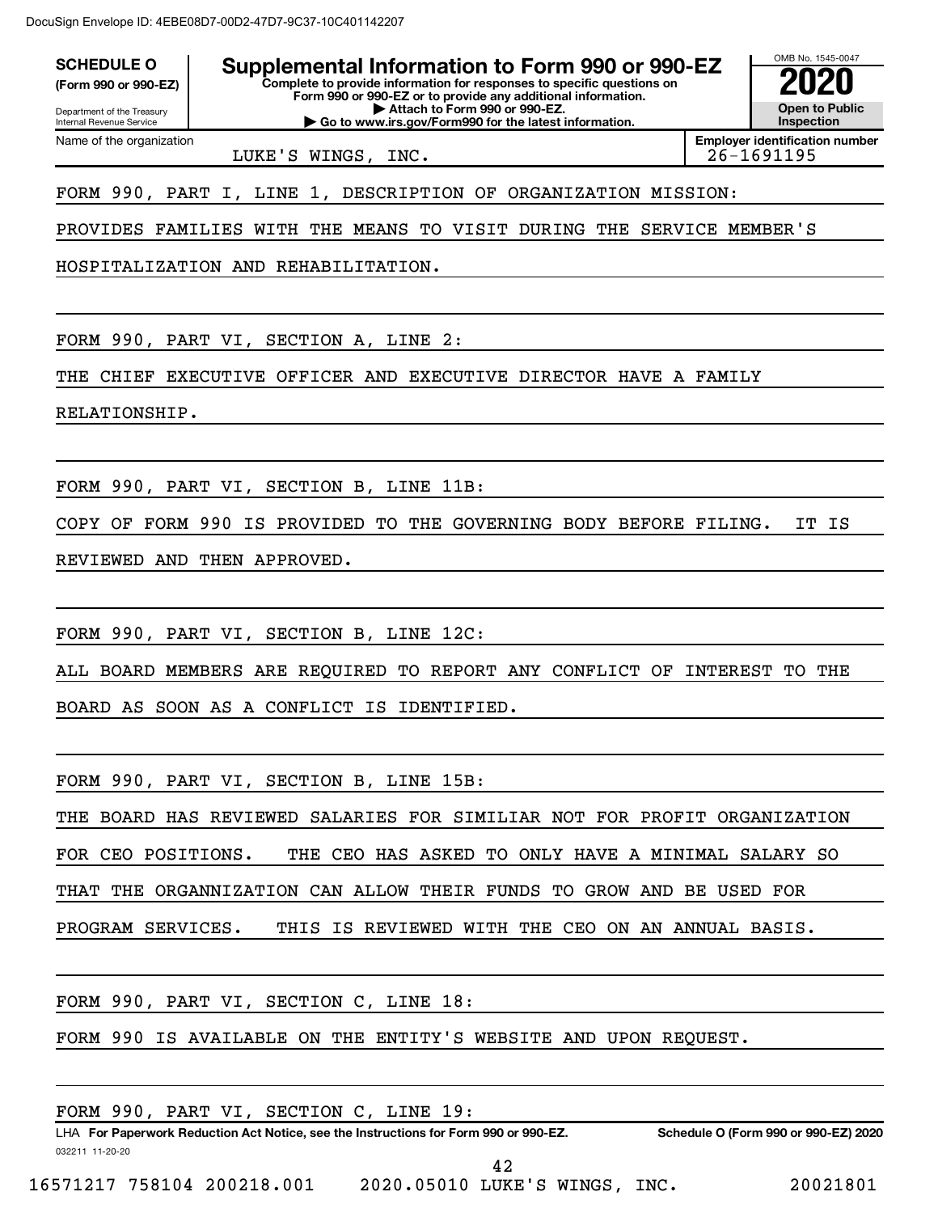**SCHEDULE O**
**(Form 990 or 990-EZ)**

Department of the Treasury
Internal Revenue Service

# Supplemental Information to Form 990 or 990-EZ

**Complete to provide information for responses to specific questions on Form 990 or 990-EZ or to provide any additional information.**
**▶ Attach to Form 990 or 990-EZ.**
**▶ Go to www.irs.gov/Form990 for the latest information.**

OMB No. 1545-0047

**2020**

**Open to Public Inspection**

| Name of the organization | Employer identification number |
|---|---|
| LUKE'S WINGS, INC. | 26-1691195 |

FORM 990, PART I, LINE 1, DESCRIPTION OF ORGANIZATION MISSION:

PROVIDES FAMILIES WITH THE MEANS TO VISIT DURING THE SERVICE MEMBER'S HOSPITALIZATION AND REHABILITATION.

FORM 990, PART VI, SECTION A, LINE 2:

THE CHIEF EXECUTIVE OFFICER AND EXECUTIVE DIRECTOR HAVE A FAMILY RELATIONSHIP.

FORM 990, PART VI, SECTION B, LINE 11B:

COPY OF FORM 990 IS PROVIDED TO THE GOVERNING BODY BEFORE FILING. IT IS REVIEWED AND THEN APPROVED.

FORM 990, PART VI, SECTION B, LINE 12C:

ALL BOARD MEMBERS ARE REQUIRED TO REPORT ANY CONFLICT OF INTEREST TO THE BOARD AS SOON AS A CONFLICT IS IDENTIFIED.

FORM 990, PART VI, SECTION B, LINE 15B:

THE BOARD HAS REVIEWED SALARIES FOR SIMILIAR NOT FOR PROFIT ORGANIZATION FOR CEO POSITIONS. THE CEO HAS ASKED TO ONLY HAVE A MINIMAL SALARY SO THAT THE ORGANNIZATION CAN ALLOW THEIR FUNDS TO GROW AND BE USED FOR PROGRAM SERVICES. THIS IS REVIEWED WITH THE CEO ON AN ANNUAL BASIS.

FORM 990, PART VI, SECTION C, LINE 18:

FORM 990 IS AVAILABLE ON THE ENTITY'S WEBSITE AND UPON REQUEST.

FORM 990, PART VI, SECTION C, LINE 19:

LHA **For Paperwork Reduction Act Notice, see the Instructions for Form 990 or 990-EZ.** **Schedule O (Form 990 or 990-EZ) 2020**

032211 11-20-20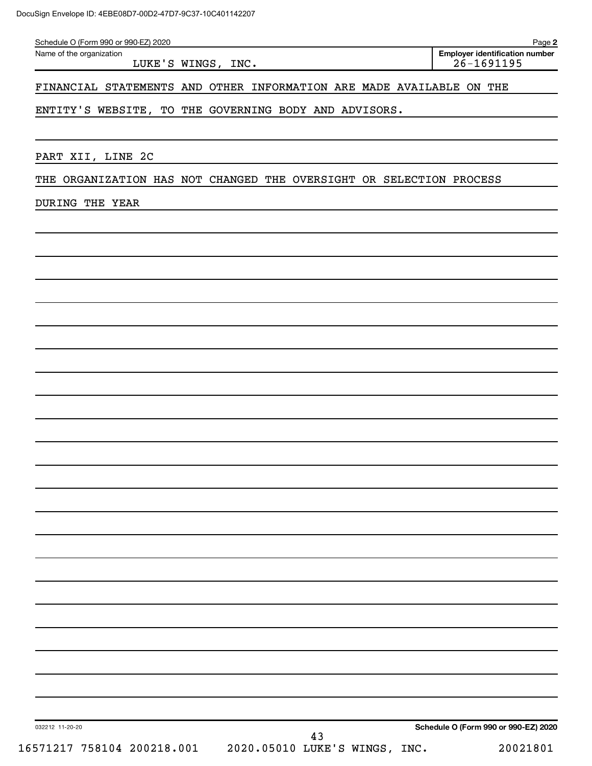Schedule O (Form 990 or 990-EZ) 2020

Name of the organization: LUKE'S WINGS, INC.

Employer identification number: 26-1691195

FINANCIAL STATEMENTS AND OTHER INFORMATION ARE MADE AVAILABLE ON THE ENTITY'S WEBSITE, TO THE GOVERNING BODY AND ADVISORS.

PART XII, LINE 2C

THE ORGANIZATION HAS NOT CHANGED THE OVERSIGHT OR SELECTION PROCESS DURING THE YEAR

Schedule O (Form 990 or 990-EZ) 2020